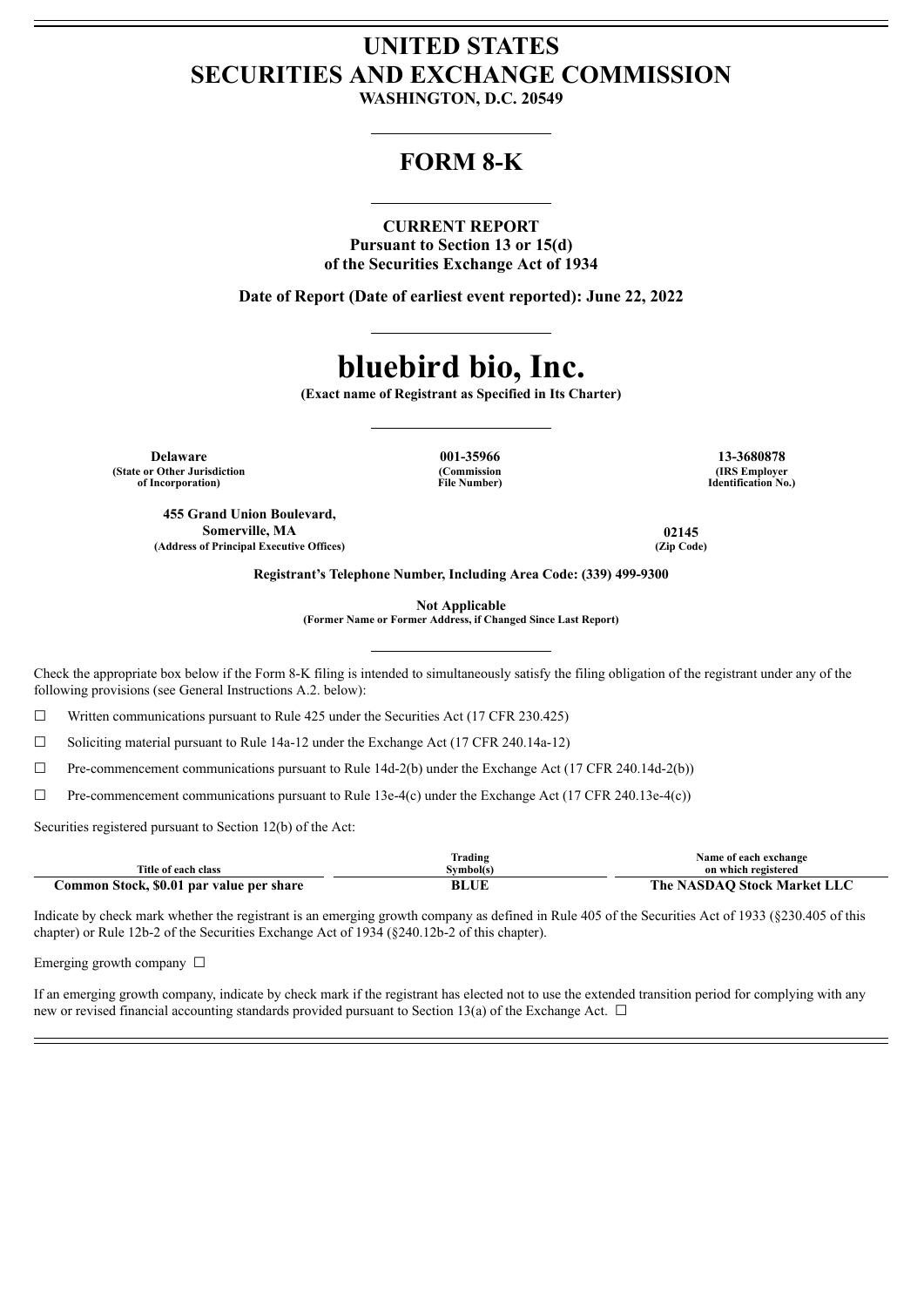# UNITED STATES
# SECURITIES AND EXCHANGE COMMISSION

**WASHINGTON, D.C. 20549**

## FORM 8-K

**CURRENT REPORT**
**Pursuant to Section 13 or 15(d)**
**of the Securities Exchange Act of 1934**

**Date of Report (Date of earliest event reported): June 22, 2022**

# bluebird bio, Inc.

**(Exact name of Registrant as Specified in Its Charter)**

| Delaware | 001-35966 | 13-3680878 |
|---|---|---|
| (State or Other Jurisdiction of Incorporation) | (Commission File Number) | (IRS Employer Identification No.) |

| 455 Grand Union Boulevard, Somerville, MA | 02145 |
|---|---|
| (Address of Principal Executive Offices) | (Zip Code) |

**Registrant's Telephone Number, Including Area Code: (339) 499-9300**

**Not Applicable**
**(Former Name or Former Address, if Changed Since Last Report)**

Check the appropriate box below if the Form 8-K filing is intended to simultaneously satisfy the filing obligation of the registrant under any of the following provisions (see General Instructions A.2. below):

☐ Written communications pursuant to Rule 425 under the Securities Act (17 CFR 230.425)

☐ Soliciting material pursuant to Rule 14a-12 under the Exchange Act (17 CFR 240.14a-12)

☐ Pre-commencement communications pursuant to Rule 14d-2(b) under the Exchange Act (17 CFR 240.14d-2(b))

☐ Pre-commencement communications pursuant to Rule 13e-4(c) under the Exchange Act (17 CFR 240.13e-4(c))

Securities registered pursuant to Section 12(b) of the Act:

| Title of each class | Trading Symbol(s) | Name of each exchange on which registered |
|---|---|---|
| **Common Stock, $0.01 par value per share** | **BLUE** | **The NASDAQ Stock Market LLC** |

Indicate by check mark whether the registrant is an emerging growth company as defined in Rule 405 of the Securities Act of 1933 (§230.405 of this chapter) or Rule 12b-2 of the Securities Exchange Act of 1934 (§240.12b-2 of this chapter).

Emerging growth company ☐

If an emerging growth company, indicate by check mark if the registrant has elected not to use the extended transition period for complying with any new or revised financial accounting standards provided pursuant to Section 13(a) of the Exchange Act. ☐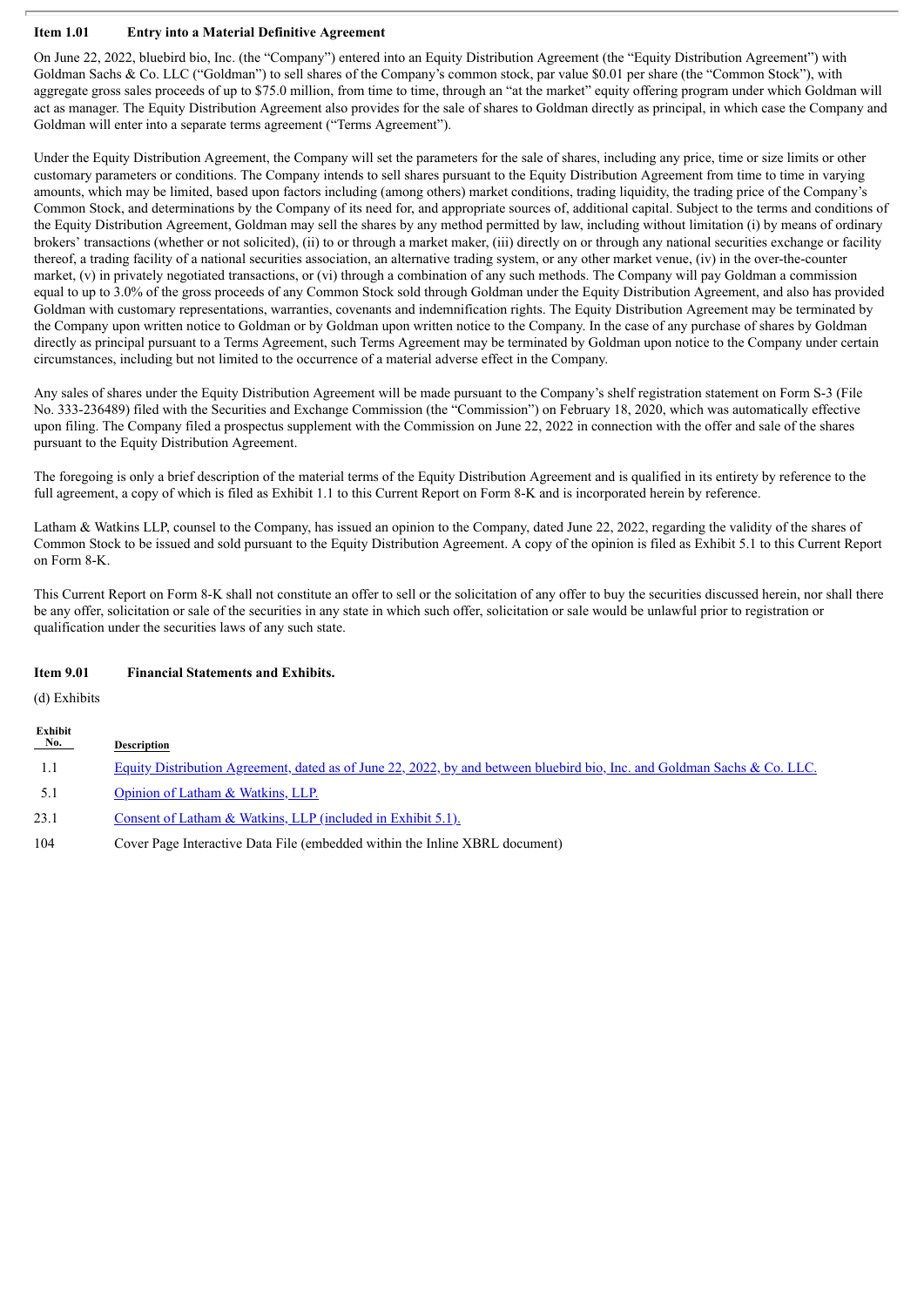**Item 1.01 Entry into a Material Definitive Agreement**

On June 22, 2022, bluebird bio, Inc. (the "Company") entered into an Equity Distribution Agreement (the "Equity Distribution Agreement") with Goldman Sachs & Co. LLC ("Goldman") to sell shares of the Company's common stock, par value $0.01 per share (the "Common Stock"), with aggregate gross sales proceeds of up to $75.0 million, from time to time, through an "at the market" equity offering program under which Goldman will act as manager. The Equity Distribution Agreement also provides for the sale of shares to Goldman directly as principal, in which case the Company and Goldman will enter into a separate terms agreement ("Terms Agreement").

Under the Equity Distribution Agreement, the Company will set the parameters for the sale of shares, including any price, time or size limits or other customary parameters or conditions. The Company intends to sell shares pursuant to the Equity Distribution Agreement from time to time in varying amounts, which may be limited, based upon factors including (among others) market conditions, trading liquidity, the trading price of the Company's Common Stock, and determinations by the Company of its need for, and appropriate sources of, additional capital. Subject to the terms and conditions of the Equity Distribution Agreement, Goldman may sell the shares by any method permitted by law, including without limitation (i) by means of ordinary brokers' transactions (whether or not solicited), (ii) to or through a market maker, (iii) directly on or through any national securities exchange or facility thereof, a trading facility of a national securities association, an alternative trading system, or any other market venue, (iv) in the over-the-counter market, (v) in privately negotiated transactions, or (vi) through a combination of any such methods. The Company will pay Goldman a commission equal to up to 3.0% of the gross proceeds of any Common Stock sold through Goldman under the Equity Distribution Agreement, and also has provided Goldman with customary representations, warranties, covenants and indemnification rights. The Equity Distribution Agreement may be terminated by the Company upon written notice to Goldman or by Goldman upon written notice to the Company. In the case of any purchase of shares by Goldman directly as principal pursuant to a Terms Agreement, such Terms Agreement may be terminated by Goldman upon notice to the Company under certain circumstances, including but not limited to the occurrence of a material adverse effect in the Company.

Any sales of shares under the Equity Distribution Agreement will be made pursuant to the Company's shelf registration statement on Form S-3 (File No. 333-236489) filed with the Securities and Exchange Commission (the "Commission") on February 18, 2020, which was automatically effective upon filing. The Company filed a prospectus supplement with the Commission on June 22, 2022 in connection with the offer and sale of the shares pursuant to the Equity Distribution Agreement.

The foregoing is only a brief description of the material terms of the Equity Distribution Agreement and is qualified in its entirety by reference to the full agreement, a copy of which is filed as Exhibit 1.1 to this Current Report on Form 8-K and is incorporated herein by reference.

Latham & Watkins LLP, counsel to the Company, has issued an opinion to the Company, dated June 22, 2022, regarding the validity of the shares of Common Stock to be issued and sold pursuant to the Equity Distribution Agreement. A copy of the opinion is filed as Exhibit 5.1 to this Current Report on Form 8-K.

This Current Report on Form 8-K shall not constitute an offer to sell or the solicitation of any offer to buy the securities discussed herein, nor shall there be any offer, solicitation or sale of the securities in any state in which such offer, solicitation or sale would be unlawful prior to registration or qualification under the securities laws of any such state.

**Item 9.01 Financial Statements and Exhibits.**

(d) Exhibits

| Exhibit No. | Description |
|---|---|
| 1.1 | Equity Distribution Agreement, dated as of June 22, 2022, by and between bluebird bio, Inc. and Goldman Sachs & Co. LLC. |
| 5.1 | Opinion of Latham & Watkins, LLP. |
| 23.1 | Consent of Latham & Watkins, LLP (included in Exhibit 5.1). |
| 104 | Cover Page Interactive Data File (embedded within the Inline XBRL document) |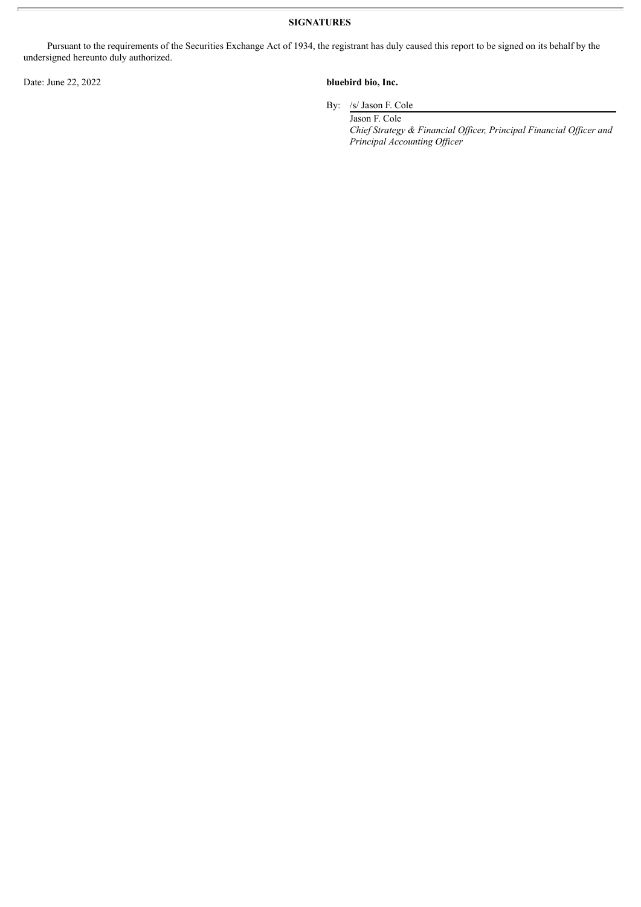**SIGNATURES**

Pursuant to the requirements of the Securities Exchange Act of 1934, the registrant has duly caused this report to be signed on its behalf by the undersigned hereunto duly authorized.

Date: June 22, 2022

**bluebird bio, Inc.**

By: /s/ Jason F. Cole

Jason F. Cole

*Chief Strategy & Financial Officer, Principal Financial Officer and Principal Accounting Officer*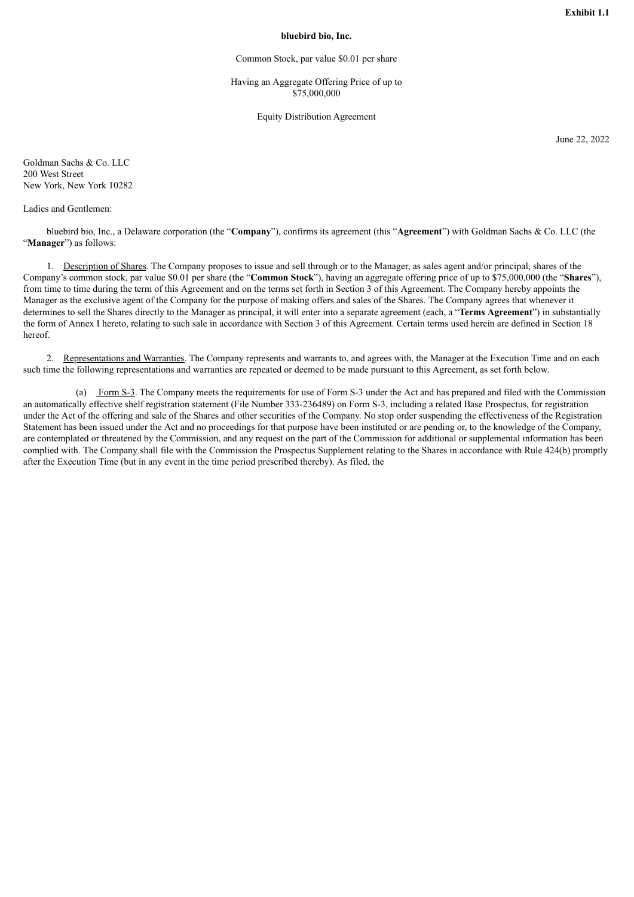**Exhibit 1.1**

**bluebird bio, Inc.**

Common Stock, par value $0.01 per share

Having an Aggregate Offering Price of up to
$75,000,000

Equity Distribution Agreement

June 22, 2022

Goldman Sachs & Co. LLC
200 West Street
New York, New York 10282

Ladies and Gentlemen:

bluebird bio, Inc., a Delaware corporation (the "**Company**"), confirms its agreement (this "**Agreement**") with Goldman Sachs & Co. LLC (the "**Manager**") as follows:

1. Description of Shares. The Company proposes to issue and sell through or to the Manager, as sales agent and/or principal, shares of the Company's common stock, par value $0.01 per share (the "**Common Stock**"), having an aggregate offering price of up to $75,000,000 (the "**Shares**"), from time to time during the term of this Agreement and on the terms set forth in Section 3 of this Agreement. The Company hereby appoints the Manager as the exclusive agent of the Company for the purpose of making offers and sales of the Shares. The Company agrees that whenever it determines to sell the Shares directly to the Manager as principal, it will enter into a separate agreement (each, a "**Terms Agreement**") in substantially the form of Annex I hereto, relating to such sale in accordance with Section 3 of this Agreement. Certain terms used herein are defined in Section 18 hereof.

2. Representations and Warranties. The Company represents and warrants to, and agrees with, the Manager at the Execution Time and on each such time the following representations and warranties are repeated or deemed to be made pursuant to this Agreement, as set forth below.

(a) Form S-3. The Company meets the requirements for use of Form S-3 under the Act and has prepared and filed with the Commission an automatically effective shelf registration statement (File Number 333-236489) on Form S-3, including a related Base Prospectus, for registration under the Act of the offering and sale of the Shares and other securities of the Company. No stop order suspending the effectiveness of the Registration Statement has been issued under the Act and no proceedings for that purpose have been instituted or are pending or, to the knowledge of the Company, are contemplated or threatened by the Commission, and any request on the part of the Commission for additional or supplemental information has been complied with. The Company shall file with the Commission the Prospectus Supplement relating to the Shares in accordance with Rule 424(b) promptly after the Execution Time (but in any event in the time period prescribed thereby). As filed, the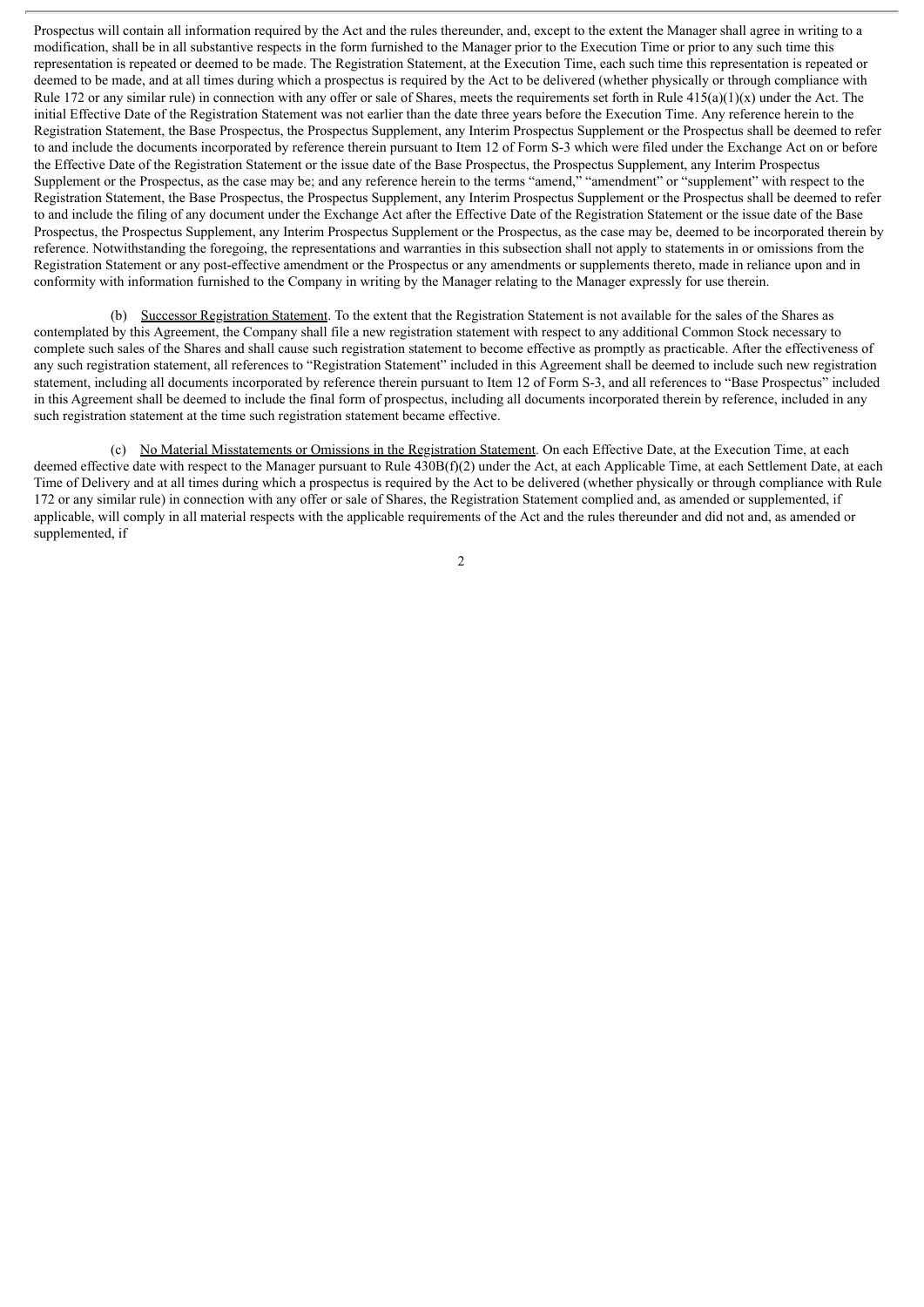Prospectus will contain all information required by the Act and the rules thereunder, and, except to the extent the Manager shall agree in writing to a modification, shall be in all substantive respects in the form furnished to the Manager prior to the Execution Time or prior to any such time this representation is repeated or deemed to be made. The Registration Statement, at the Execution Time, each such time this representation is repeated or deemed to be made, and at all times during which a prospectus is required by the Act to be delivered (whether physically or through compliance with Rule 172 or any similar rule) in connection with any offer or sale of Shares, meets the requirements set forth in Rule 415(a)(1)(x) under the Act. The initial Effective Date of the Registration Statement was not earlier than the date three years before the Execution Time. Any reference herein to the Registration Statement, the Base Prospectus, the Prospectus Supplement, any Interim Prospectus Supplement or the Prospectus shall be deemed to refer to and include the documents incorporated by reference therein pursuant to Item 12 of Form S-3 which were filed under the Exchange Act on or before the Effective Date of the Registration Statement or the issue date of the Base Prospectus, the Prospectus Supplement, any Interim Prospectus Supplement or the Prospectus, as the case may be; and any reference herein to the terms "amend," "amendment" or "supplement" with respect to the Registration Statement, the Base Prospectus, the Prospectus Supplement, any Interim Prospectus Supplement or the Prospectus shall be deemed to refer to and include the filing of any document under the Exchange Act after the Effective Date of the Registration Statement or the issue date of the Base Prospectus, the Prospectus Supplement, any Interim Prospectus Supplement or the Prospectus, as the case may be, deemed to be incorporated therein by reference. Notwithstanding the foregoing, the representations and warranties in this subsection shall not apply to statements in or omissions from the Registration Statement or any post-effective amendment or the Prospectus or any amendments or supplements thereto, made in reliance upon and in conformity with information furnished to the Company in writing by the Manager relating to the Manager expressly for use therein.

(b) Successor Registration Statement. To the extent that the Registration Statement is not available for the sales of the Shares as contemplated by this Agreement, the Company shall file a new registration statement with respect to any additional Common Stock necessary to complete such sales of the Shares and shall cause such registration statement to become effective as promptly as practicable. After the effectiveness of any such registration statement, all references to "Registration Statement" included in this Agreement shall be deemed to include such new registration statement, including all documents incorporated by reference therein pursuant to Item 12 of Form S-3, and all references to "Base Prospectus" included in this Agreement shall be deemed to include the final form of prospectus, including all documents incorporated therein by reference, included in any such registration statement at the time such registration statement became effective.

(c) No Material Misstatements or Omissions in the Registration Statement. On each Effective Date, at the Execution Time, at each deemed effective date with respect to the Manager pursuant to Rule 430B(f)(2) under the Act, at each Applicable Time, at each Settlement Date, at each Time of Delivery and at all times during which a prospectus is required by the Act to be delivered (whether physically or through compliance with Rule 172 or any similar rule) in connection with any offer or sale of Shares, the Registration Statement complied and, as amended or supplemented, if applicable, will comply in all material respects with the applicable requirements of the Act and the rules thereunder and did not and, as amended or supplemented, if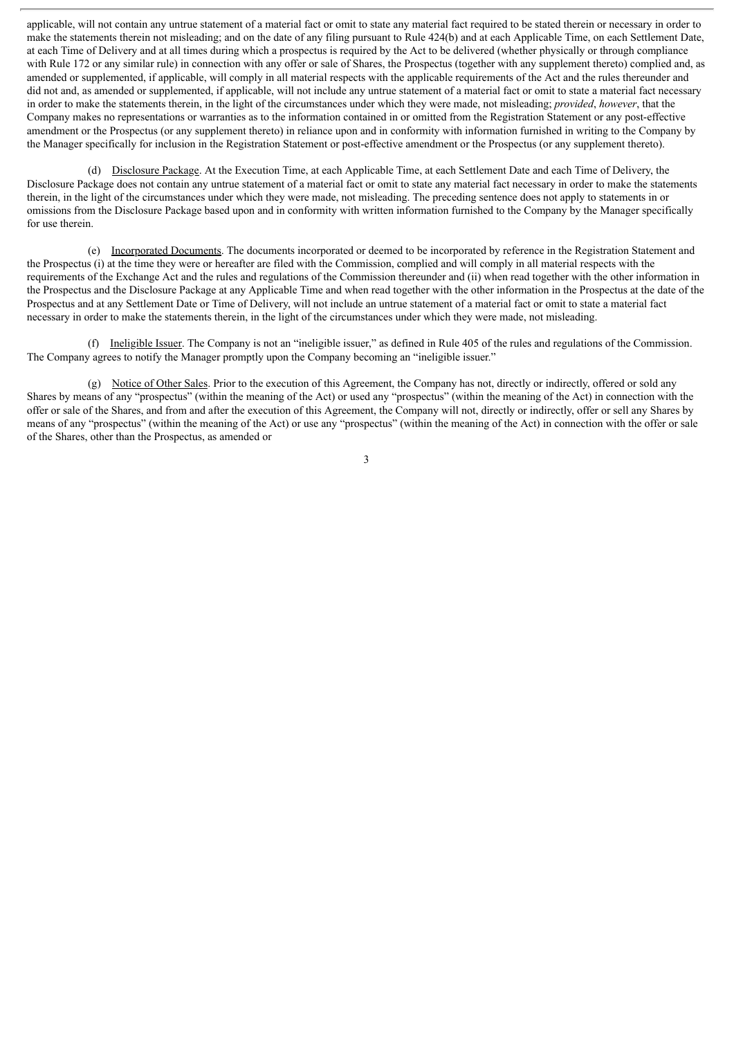applicable, will not contain any untrue statement of a material fact or omit to state any material fact required to be stated therein or necessary in order to make the statements therein not misleading; and on the date of any filing pursuant to Rule 424(b) and at each Applicable Time, on each Settlement Date, at each Time of Delivery and at all times during which a prospectus is required by the Act to be delivered (whether physically or through compliance with Rule 172 or any similar rule) in connection with any offer or sale of Shares, the Prospectus (together with any supplement thereto) complied and, as amended or supplemented, if applicable, will comply in all material respects with the applicable requirements of the Act and the rules thereunder and did not and, as amended or supplemented, if applicable, will not include any untrue statement of a material fact or omit to state a material fact necessary in order to make the statements therein, in the light of the circumstances under which they were made, not misleading; *provided*, *however*, that the Company makes no representations or warranties as to the information contained in or omitted from the Registration Statement or any post-effective amendment or the Prospectus (or any supplement thereto) in reliance upon and in conformity with information furnished in writing to the Company by the Manager specifically for inclusion in the Registration Statement or post-effective amendment or the Prospectus (or any supplement thereto).

(d) Disclosure Package. At the Execution Time, at each Applicable Time, at each Settlement Date and each Time of Delivery, the Disclosure Package does not contain any untrue statement of a material fact or omit to state any material fact necessary in order to make the statements therein, in the light of the circumstances under which they were made, not misleading. The preceding sentence does not apply to statements in or omissions from the Disclosure Package based upon and in conformity with written information furnished to the Company by the Manager specifically for use therein.

(e) Incorporated Documents. The documents incorporated or deemed to be incorporated by reference in the Registration Statement and the Prospectus (i) at the time they were or hereafter are filed with the Commission, complied and will comply in all material respects with the requirements of the Exchange Act and the rules and regulations of the Commission thereunder and (ii) when read together with the other information in the Prospectus and the Disclosure Package at any Applicable Time and when read together with the other information in the Prospectus at the date of the Prospectus and at any Settlement Date or Time of Delivery, will not include an untrue statement of a material fact or omit to state a material fact necessary in order to make the statements therein, in the light of the circumstances under which they were made, not misleading.

(f) Ineligible Issuer. The Company is not an "ineligible issuer," as defined in Rule 405 of the rules and regulations of the Commission. The Company agrees to notify the Manager promptly upon the Company becoming an "ineligible issuer."

(g) Notice of Other Sales. Prior to the execution of this Agreement, the Company has not, directly or indirectly, offered or sold any Shares by means of any "prospectus" (within the meaning of the Act) or used any "prospectus" (within the meaning of the Act) in connection with the offer or sale of the Shares, and from and after the execution of this Agreement, the Company will not, directly or indirectly, offer or sell any Shares by means of any "prospectus" (within the meaning of the Act) or use any "prospectus" (within the meaning of the Act) in connection with the offer or sale of the Shares, other than the Prospectus, as amended or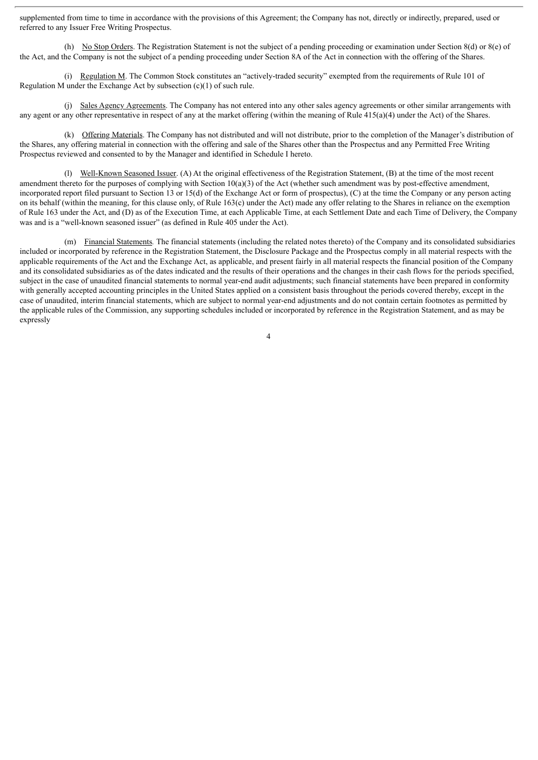supplemented from time to time in accordance with the provisions of this Agreement; the Company has not, directly or indirectly, prepared, used or referred to any Issuer Free Writing Prospectus.

(h) No Stop Orders. The Registration Statement is not the subject of a pending proceeding or examination under Section 8(d) or 8(e) of the Act, and the Company is not the subject of a pending proceeding under Section 8A of the Act in connection with the offering of the Shares.

(i) Regulation M. The Common Stock constitutes an "actively-traded security" exempted from the requirements of Rule 101 of Regulation M under the Exchange Act by subsection (c)(1) of such rule.

(j) Sales Agency Agreements. The Company has not entered into any other sales agency agreements or other similar arrangements with any agent or any other representative in respect of any at the market offering (within the meaning of Rule 415(a)(4) under the Act) of the Shares.

(k) Offering Materials. The Company has not distributed and will not distribute, prior to the completion of the Manager's distribution of the Shares, any offering material in connection with the offering and sale of the Shares other than the Prospectus and any Permitted Free Writing Prospectus reviewed and consented to by the Manager and identified in Schedule I hereto.

(l) Well-Known Seasoned Issuer. (A) At the original effectiveness of the Registration Statement, (B) at the time of the most recent amendment thereto for the purposes of complying with Section 10(a)(3) of the Act (whether such amendment was by post-effective amendment, incorporated report filed pursuant to Section 13 or 15(d) of the Exchange Act or form of prospectus), (C) at the time the Company or any person acting on its behalf (within the meaning, for this clause only, of Rule 163(c) under the Act) made any offer relating to the Shares in reliance on the exemption of Rule 163 under the Act, and (D) as of the Execution Time, at each Applicable Time, at each Settlement Date and each Time of Delivery, the Company was and is a "well-known seasoned issuer" (as defined in Rule 405 under the Act).

(m) Financial Statements. The financial statements (including the related notes thereto) of the Company and its consolidated subsidiaries included or incorporated by reference in the Registration Statement, the Disclosure Package and the Prospectus comply in all material respects with the applicable requirements of the Act and the Exchange Act, as applicable, and present fairly in all material respects the financial position of the Company and its consolidated subsidiaries as of the dates indicated and the results of their operations and the changes in their cash flows for the periods specified, subject in the case of unaudited financial statements to normal year-end audit adjustments; such financial statements have been prepared in conformity with generally accepted accounting principles in the United States applied on a consistent basis throughout the periods covered thereby, except in the case of unaudited, interim financial statements, which are subject to normal year-end adjustments and do not contain certain footnotes as permitted by the applicable rules of the Commission, any supporting schedules included or incorporated by reference in the Registration Statement, and as may be expressly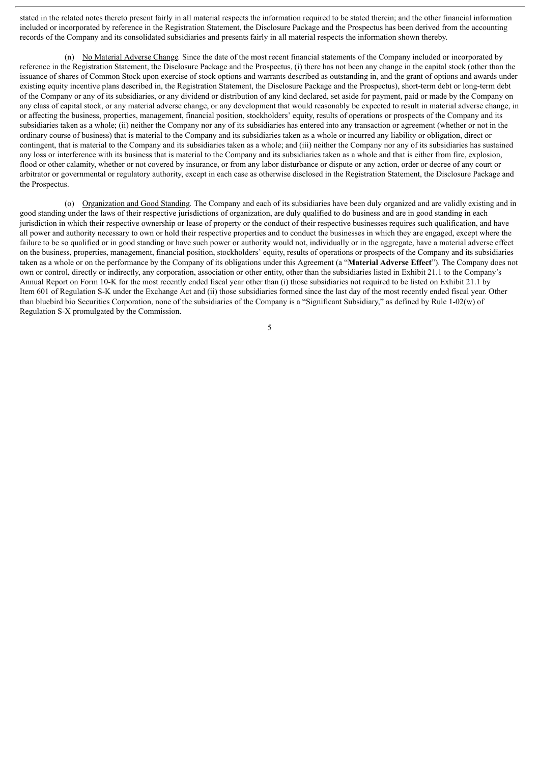stated in the related notes thereto present fairly in all material respects the information required to be stated therein; and the other financial information included or incorporated by reference in the Registration Statement, the Disclosure Package and the Prospectus has been derived from the accounting records of the Company and its consolidated subsidiaries and presents fairly in all material respects the information shown thereby.

(n) No Material Adverse Change. Since the date of the most recent financial statements of the Company included or incorporated by reference in the Registration Statement, the Disclosure Package and the Prospectus, (i) there has not been any change in the capital stock (other than the issuance of shares of Common Stock upon exercise of stock options and warrants described as outstanding in, and the grant of options and awards under existing equity incentive plans described in, the Registration Statement, the Disclosure Package and the Prospectus), short-term debt or long-term debt of the Company or any of its subsidiaries, or any dividend or distribution of any kind declared, set aside for payment, paid or made by the Company on any class of capital stock, or any material adverse change, or any development that would reasonably be expected to result in material adverse change, in or affecting the business, properties, management, financial position, stockholders' equity, results of operations or prospects of the Company and its subsidiaries taken as a whole; (ii) neither the Company nor any of its subsidiaries has entered into any transaction or agreement (whether or not in the ordinary course of business) that is material to the Company and its subsidiaries taken as a whole or incurred any liability or obligation, direct or contingent, that is material to the Company and its subsidiaries taken as a whole; and (iii) neither the Company nor any of its subsidiaries has sustained any loss or interference with its business that is material to the Company and its subsidiaries taken as a whole and that is either from fire, explosion, flood or other calamity, whether or not covered by insurance, or from any labor disturbance or dispute or any action, order or decree of any court or arbitrator or governmental or regulatory authority, except in each case as otherwise disclosed in the Registration Statement, the Disclosure Package and the Prospectus.

(o) Organization and Good Standing. The Company and each of its subsidiaries have been duly organized and are validly existing and in good standing under the laws of their respective jurisdictions of organization, are duly qualified to do business and are in good standing in each jurisdiction in which their respective ownership or lease of property or the conduct of their respective businesses requires such qualification, and have all power and authority necessary to own or hold their respective properties and to conduct the businesses in which they are engaged, except where the failure to be so qualified or in good standing or have such power or authority would not, individually or in the aggregate, have a material adverse effect on the business, properties, management, financial position, stockholders' equity, results of operations or prospects of the Company and its subsidiaries taken as a whole or on the performance by the Company of its obligations under this Agreement (a "**Material Adverse Effect**"). The Company does not own or control, directly or indirectly, any corporation, association or other entity, other than the subsidiaries listed in Exhibit 21.1 to the Company's Annual Report on Form 10-K for the most recently ended fiscal year other than (i) those subsidiaries not required to be listed on Exhibit 21.1 by Item 601 of Regulation S-K under the Exchange Act and (ii) those subsidiaries formed since the last day of the most recently ended fiscal year. Other than bluebird bio Securities Corporation, none of the subsidiaries of the Company is a "Significant Subsidiary," as defined by Rule 1-02(w) of Regulation S-X promulgated by the Commission.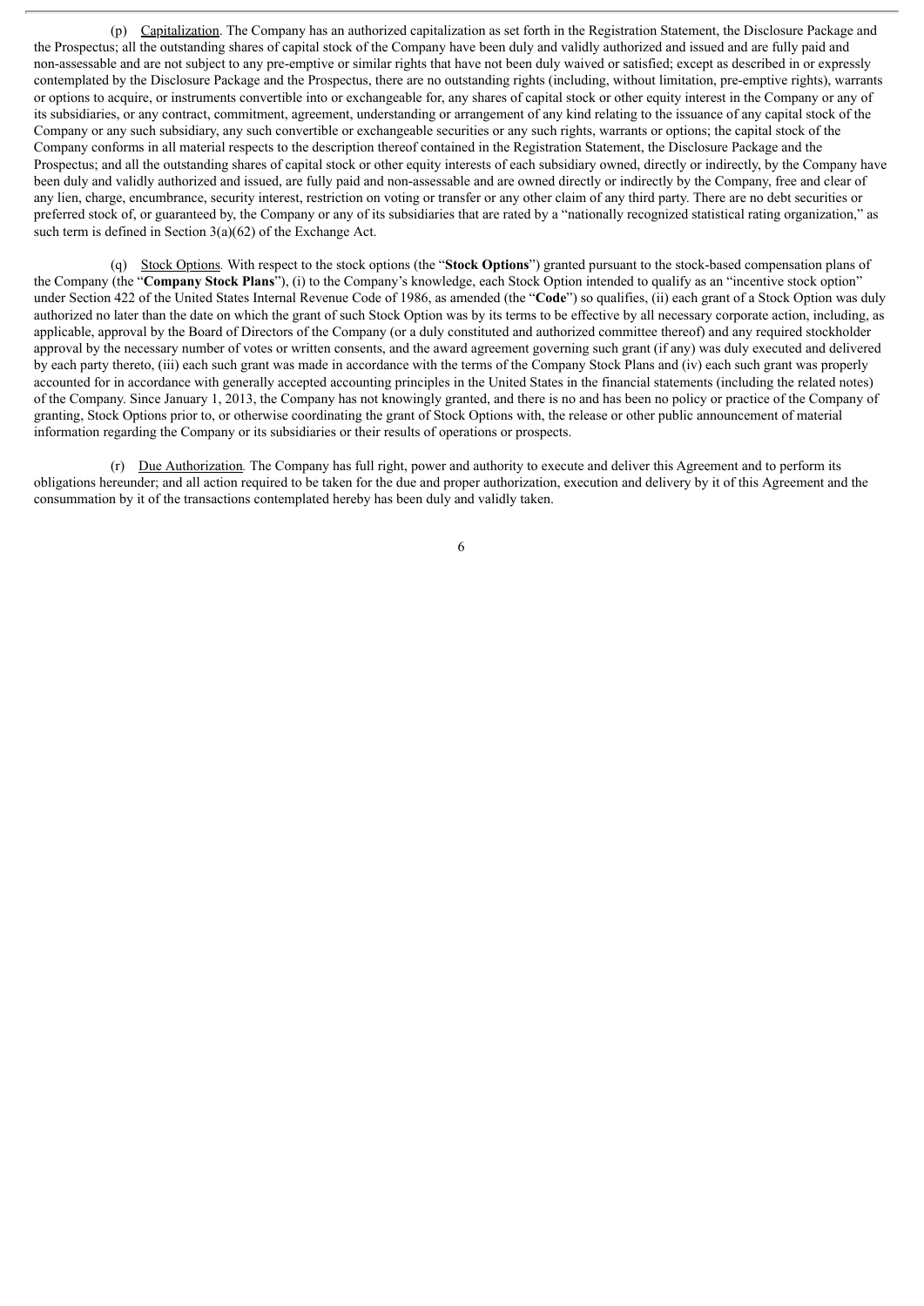(p) Capitalization. The Company has an authorized capitalization as set forth in the Registration Statement, the Disclosure Package and the Prospectus; all the outstanding shares of capital stock of the Company have been duly and validly authorized and issued and are fully paid and non-assessable and are not subject to any pre-emptive or similar rights that have not been duly waived or satisfied; except as described in or expressly contemplated by the Disclosure Package and the Prospectus, there are no outstanding rights (including, without limitation, pre-emptive rights), warrants or options to acquire, or instruments convertible into or exchangeable for, any shares of capital stock or other equity interest in the Company or any of its subsidiaries, or any contract, commitment, agreement, understanding or arrangement of any kind relating to the issuance of any capital stock of the Company or any such subsidiary, any such convertible or exchangeable securities or any such rights, warrants or options; the capital stock of the Company conforms in all material respects to the description thereof contained in the Registration Statement, the Disclosure Package and the Prospectus; and all the outstanding shares of capital stock or other equity interests of each subsidiary owned, directly or indirectly, by the Company have been duly and validly authorized and issued, are fully paid and non-assessable and are owned directly or indirectly by the Company, free and clear of any lien, charge, encumbrance, security interest, restriction on voting or transfer or any other claim of any third party. There are no debt securities or preferred stock of, or guaranteed by, the Company or any of its subsidiaries that are rated by a "nationally recognized statistical rating organization," as such term is defined in Section 3(a)(62) of the Exchange Act.

(q) Stock Options. With respect to the stock options (the "**Stock Options**") granted pursuant to the stock-based compensation plans of the Company (the "**Company Stock Plans**"), (i) to the Company's knowledge, each Stock Option intended to qualify as an "incentive stock option" under Section 422 of the United States Internal Revenue Code of 1986, as amended (the "**Code**") so qualifies, (ii) each grant of a Stock Option was duly authorized no later than the date on which the grant of such Stock Option was by its terms to be effective by all necessary corporate action, including, as applicable, approval by the Board of Directors of the Company (or a duly constituted and authorized committee thereof) and any required stockholder approval by the necessary number of votes or written consents, and the award agreement governing such grant (if any) was duly executed and delivered by each party thereto, (iii) each such grant was made in accordance with the terms of the Company Stock Plans and (iv) each such grant was properly accounted for in accordance with generally accepted accounting principles in the United States in the financial statements (including the related notes) of the Company. Since January 1, 2013, the Company has not knowingly granted, and there is no and has been no policy or practice of the Company of granting, Stock Options prior to, or otherwise coordinating the grant of Stock Options with, the release or other public announcement of material information regarding the Company or its subsidiaries or their results of operations or prospects.

(r) Due Authorization. The Company has full right, power and authority to execute and deliver this Agreement and to perform its obligations hereunder; and all action required to be taken for the due and proper authorization, execution and delivery by it of this Agreement and the consummation by it of the transactions contemplated hereby has been duly and validly taken.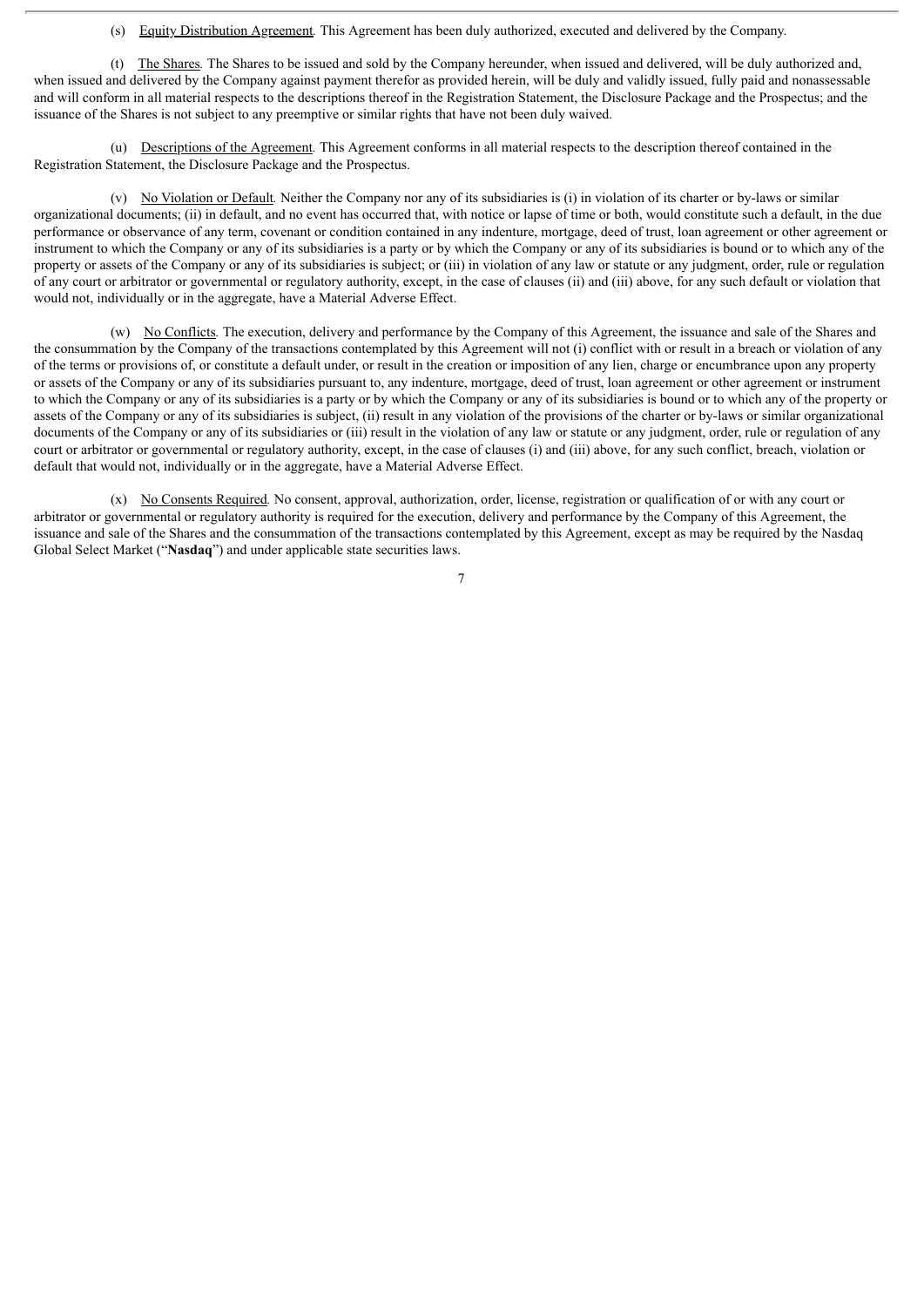(s) Equity Distribution Agreement. This Agreement has been duly authorized, executed and delivered by the Company.

(t) The Shares. The Shares to be issued and sold by the Company hereunder, when issued and delivered, will be duly authorized and, when issued and delivered by the Company against payment therefor as provided herein, will be duly and validly issued, fully paid and nonassessable and will conform in all material respects to the descriptions thereof in the Registration Statement, the Disclosure Package and the Prospectus; and the issuance of the Shares is not subject to any preemptive or similar rights that have not been duly waived.

(u) Descriptions of the Agreement. This Agreement conforms in all material respects to the description thereof contained in the Registration Statement, the Disclosure Package and the Prospectus.

(v) No Violation or Default. Neither the Company nor any of its subsidiaries is (i) in violation of its charter or by-laws or similar organizational documents; (ii) in default, and no event has occurred that, with notice or lapse of time or both, would constitute such a default, in the due performance or observance of any term, covenant or condition contained in any indenture, mortgage, deed of trust, loan agreement or other agreement or instrument to which the Company or any of its subsidiaries is a party or by which the Company or any of its subsidiaries is bound or to which any of the property or assets of the Company or any of its subsidiaries is subject; or (iii) in violation of any law or statute or any judgment, order, rule or regulation of any court or arbitrator or governmental or regulatory authority, except, in the case of clauses (ii) and (iii) above, for any such default or violation that would not, individually or in the aggregate, have a Material Adverse Effect.

(w) No Conflicts. The execution, delivery and performance by the Company of this Agreement, the issuance and sale of the Shares and the consummation by the Company of the transactions contemplated by this Agreement will not (i) conflict with or result in a breach or violation of any of the terms or provisions of, or constitute a default under, or result in the creation or imposition of any lien, charge or encumbrance upon any property or assets of the Company or any of its subsidiaries pursuant to, any indenture, mortgage, deed of trust, loan agreement or other agreement or instrument to which the Company or any of its subsidiaries is a party or by which the Company or any of its subsidiaries is bound or to which any of the property or assets of the Company or any of its subsidiaries is subject, (ii) result in any violation of the provisions of the charter or by-laws or similar organizational documents of the Company or any of its subsidiaries or (iii) result in the violation of any law or statute or any judgment, order, rule or regulation of any court or arbitrator or governmental or regulatory authority, except, in the case of clauses (i) and (iii) above, for any such conflict, breach, violation or default that would not, individually or in the aggregate, have a Material Adverse Effect.

(x) No Consents Required. No consent, approval, authorization, order, license, registration or qualification of or with any court or arbitrator or governmental or regulatory authority is required for the execution, delivery and performance by the Company of this Agreement, the issuance and sale of the Shares and the consummation of the transactions contemplated by this Agreement, except as may be required by the Nasdaq Global Select Market ("**Nasdaq**") and under applicable state securities laws.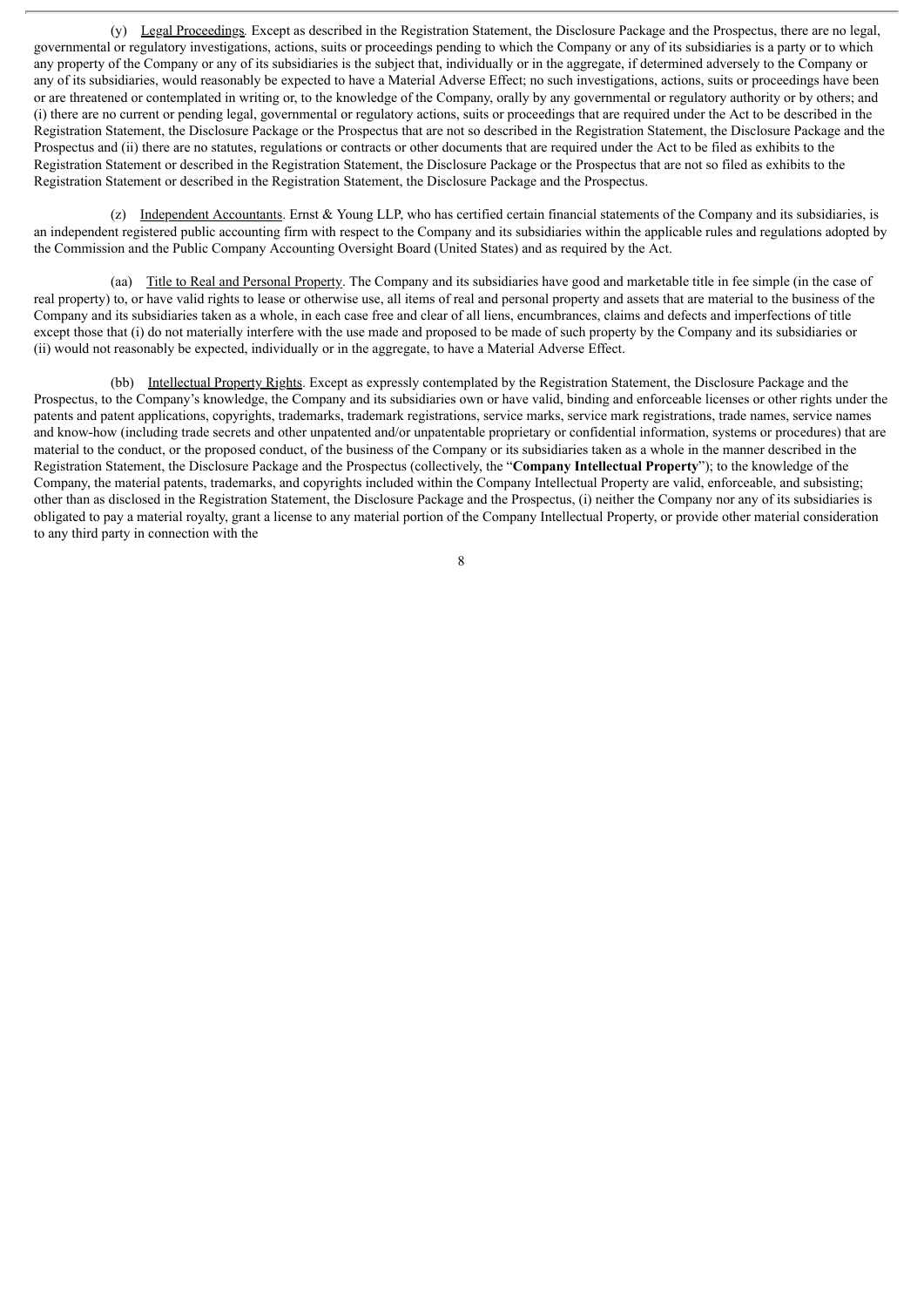(y) Legal Proceedings. Except as described in the Registration Statement, the Disclosure Package and the Prospectus, there are no legal, governmental or regulatory investigations, actions, suits or proceedings pending to which the Company or any of its subsidiaries is a party or to which any property of the Company or any of its subsidiaries is the subject that, individually or in the aggregate, if determined adversely to the Company or any of its subsidiaries, would reasonably be expected to have a Material Adverse Effect; no such investigations, actions, suits or proceedings have been or are threatened or contemplated in writing or, to the knowledge of the Company, orally by any governmental or regulatory authority or by others; and (i) there are no current or pending legal, governmental or regulatory actions, suits or proceedings that are required under the Act to be described in the Registration Statement, the Disclosure Package or the Prospectus that are not so described in the Registration Statement, the Disclosure Package and the Prospectus and (ii) there are no statutes, regulations or contracts or other documents that are required under the Act to be filed as exhibits to the Registration Statement or described in the Registration Statement, the Disclosure Package or the Prospectus that are not so filed as exhibits to the Registration Statement or described in the Registration Statement, the Disclosure Package and the Prospectus.

(z) Independent Accountants. Ernst & Young LLP, who has certified certain financial statements of the Company and its subsidiaries, is an independent registered public accounting firm with respect to the Company and its subsidiaries within the applicable rules and regulations adopted by the Commission and the Public Company Accounting Oversight Board (United States) and as required by the Act.

(aa) Title to Real and Personal Property. The Company and its subsidiaries have good and marketable title in fee simple (in the case of real property) to, or have valid rights to lease or otherwise use, all items of real and personal property and assets that are material to the business of the Company and its subsidiaries taken as a whole, in each case free and clear of all liens, encumbrances, claims and defects and imperfections of title except those that (i) do not materially interfere with the use made and proposed to be made of such property by the Company and its subsidiaries or (ii) would not reasonably be expected, individually or in the aggregate, to have a Material Adverse Effect.

(bb) Intellectual Property Rights. Except as expressly contemplated by the Registration Statement, the Disclosure Package and the Prospectus, to the Company's knowledge, the Company and its subsidiaries own or have valid, binding and enforceable licenses or other rights under the patents and patent applications, copyrights, trademarks, trademark registrations, service marks, service mark registrations, trade names, service names and know-how (including trade secrets and other unpatented and/or unpatentable proprietary or confidential information, systems or procedures) that are material to the conduct, or the proposed conduct, of the business of the Company or its subsidiaries taken as a whole in the manner described in the Registration Statement, the Disclosure Package and the Prospectus (collectively, the "**Company Intellectual Property**"); to the knowledge of the Company, the material patents, trademarks, and copyrights included within the Company Intellectual Property are valid, enforceable, and subsisting; other than as disclosed in the Registration Statement, the Disclosure Package and the Prospectus, (i) neither the Company nor any of its subsidiaries is obligated to pay a material royalty, grant a license to any material portion of the Company Intellectual Property, or provide other material consideration to any third party in connection with the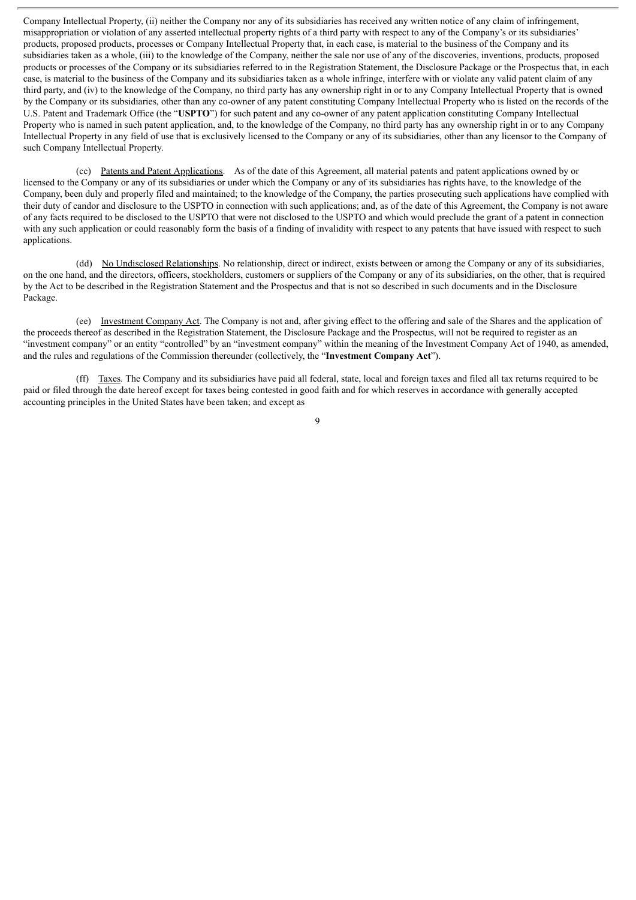Company Intellectual Property, (ii) neither the Company nor any of its subsidiaries has received any written notice of any claim of infringement, misappropriation or violation of any asserted intellectual property rights of a third party with respect to any of the Company's or its subsidiaries' products, proposed products, processes or Company Intellectual Property that, in each case, is material to the business of the Company and its subsidiaries taken as a whole, (iii) to the knowledge of the Company, neither the sale nor use of any of the discoveries, inventions, products, proposed products or processes of the Company or its subsidiaries referred to in the Registration Statement, the Disclosure Package or the Prospectus that, in each case, is material to the business of the Company and its subsidiaries taken as a whole infringe, interfere with or violate any valid patent claim of any third party, and (iv) to the knowledge of the Company, no third party has any ownership right in or to any Company Intellectual Property that is owned by the Company or its subsidiaries, other than any co-owner of any patent constituting Company Intellectual Property who is listed on the records of the U.S. Patent and Trademark Office (the "**USPTO**") for such patent and any co-owner of any patent application constituting Company Intellectual Property who is named in such patent application, and, to the knowledge of the Company, no third party has any ownership right in or to any Company Intellectual Property in any field of use that is exclusively licensed to the Company or any of its subsidiaries, other than any licensor to the Company of such Company Intellectual Property.

(cc) Patents and Patent Applications. As of the date of this Agreement, all material patents and patent applications owned by or licensed to the Company or any of its subsidiaries or under which the Company or any of its subsidiaries has rights have, to the knowledge of the Company, been duly and properly filed and maintained; to the knowledge of the Company, the parties prosecuting such applications have complied with their duty of candor and disclosure to the USPTO in connection with such applications; and, as of the date of this Agreement, the Company is not aware of any facts required to be disclosed to the USPTO that were not disclosed to the USPTO and which would preclude the grant of a patent in connection with any such application or could reasonably form the basis of a finding of invalidity with respect to any patents that have issued with respect to such applications.

(dd) No Undisclosed Relationships. No relationship, direct or indirect, exists between or among the Company or any of its subsidiaries, on the one hand, and the directors, officers, stockholders, customers or suppliers of the Company or any of its subsidiaries, on the other, that is required by the Act to be described in the Registration Statement and the Prospectus and that is not so described in such documents and in the Disclosure Package.

(ee) Investment Company Act. The Company is not and, after giving effect to the offering and sale of the Shares and the application of the proceeds thereof as described in the Registration Statement, the Disclosure Package and the Prospectus, will not be required to register as an "investment company" or an entity "controlled" by an "investment company" within the meaning of the Investment Company Act of 1940, as amended, and the rules and regulations of the Commission thereunder (collectively, the "**Investment Company Act**").

(ff) Taxes. The Company and its subsidiaries have paid all federal, state, local and foreign taxes and filed all tax returns required to be paid or filed through the date hereof except for taxes being contested in good faith and for which reserves in accordance with generally accepted accounting principles in the United States have been taken; and except as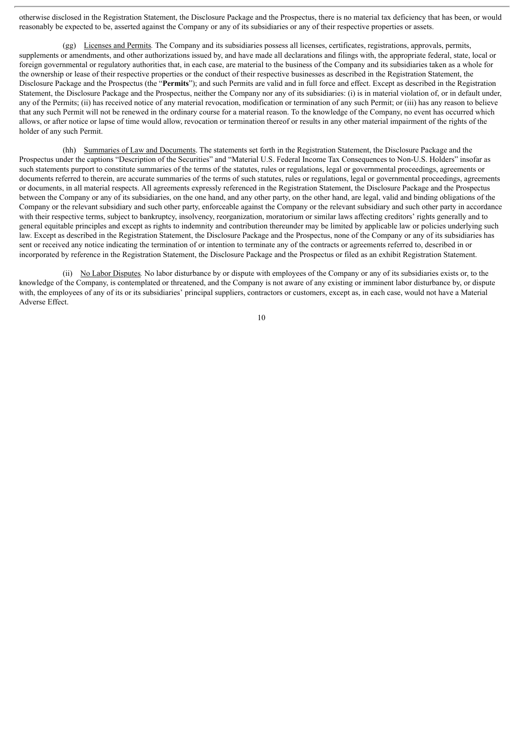otherwise disclosed in the Registration Statement, the Disclosure Package and the Prospectus, there is no material tax deficiency that has been, or would reasonably be expected to be, asserted against the Company or any of its subsidiaries or any of their respective properties or assets.

(gg) Licenses and Permits. The Company and its subsidiaries possess all licenses, certificates, registrations, approvals, permits, supplements or amendments, and other authorizations issued by, and have made all declarations and filings with, the appropriate federal, state, local or foreign governmental or regulatory authorities that, in each case, are material to the business of the Company and its subsidiaries taken as a whole for the ownership or lease of their respective properties or the conduct of their respective businesses as described in the Registration Statement, the Disclosure Package and the Prospectus (the "**Permits**"); and such Permits are valid and in full force and effect. Except as described in the Registration Statement, the Disclosure Package and the Prospectus, neither the Company nor any of its subsidiaries: (i) is in material violation of, or in default under, any of the Permits; (ii) has received notice of any material revocation, modification or termination of any such Permit; or (iii) has any reason to believe that any such Permit will not be renewed in the ordinary course for a material reason. To the knowledge of the Company, no event has occurred which allows, or after notice or lapse of time would allow, revocation or termination thereof or results in any other material impairment of the rights of the holder of any such Permit.

(hh) Summaries of Law and Documents. The statements set forth in the Registration Statement, the Disclosure Package and the Prospectus under the captions "Description of the Securities" and "Material U.S. Federal Income Tax Consequences to Non-U.S. Holders" insofar as such statements purport to constitute summaries of the terms of the statutes, rules or regulations, legal or governmental proceedings, agreements or documents referred to therein, are accurate summaries of the terms of such statutes, rules or regulations, legal or governmental proceedings, agreements or documents, in all material respects. All agreements expressly referenced in the Registration Statement, the Disclosure Package and the Prospectus between the Company or any of its subsidiaries, on the one hand, and any other party, on the other hand, are legal, valid and binding obligations of the Company or the relevant subsidiary and such other party, enforceable against the Company or the relevant subsidiary and such other party in accordance with their respective terms, subject to bankruptcy, insolvency, reorganization, moratorium or similar laws affecting creditors' rights generally and to general equitable principles and except as rights to indemnity and contribution thereunder may be limited by applicable law or policies underlying such law. Except as described in the Registration Statement, the Disclosure Package and the Prospectus, none of the Company or any of its subsidiaries has sent or received any notice indicating the termination of or intention to terminate any of the contracts or agreements referred to, described in or incorporated by reference in the Registration Statement, the Disclosure Package and the Prospectus or filed as an exhibit Registration Statement.

(ii) No Labor Disputes. No labor disturbance by or dispute with employees of the Company or any of its subsidiaries exists or, to the knowledge of the Company, is contemplated or threatened, and the Company is not aware of any existing or imminent labor disturbance by, or dispute with, the employees of any of its or its subsidiaries' principal suppliers, contractors or customers, except as, in each case, would not have a Material Adverse Effect.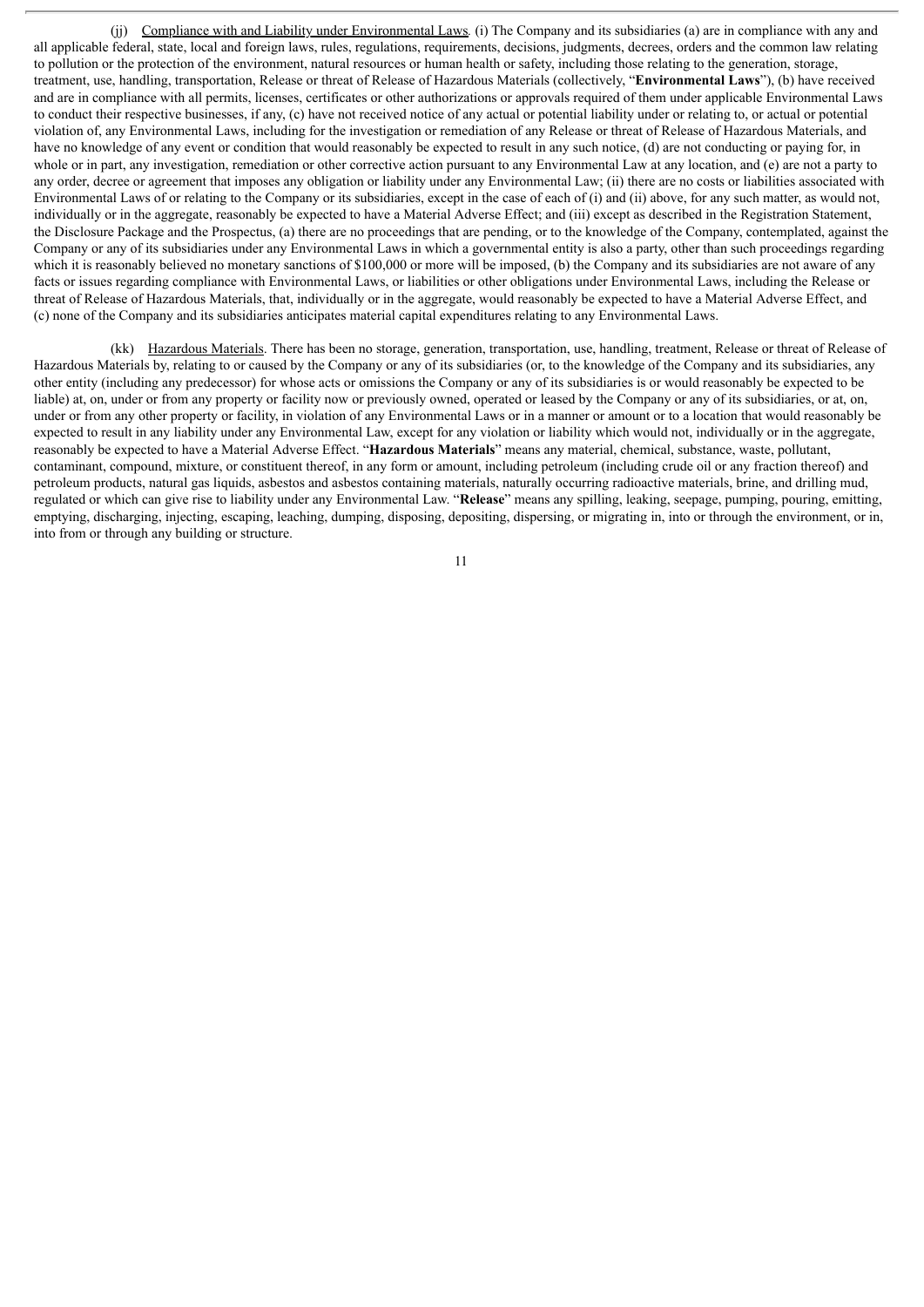(jj) <u>Compliance with and Liability under Environmental Laws</u>. (i) The Company and its subsidiaries (a) are in compliance with any and all applicable federal, state, local and foreign laws, rules, regulations, requirements, decisions, judgments, decrees, orders and the common law relating to pollution or the protection of the environment, natural resources or human health or safety, including those relating to the generation, storage, treatment, use, handling, transportation, Release or threat of Release of Hazardous Materials (collectively, "**Environmental Laws**"), (b) have received and are in compliance with all permits, licenses, certificates or other authorizations or approvals required of them under applicable Environmental Laws to conduct their respective businesses, if any, (c) have not received notice of any actual or potential liability under or relating to, or actual or potential violation of, any Environmental Laws, including for the investigation or remediation of any Release or threat of Release of Hazardous Materials, and have no knowledge of any event or condition that would reasonably be expected to result in any such notice, (d) are not conducting or paying for, in whole or in part, any investigation, remediation or other corrective action pursuant to any Environmental Law at any location, and (e) are not a party to any order, decree or agreement that imposes any obligation or liability under any Environmental Law; (ii) there are no costs or liabilities associated with Environmental Laws of or relating to the Company or its subsidiaries, except in the case of each of (i) and (ii) above, for any such matter, as would not, individually or in the aggregate, reasonably be expected to have a Material Adverse Effect; and (iii) except as described in the Registration Statement, the Disclosure Package and the Prospectus, (a) there are no proceedings that are pending, or to the knowledge of the Company, contemplated, against the Company or any of its subsidiaries under any Environmental Laws in which a governmental entity is also a party, other than such proceedings regarding which it is reasonably believed no monetary sanctions of $100,000 or more will be imposed, (b) the Company and its subsidiaries are not aware of any facts or issues regarding compliance with Environmental Laws, or liabilities or other obligations under Environmental Laws, including the Release or threat of Release of Hazardous Materials, that, individually or in the aggregate, would reasonably be expected to have a Material Adverse Effect, and (c) none of the Company and its subsidiaries anticipates material capital expenditures relating to any Environmental Laws.

(kk) <u>Hazardous Materials</u>. There has been no storage, generation, transportation, use, handling, treatment, Release or threat of Release of Hazardous Materials by, relating to or caused by the Company or any of its subsidiaries (or, to the knowledge of the Company and its subsidiaries, any other entity (including any predecessor) for whose acts or omissions the Company or any of its subsidiaries is or would reasonably be expected to be liable) at, on, under or from any property or facility now or previously owned, operated or leased by the Company or any of its subsidiaries, or at, on, under or from any other property or facility, in violation of any Environmental Laws or in a manner or amount or to a location that would reasonably be expected to result in any liability under any Environmental Law, except for any violation or liability which would not, individually or in the aggregate, reasonably be expected to have a Material Adverse Effect. "**Hazardous Materials**" means any material, chemical, substance, waste, pollutant, contaminant, compound, mixture, or constituent thereof, in any form or amount, including petroleum (including crude oil or any fraction thereof) and petroleum products, natural gas liquids, asbestos and asbestos containing materials, naturally occurring radioactive materials, brine, and drilling mud, regulated or which can give rise to liability under any Environmental Law. "**Release**" means any spilling, leaking, seepage, pumping, pouring, emitting, emptying, discharging, injecting, escaping, leaching, dumping, disposing, depositing, dispersing, or migrating in, into or through the environment, or in, into from or through any building or structure.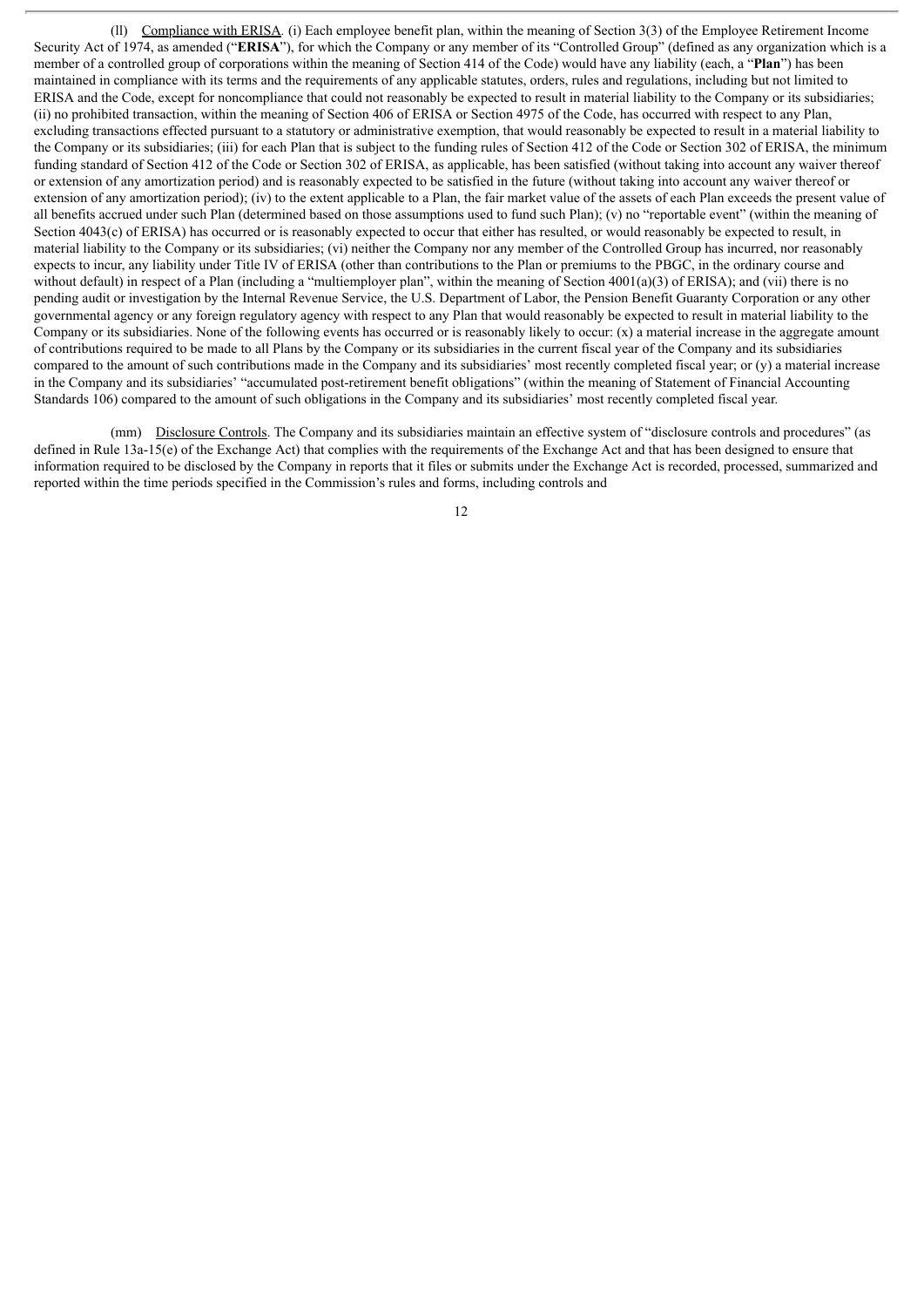(ll) Compliance with ERISA. (i) Each employee benefit plan, within the meaning of Section 3(3) of the Employee Retirement Income Security Act of 1974, as amended ("**ERISA**"), for which the Company or any member of its "Controlled Group" (defined as any organization which is a member of a controlled group of corporations within the meaning of Section 414 of the Code) would have any liability (each, a "**Plan**") has been maintained in compliance with its terms and the requirements of any applicable statutes, orders, rules and regulations, including but not limited to ERISA and the Code, except for noncompliance that could not reasonably be expected to result in material liability to the Company or its subsidiaries; (ii) no prohibited transaction, within the meaning of Section 406 of ERISA or Section 4975 of the Code, has occurred with respect to any Plan, excluding transactions effected pursuant to a statutory or administrative exemption, that would reasonably be expected to result in a material liability to the Company or its subsidiaries; (iii) for each Plan that is subject to the funding rules of Section 412 of the Code or Section 302 of ERISA, the minimum funding standard of Section 412 of the Code or Section 302 of ERISA, as applicable, has been satisfied (without taking into account any waiver thereof or extension of any amortization period) and is reasonably expected to be satisfied in the future (without taking into account any waiver thereof or extension of any amortization period); (iv) to the extent applicable to a Plan, the fair market value of the assets of each Plan exceeds the present value of all benefits accrued under such Plan (determined based on those assumptions used to fund such Plan); (v) no "reportable event" (within the meaning of Section 4043(c) of ERISA) has occurred or is reasonably expected to occur that either has resulted, or would reasonably be expected to result, in material liability to the Company or its subsidiaries; (vi) neither the Company nor any member of the Controlled Group has incurred, nor reasonably expects to incur, any liability under Title IV of ERISA (other than contributions to the Plan or premiums to the PBGC, in the ordinary course and without default) in respect of a Plan (including a "multiemployer plan", within the meaning of Section 4001(a)(3) of ERISA); and (vii) there is no pending audit or investigation by the Internal Revenue Service, the U.S. Department of Labor, the Pension Benefit Guaranty Corporation or any other governmental agency or any foreign regulatory agency with respect to any Plan that would reasonably be expected to result in material liability to the Company or its subsidiaries. None of the following events has occurred or is reasonably likely to occur: (x) a material increase in the aggregate amount of contributions required to be made to all Plans by the Company or its subsidiaries in the current fiscal year of the Company and its subsidiaries compared to the amount of such contributions made in the Company and its subsidiaries' most recently completed fiscal year; or (y) a material increase in the Company and its subsidiaries' "accumulated post-retirement benefit obligations" (within the meaning of Statement of Financial Accounting Standards 106) compared to the amount of such obligations in the Company and its subsidiaries' most recently completed fiscal year.

(mm) Disclosure Controls. The Company and its subsidiaries maintain an effective system of "disclosure controls and procedures" (as defined in Rule 13a-15(e) of the Exchange Act) that complies with the requirements of the Exchange Act and that has been designed to ensure that information required to be disclosed by the Company in reports that it files or submits under the Exchange Act is recorded, processed, summarized and reported within the time periods specified in the Commission's rules and forms, including controls and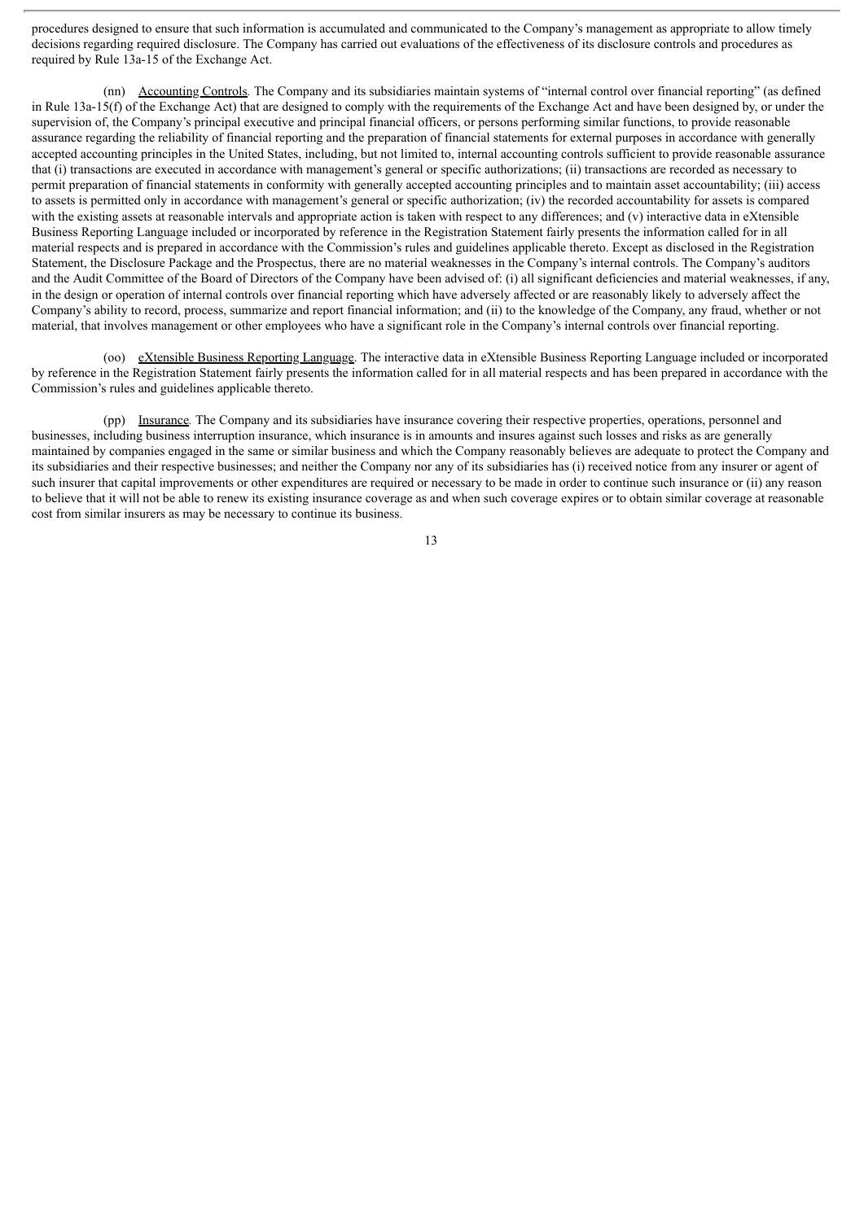procedures designed to ensure that such information is accumulated and communicated to the Company's management as appropriate to allow timely decisions regarding required disclosure. The Company has carried out evaluations of the effectiveness of its disclosure controls and procedures as required by Rule 13a-15 of the Exchange Act.

(nn) Accounting Controls. The Company and its subsidiaries maintain systems of "internal control over financial reporting" (as defined in Rule 13a-15(f) of the Exchange Act) that are designed to comply with the requirements of the Exchange Act and have been designed by, or under the supervision of, the Company's principal executive and principal financial officers, or persons performing similar functions, to provide reasonable assurance regarding the reliability of financial reporting and the preparation of financial statements for external purposes in accordance with generally accepted accounting principles in the United States, including, but not limited to, internal accounting controls sufficient to provide reasonable assurance that (i) transactions are executed in accordance with management's general or specific authorizations; (ii) transactions are recorded as necessary to permit preparation of financial statements in conformity with generally accepted accounting principles and to maintain asset accountability; (iii) access to assets is permitted only in accordance with management's general or specific authorization; (iv) the recorded accountability for assets is compared with the existing assets at reasonable intervals and appropriate action is taken with respect to any differences; and (v) interactive data in eXtensible Business Reporting Language included or incorporated by reference in the Registration Statement fairly presents the information called for in all material respects and is prepared in accordance with the Commission's rules and guidelines applicable thereto. Except as disclosed in the Registration Statement, the Disclosure Package and the Prospectus, there are no material weaknesses in the Company's internal controls. The Company's auditors and the Audit Committee of the Board of Directors of the Company have been advised of: (i) all significant deficiencies and material weaknesses, if any, in the design or operation of internal controls over financial reporting which have adversely affected or are reasonably likely to adversely affect the Company's ability to record, process, summarize and report financial information; and (ii) to the knowledge of the Company, any fraud, whether or not material, that involves management or other employees who have a significant role in the Company's internal controls over financial reporting.

(oo) eXtensible Business Reporting Language. The interactive data in eXtensible Business Reporting Language included or incorporated by reference in the Registration Statement fairly presents the information called for in all material respects and has been prepared in accordance with the Commission's rules and guidelines applicable thereto.

(pp) Insurance. The Company and its subsidiaries have insurance covering their respective properties, operations, personnel and businesses, including business interruption insurance, which insurance is in amounts and insures against such losses and risks as are generally maintained by companies engaged in the same or similar business and which the Company reasonably believes are adequate to protect the Company and its subsidiaries and their respective businesses; and neither the Company nor any of its subsidiaries has (i) received notice from any insurer or agent of such insurer that capital improvements or other expenditures are required or necessary to be made in order to continue such insurance or (ii) any reason to believe that it will not be able to renew its existing insurance coverage as and when such coverage expires or to obtain similar coverage at reasonable cost from similar insurers as may be necessary to continue its business.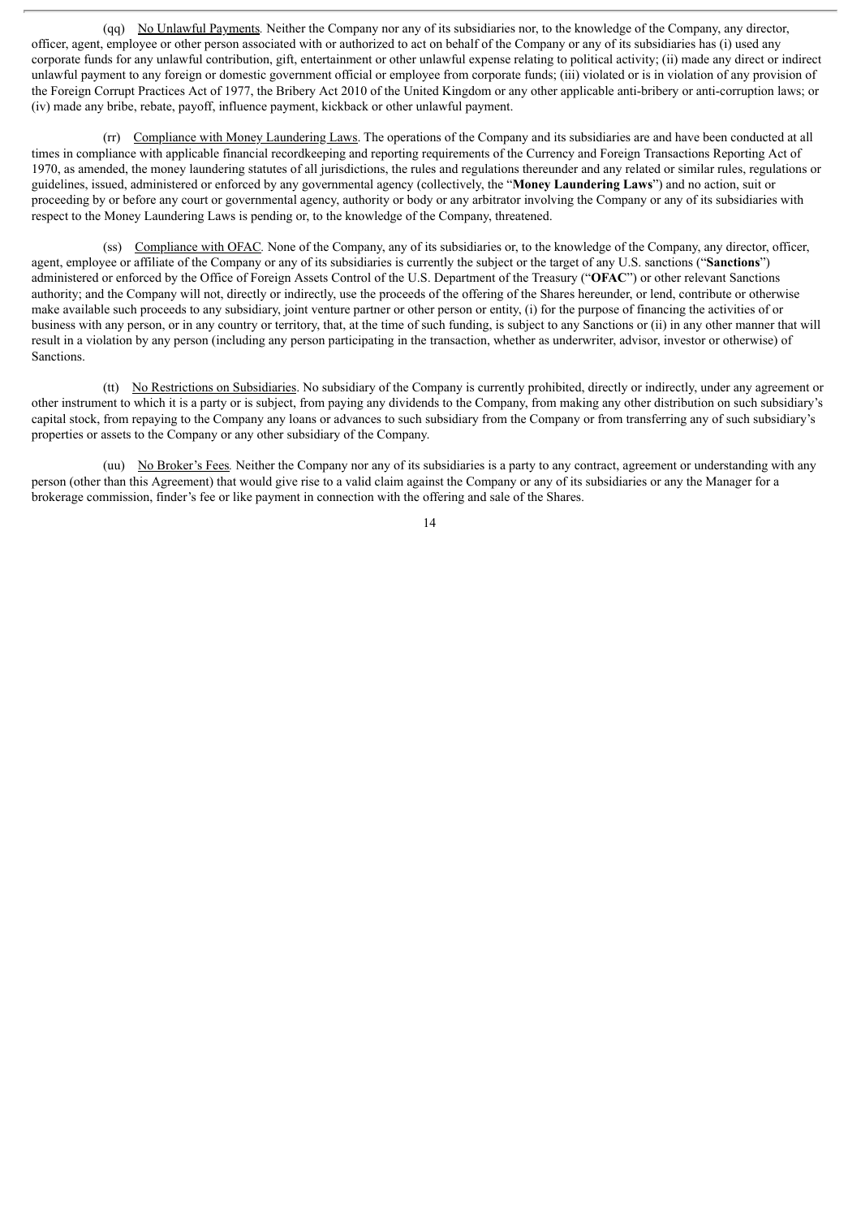(qq) No Unlawful Payments. Neither the Company nor any of its subsidiaries nor, to the knowledge of the Company, any director, officer, agent, employee or other person associated with or authorized to act on behalf of the Company or any of its subsidiaries has (i) used any corporate funds for any unlawful contribution, gift, entertainment or other unlawful expense relating to political activity; (ii) made any direct or indirect unlawful payment to any foreign or domestic government official or employee from corporate funds; (iii) violated or is in violation of any provision of the Foreign Corrupt Practices Act of 1977, the Bribery Act 2010 of the United Kingdom or any other applicable anti-bribery or anti-corruption laws; or (iv) made any bribe, rebate, payoff, influence payment, kickback or other unlawful payment.

(rr) Compliance with Money Laundering Laws. The operations of the Company and its subsidiaries are and have been conducted at all times in compliance with applicable financial recordkeeping and reporting requirements of the Currency and Foreign Transactions Reporting Act of 1970, as amended, the money laundering statutes of all jurisdictions, the rules and regulations thereunder and any related or similar rules, regulations or guidelines, issued, administered or enforced by any governmental agency (collectively, the "**Money Laundering Laws**") and no action, suit or proceeding by or before any court or governmental agency, authority or body or any arbitrator involving the Company or any of its subsidiaries with respect to the Money Laundering Laws is pending or, to the knowledge of the Company, threatened.

(ss) Compliance with OFAC. None of the Company, any of its subsidiaries or, to the knowledge of the Company, any director, officer, agent, employee or affiliate of the Company or any of its subsidiaries is currently the subject or the target of any U.S. sanctions ("**Sanctions**") administered or enforced by the Office of Foreign Assets Control of the U.S. Department of the Treasury ("**OFAC**") or other relevant Sanctions authority; and the Company will not, directly or indirectly, use the proceeds of the offering of the Shares hereunder, or lend, contribute or otherwise make available such proceeds to any subsidiary, joint venture partner or other person or entity, (i) for the purpose of financing the activities of or business with any person, or in any country or territory, that, at the time of such funding, is subject to any Sanctions or (ii) in any other manner that will result in a violation by any person (including any person participating in the transaction, whether as underwriter, advisor, investor or otherwise) of Sanctions.

(tt) No Restrictions on Subsidiaries. No subsidiary of the Company is currently prohibited, directly or indirectly, under any agreement or other instrument to which it is a party or is subject, from paying any dividends to the Company, from making any other distribution on such subsidiary's capital stock, from repaying to the Company any loans or advances to such subsidiary from the Company or from transferring any of such subsidiary's properties or assets to the Company or any other subsidiary of the Company.

(uu) No Broker's Fees. Neither the Company nor any of its subsidiaries is a party to any contract, agreement or understanding with any person (other than this Agreement) that would give rise to a valid claim against the Company or any of its subsidiaries or any the Manager for a brokerage commission, finder's fee or like payment in connection with the offering and sale of the Shares.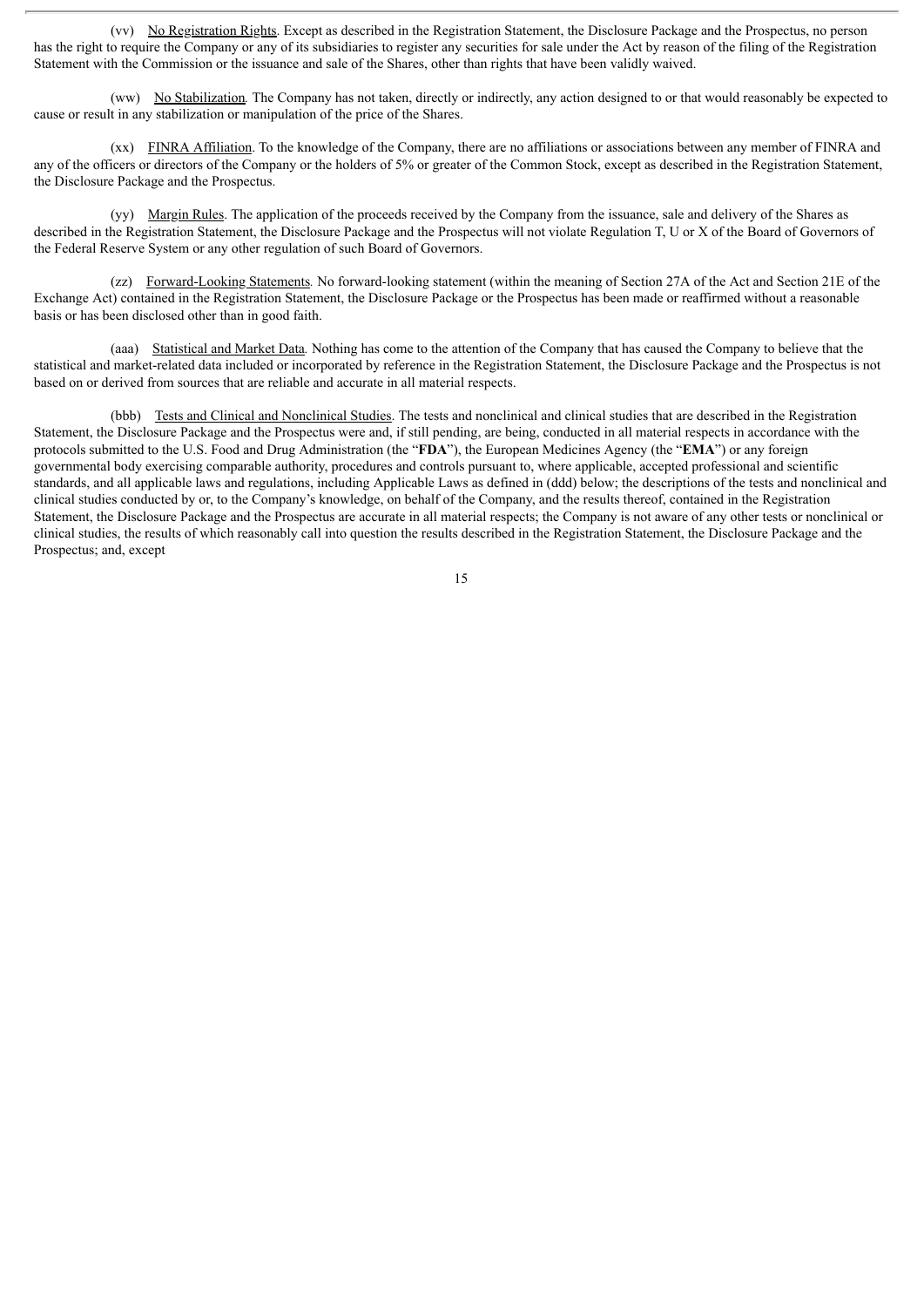(vv) No Registration Rights. Except as described in the Registration Statement, the Disclosure Package and the Prospectus, no person has the right to require the Company or any of its subsidiaries to register any securities for sale under the Act by reason of the filing of the Registration Statement with the Commission or the issuance and sale of the Shares, other than rights that have been validly waived.

(ww) No Stabilization. The Company has not taken, directly or indirectly, any action designed to or that would reasonably be expected to cause or result in any stabilization or manipulation of the price of the Shares.

(xx) FINRA Affiliation. To the knowledge of the Company, there are no affiliations or associations between any member of FINRA and any of the officers or directors of the Company or the holders of 5% or greater of the Common Stock, except as described in the Registration Statement, the Disclosure Package and the Prospectus.

(yy) Margin Rules. The application of the proceeds received by the Company from the issuance, sale and delivery of the Shares as described in the Registration Statement, the Disclosure Package and the Prospectus will not violate Regulation T, U or X of the Board of Governors of the Federal Reserve System or any other regulation of such Board of Governors.

(zz) Forward-Looking Statements. No forward-looking statement (within the meaning of Section 27A of the Act and Section 21E of the Exchange Act) contained in the Registration Statement, the Disclosure Package or the Prospectus has been made or reaffirmed without a reasonable basis or has been disclosed other than in good faith.

(aaa) Statistical and Market Data. Nothing has come to the attention of the Company that has caused the Company to believe that the statistical and market-related data included or incorporated by reference in the Registration Statement, the Disclosure Package and the Prospectus is not based on or derived from sources that are reliable and accurate in all material respects.

(bbb) Tests and Clinical and Nonclinical Studies. The tests and nonclinical and clinical studies that are described in the Registration Statement, the Disclosure Package and the Prospectus were and, if still pending, are being, conducted in all material respects in accordance with the protocols submitted to the U.S. Food and Drug Administration (the "**FDA**"), the European Medicines Agency (the "**EMA**") or any foreign governmental body exercising comparable authority, procedures and controls pursuant to, where applicable, accepted professional and scientific standards, and all applicable laws and regulations, including Applicable Laws as defined in (ddd) below; the descriptions of the tests and nonclinical and clinical studies conducted by or, to the Company's knowledge, on behalf of the Company, and the results thereof, contained in the Registration Statement, the Disclosure Package and the Prospectus are accurate in all material respects; the Company is not aware of any other tests or nonclinical or clinical studies, the results of which reasonably call into question the results described in the Registration Statement, the Disclosure Package and the Prospectus; and, except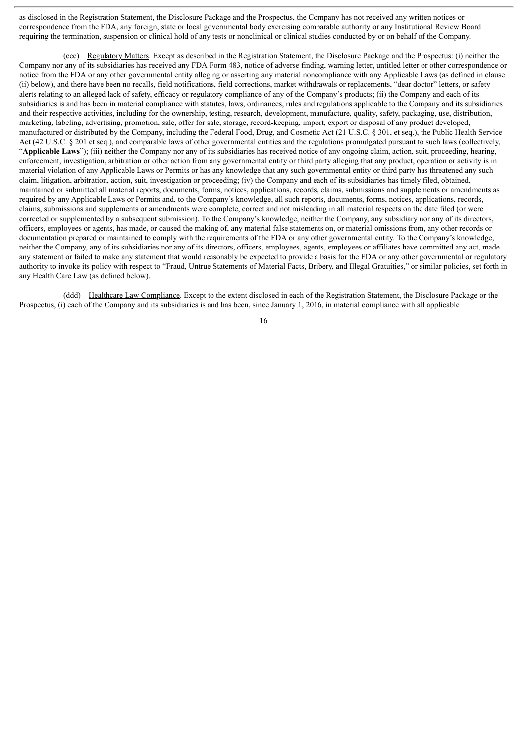as disclosed in the Registration Statement, the Disclosure Package and the Prospectus, the Company has not received any written notices or correspondence from the FDA, any foreign, state or local governmental body exercising comparable authority or any Institutional Review Board requiring the termination, suspension or clinical hold of any tests or nonclinical or clinical studies conducted by or on behalf of the Company.

(ccc) Regulatory Matters. Except as described in the Registration Statement, the Disclosure Package and the Prospectus: (i) neither the Company nor any of its subsidiaries has received any FDA Form 483, notice of adverse finding, warning letter, untitled letter or other correspondence or notice from the FDA or any other governmental entity alleging or asserting any material noncompliance with any Applicable Laws (as defined in clause (ii) below), and there have been no recalls, field notifications, field corrections, market withdrawals or replacements, "dear doctor" letters, or safety alerts relating to an alleged lack of safety, efficacy or regulatory compliance of any of the Company's products; (ii) the Company and each of its subsidiaries is and has been in material compliance with statutes, laws, ordinances, rules and regulations applicable to the Company and its subsidiaries and their respective activities, including for the ownership, testing, research, development, manufacture, quality, safety, packaging, use, distribution, marketing, labeling, advertising, promotion, sale, offer for sale, storage, record-keeping, import, export or disposal of any product developed, manufactured or distributed by the Company, including the Federal Food, Drug, and Cosmetic Act (21 U.S.C. § 301, et seq.), the Public Health Service Act (42 U.S.C. § 201 et seq.), and comparable laws of other governmental entities and the regulations promulgated pursuant to such laws (collectively, "**Applicable Laws**"); (iii) neither the Company nor any of its subsidiaries has received notice of any ongoing claim, action, suit, proceeding, hearing, enforcement, investigation, arbitration or other action from any governmental entity or third party alleging that any product, operation or activity is in material violation of any Applicable Laws or Permits or has any knowledge that any such governmental entity or third party has threatened any such claim, litigation, arbitration, action, suit, investigation or proceeding; (iv) the Company and each of its subsidiaries has timely filed, obtained, maintained or submitted all material reports, documents, forms, notices, applications, records, claims, submissions and supplements or amendments as required by any Applicable Laws or Permits and, to the Company's knowledge, all such reports, documents, forms, notices, applications, records, claims, submissions and supplements or amendments were complete, correct and not misleading in all material respects on the date filed (or were corrected or supplemented by a subsequent submission). To the Company's knowledge, neither the Company, any subsidiary nor any of its directors, officers, employees or agents, has made, or caused the making of, any material false statements on, or material omissions from, any other records or documentation prepared or maintained to comply with the requirements of the FDA or any other governmental entity. To the Company's knowledge, neither the Company, any of its subsidiaries nor any of its directors, officers, employees, agents, employees or affiliates have committed any act, made any statement or failed to make any statement that would reasonably be expected to provide a basis for the FDA or any other governmental or regulatory authority to invoke its policy with respect to "Fraud, Untrue Statements of Material Facts, Bribery, and Illegal Gratuities," or similar policies, set forth in any Health Care Law (as defined below).

(ddd) Healthcare Law Compliance. Except to the extent disclosed in each of the Registration Statement, the Disclosure Package or the Prospectus, (i) each of the Company and its subsidiaries is and has been, since January 1, 2016, in material compliance with all applicable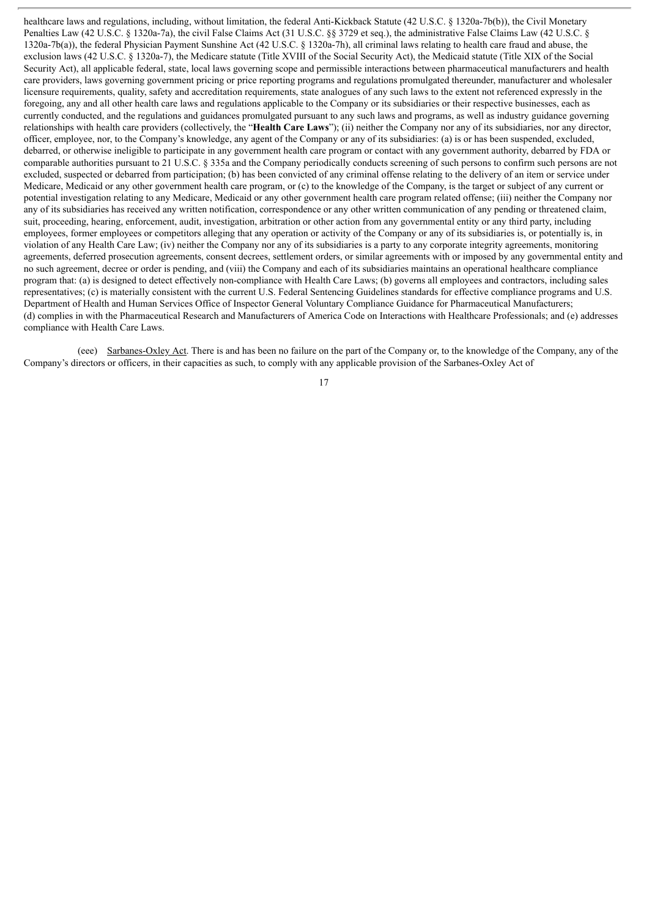healthcare laws and regulations, including, without limitation, the federal Anti-Kickback Statute (42 U.S.C. § 1320a-7b(b)), the Civil Monetary Penalties Law (42 U.S.C. § 1320a-7a), the civil False Claims Act (31 U.S.C. §§ 3729 et seq.), the administrative False Claims Law (42 U.S.C. § 1320a-7b(a)), the federal Physician Payment Sunshine Act (42 U.S.C. § 1320a-7h), all criminal laws relating to health care fraud and abuse, the exclusion laws (42 U.S.C. § 1320a-7), the Medicare statute (Title XVIII of the Social Security Act), the Medicaid statute (Title XIX of the Social Security Act), all applicable federal, state, local laws governing scope and permissible interactions between pharmaceutical manufacturers and health care providers, laws governing government pricing or price reporting programs and regulations promulgated thereunder, manufacturer and wholesaler licensure requirements, quality, safety and accreditation requirements, state analogues of any such laws to the extent not referenced expressly in the foregoing, any and all other health care laws and regulations applicable to the Company or its subsidiaries or their respective businesses, each as currently conducted, and the regulations and guidances promulgated pursuant to any such laws and programs, as well as industry guidance governing relationships with health care providers (collectively, the "**Health Care Laws**"); (ii) neither the Company nor any of its subsidiaries, nor any director, officer, employee, nor, to the Company's knowledge, any agent of the Company or any of its subsidiaries: (a) is or has been suspended, excluded, debarred, or otherwise ineligible to participate in any government health care program or contact with any government authority, debarred by FDA or comparable authorities pursuant to 21 U.S.C. § 335a and the Company periodically conducts screening of such persons to confirm such persons are not excluded, suspected or debarred from participation; (b) has been convicted of any criminal offense relating to the delivery of an item or service under Medicare, Medicaid or any other government health care program, or (c) to the knowledge of the Company, is the target or subject of any current or potential investigation relating to any Medicare, Medicaid or any other government health care program related offense; (iii) neither the Company nor any of its subsidiaries has received any written notification, correspondence or any other written communication of any pending or threatened claim, suit, proceeding, hearing, enforcement, audit, investigation, arbitration or other action from any governmental entity or any third party, including employees, former employees or competitors alleging that any operation or activity of the Company or any of its subsidiaries is, or potentially is, in violation of any Health Care Law; (iv) neither the Company nor any of its subsidiaries is a party to any corporate integrity agreements, monitoring agreements, deferred prosecution agreements, consent decrees, settlement orders, or similar agreements with or imposed by any governmental entity and no such agreement, decree or order is pending, and (viii) the Company and each of its subsidiaries maintains an operational healthcare compliance program that: (a) is designed to detect effectively non-compliance with Health Care Laws; (b) governs all employees and contractors, including sales representatives; (c) is materially consistent with the current U.S. Federal Sentencing Guidelines standards for effective compliance programs and U.S. Department of Health and Human Services Office of Inspector General Voluntary Compliance Guidance for Pharmaceutical Manufacturers; (d) complies in with the Pharmaceutical Research and Manufacturers of America Code on Interactions with Healthcare Professionals; and (e) addresses compliance with Health Care Laws.

(eee) Sarbanes-Oxley Act. There is and has been no failure on the part of the Company or, to the knowledge of the Company, any of the Company's directors or officers, in their capacities as such, to comply with any applicable provision of the Sarbanes-Oxley Act of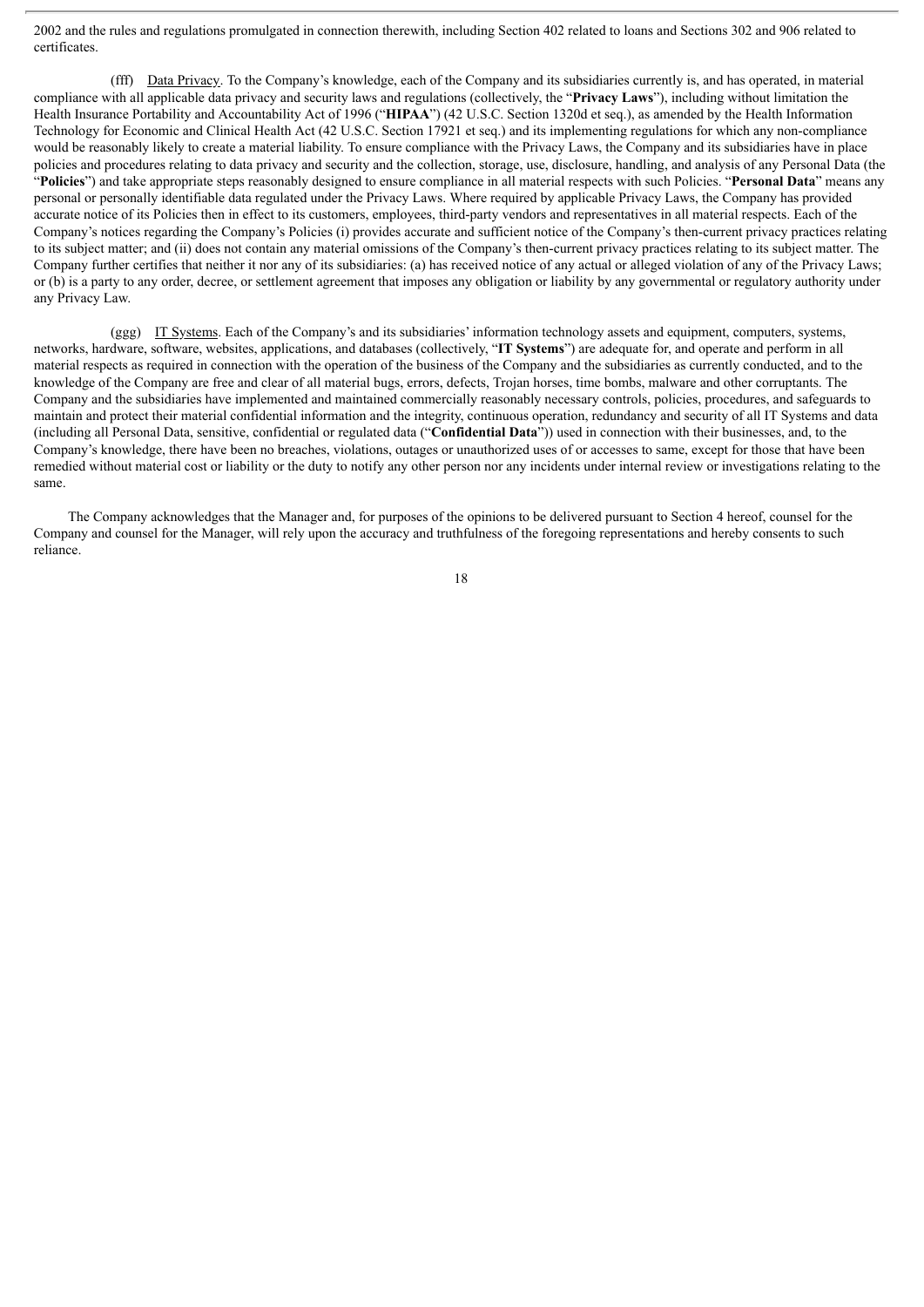2002 and the rules and regulations promulgated in connection therewith, including Section 402 related to loans and Sections 302 and 906 related to certificates.

(fff) Data Privacy. To the Company's knowledge, each of the Company and its subsidiaries currently is, and has operated, in material compliance with all applicable data privacy and security laws and regulations (collectively, the "**Privacy Laws**"), including without limitation the Health Insurance Portability and Accountability Act of 1996 ("**HIPAA**") (42 U.S.C. Section 1320d et seq.), as amended by the Health Information Technology for Economic and Clinical Health Act (42 U.S.C. Section 17921 et seq.) and its implementing regulations for which any non-compliance would be reasonably likely to create a material liability. To ensure compliance with the Privacy Laws, the Company and its subsidiaries have in place policies and procedures relating to data privacy and security and the collection, storage, use, disclosure, handling, and analysis of any Personal Data (the "**Policies**") and take appropriate steps reasonably designed to ensure compliance in all material respects with such Policies. "**Personal Data**" means any personal or personally identifiable data regulated under the Privacy Laws. Where required by applicable Privacy Laws, the Company has provided accurate notice of its Policies then in effect to its customers, employees, third-party vendors and representatives in all material respects. Each of the Company's notices regarding the Company's Policies (i) provides accurate and sufficient notice of the Company's then-current privacy practices relating to its subject matter; and (ii) does not contain any material omissions of the Company's then-current privacy practices relating to its subject matter. The Company further certifies that neither it nor any of its subsidiaries: (a) has received notice of any actual or alleged violation of any of the Privacy Laws; or (b) is a party to any order, decree, or settlement agreement that imposes any obligation or liability by any governmental or regulatory authority under any Privacy Law.

(ggg) IT Systems. Each of the Company's and its subsidiaries' information technology assets and equipment, computers, systems, networks, hardware, software, websites, applications, and databases (collectively, "**IT Systems**") are adequate for, and operate and perform in all material respects as required in connection with the operation of the business of the Company and the subsidiaries as currently conducted, and to the knowledge of the Company are free and clear of all material bugs, errors, defects, Trojan horses, time bombs, malware and other corruptants. The Company and the subsidiaries have implemented and maintained commercially reasonably necessary controls, policies, procedures, and safeguards to maintain and protect their material confidential information and the integrity, continuous operation, redundancy and security of all IT Systems and data (including all Personal Data, sensitive, confidential or regulated data ("**Confidential Data**")) used in connection with their businesses, and, to the Company's knowledge, there have been no breaches, violations, outages or unauthorized uses of or accesses to same, except for those that have been remedied without material cost or liability or the duty to notify any other person nor any incidents under internal review or investigations relating to the same.

The Company acknowledges that the Manager and, for purposes of the opinions to be delivered pursuant to Section 4 hereof, counsel for the Company and counsel for the Manager, will rely upon the accuracy and truthfulness of the foregoing representations and hereby consents to such reliance.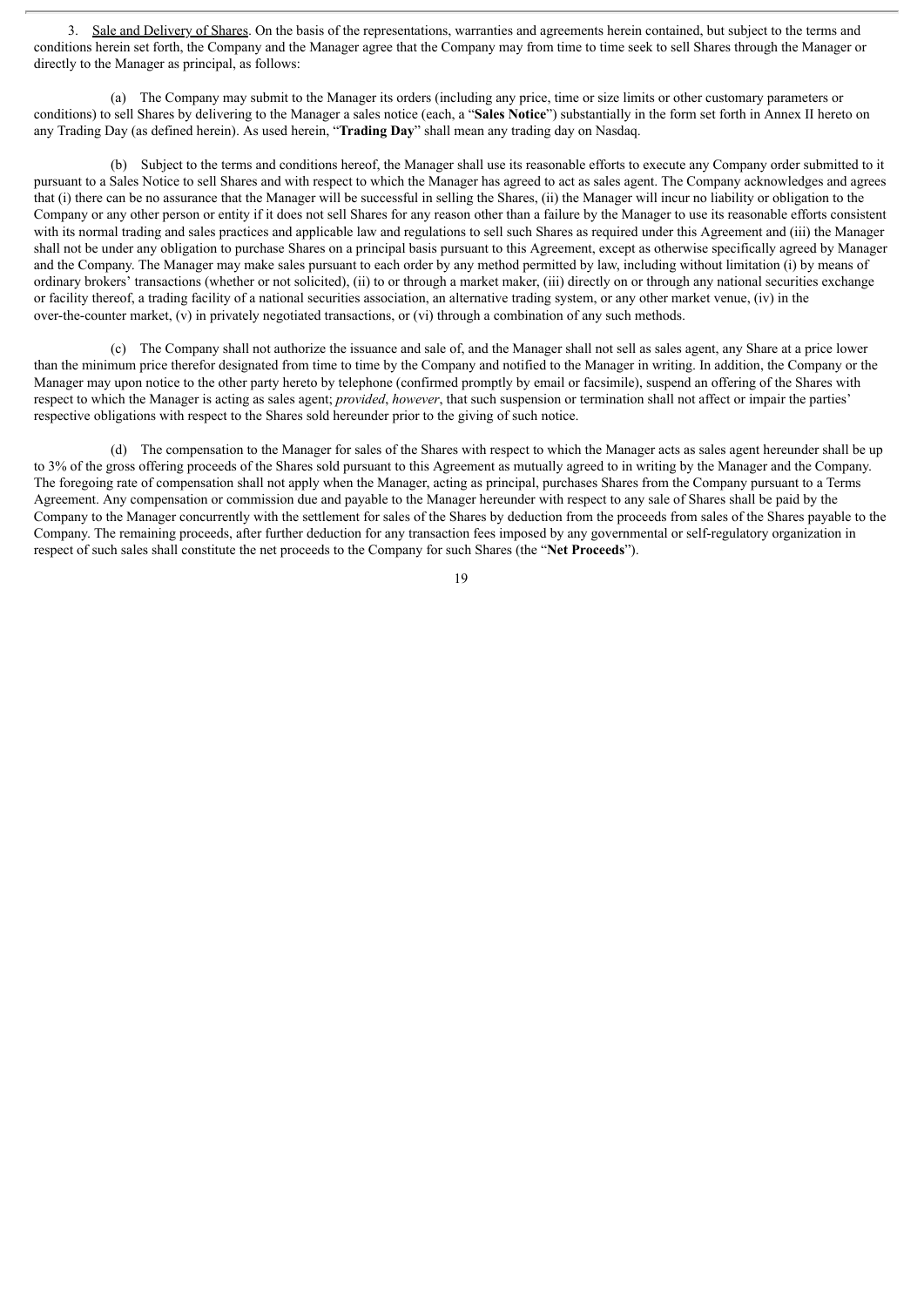3. Sale and Delivery of Shares. On the basis of the representations, warranties and agreements herein contained, but subject to the terms and conditions herein set forth, the Company and the Manager agree that the Company may from time to time seek to sell Shares through the Manager or directly to the Manager as principal, as follows:

(a) The Company may submit to the Manager its orders (including any price, time or size limits or other customary parameters or conditions) to sell Shares by delivering to the Manager a sales notice (each, a "**Sales Notice**") substantially in the form set forth in Annex II hereto on any Trading Day (as defined herein). As used herein, "**Trading Day**" shall mean any trading day on Nasdaq.

(b) Subject to the terms and conditions hereof, the Manager shall use its reasonable efforts to execute any Company order submitted to it pursuant to a Sales Notice to sell Shares and with respect to which the Manager has agreed to act as sales agent. The Company acknowledges and agrees that (i) there can be no assurance that the Manager will be successful in selling the Shares, (ii) the Manager will incur no liability or obligation to the Company or any other person or entity if it does not sell Shares for any reason other than a failure by the Manager to use its reasonable efforts consistent with its normal trading and sales practices and applicable law and regulations to sell such Shares as required under this Agreement and (iii) the Manager shall not be under any obligation to purchase Shares on a principal basis pursuant to this Agreement, except as otherwise specifically agreed by Manager and the Company. The Manager may make sales pursuant to each order by any method permitted by law, including without limitation (i) by means of ordinary brokers' transactions (whether or not solicited), (ii) to or through a market maker, (iii) directly on or through any national securities exchange or facility thereof, a trading facility of a national securities association, an alternative trading system, or any other market venue, (iv) in the over-the-counter market, (v) in privately negotiated transactions, or (vi) through a combination of any such methods.

(c) The Company shall not authorize the issuance and sale of, and the Manager shall not sell as sales agent, any Share at a price lower than the minimum price therefor designated from time to time by the Company and notified to the Manager in writing. In addition, the Company or the Manager may upon notice to the other party hereto by telephone (confirmed promptly by email or facsimile), suspend an offering of the Shares with respect to which the Manager is acting as sales agent; *provided*, *however*, that such suspension or termination shall not affect or impair the parties' respective obligations with respect to the Shares sold hereunder prior to the giving of such notice.

(d) The compensation to the Manager for sales of the Shares with respect to which the Manager acts as sales agent hereunder shall be up to 3% of the gross offering proceeds of the Shares sold pursuant to this Agreement as mutually agreed to in writing by the Manager and the Company. The foregoing rate of compensation shall not apply when the Manager, acting as principal, purchases Shares from the Company pursuant to a Terms Agreement. Any compensation or commission due and payable to the Manager hereunder with respect to any sale of Shares shall be paid by the Company to the Manager concurrently with the settlement for sales of the Shares by deduction from the proceeds from sales of the Shares payable to the Company. The remaining proceeds, after further deduction for any transaction fees imposed by any governmental or self-regulatory organization in respect of such sales shall constitute the net proceeds to the Company for such Shares (the "**Net Proceeds**").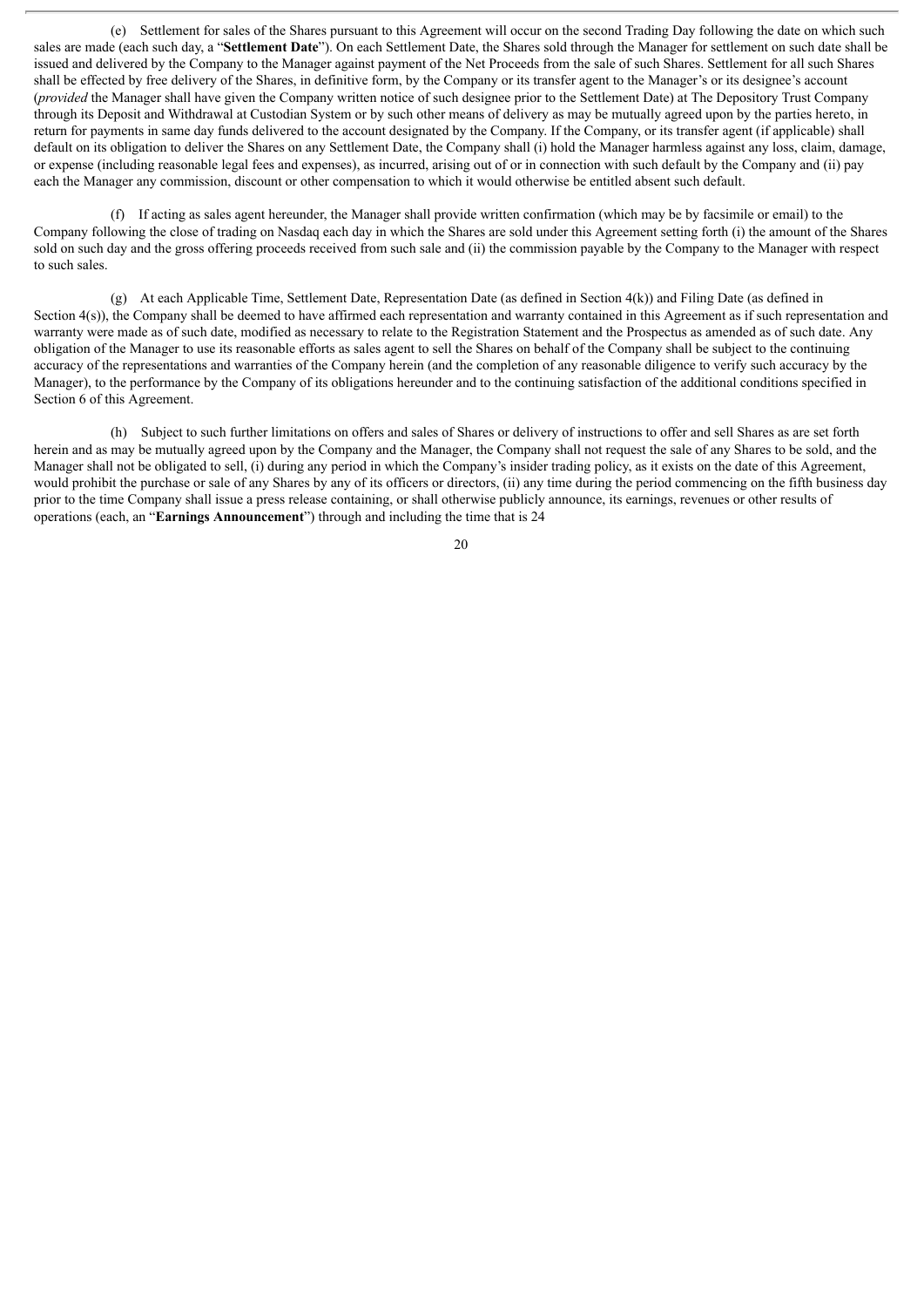(e) Settlement for sales of the Shares pursuant to this Agreement will occur on the second Trading Day following the date on which such sales are made (each such day, a "**Settlement Date**"). On each Settlement Date, the Shares sold through the Manager for settlement on such date shall be issued and delivered by the Company to the Manager against payment of the Net Proceeds from the sale of such Shares. Settlement for all such Shares shall be effected by free delivery of the Shares, in definitive form, by the Company or its transfer agent to the Manager's or its designee's account (*provided* the Manager shall have given the Company written notice of such designee prior to the Settlement Date) at The Depository Trust Company through its Deposit and Withdrawal at Custodian System or by such other means of delivery as may be mutually agreed upon by the parties hereto, in return for payments in same day funds delivered to the account designated by the Company. If the Company, or its transfer agent (if applicable) shall default on its obligation to deliver the Shares on any Settlement Date, the Company shall (i) hold the Manager harmless against any loss, claim, damage, or expense (including reasonable legal fees and expenses), as incurred, arising out of or in connection with such default by the Company and (ii) pay each the Manager any commission, discount or other compensation to which it would otherwise be entitled absent such default.

(f) If acting as sales agent hereunder, the Manager shall provide written confirmation (which may be by facsimile or email) to the Company following the close of trading on Nasdaq each day in which the Shares are sold under this Agreement setting forth (i) the amount of the Shares sold on such day and the gross offering proceeds received from such sale and (ii) the commission payable by the Company to the Manager with respect to such sales.

(g) At each Applicable Time, Settlement Date, Representation Date (as defined in Section 4(k)) and Filing Date (as defined in Section 4(s)), the Company shall be deemed to have affirmed each representation and warranty contained in this Agreement as if such representation and warranty were made as of such date, modified as necessary to relate to the Registration Statement and the Prospectus as amended as of such date. Any obligation of the Manager to use its reasonable efforts as sales agent to sell the Shares on behalf of the Company shall be subject to the continuing accuracy of the representations and warranties of the Company herein (and the completion of any reasonable diligence to verify such accuracy by the Manager), to the performance by the Company of its obligations hereunder and to the continuing satisfaction of the additional conditions specified in Section 6 of this Agreement.

(h) Subject to such further limitations on offers and sales of Shares or delivery of instructions to offer and sell Shares as are set forth herein and as may be mutually agreed upon by the Company and the Manager, the Company shall not request the sale of any Shares to be sold, and the Manager shall not be obligated to sell, (i) during any period in which the Company's insider trading policy, as it exists on the date of this Agreement, would prohibit the purchase or sale of any Shares by any of its officers or directors, (ii) any time during the period commencing on the fifth business day prior to the time Company shall issue a press release containing, or shall otherwise publicly announce, its earnings, revenues or other results of operations (each, an "**Earnings Announcement**") through and including the time that is 24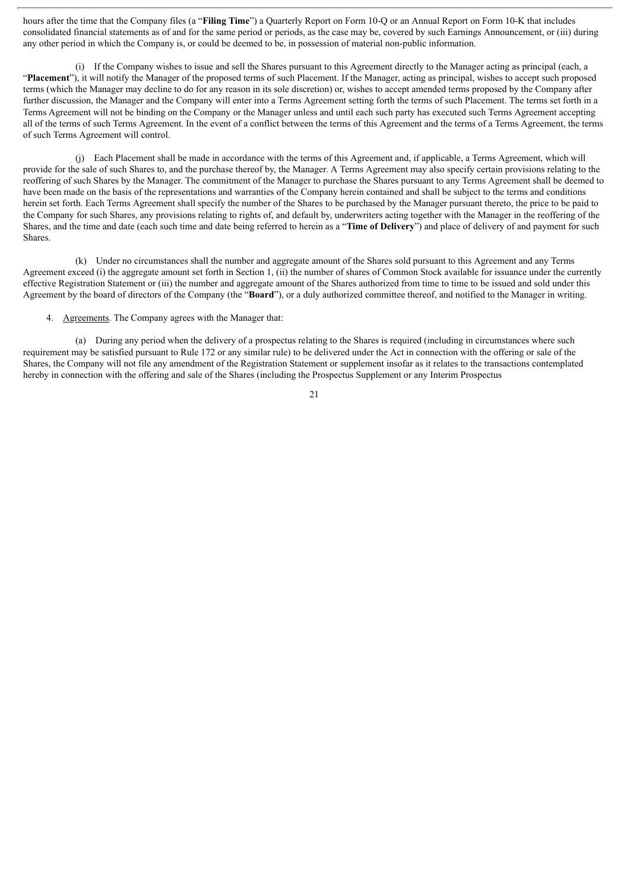hours after the time that the Company files (a "**Filing Time**") a Quarterly Report on Form 10-Q or an Annual Report on Form 10-K that includes consolidated financial statements as of and for the same period or periods, as the case may be, covered by such Earnings Announcement, or (iii) during any other period in which the Company is, or could be deemed to be, in possession of material non-public information.

(i) If the Company wishes to issue and sell the Shares pursuant to this Agreement directly to the Manager acting as principal (each, a "**Placement**"), it will notify the Manager of the proposed terms of such Placement. If the Manager, acting as principal, wishes to accept such proposed terms (which the Manager may decline to do for any reason in its sole discretion) or, wishes to accept amended terms proposed by the Company after further discussion, the Manager and the Company will enter into a Terms Agreement setting forth the terms of such Placement. The terms set forth in a Terms Agreement will not be binding on the Company or the Manager unless and until each such party has executed such Terms Agreement accepting all of the terms of such Terms Agreement. In the event of a conflict between the terms of this Agreement and the terms of a Terms Agreement, the terms of such Terms Agreement will control.

(j) Each Placement shall be made in accordance with the terms of this Agreement and, if applicable, a Terms Agreement, which will provide for the sale of such Shares to, and the purchase thereof by, the Manager. A Terms Agreement may also specify certain provisions relating to the reoffering of such Shares by the Manager. The commitment of the Manager to purchase the Shares pursuant to any Terms Agreement shall be deemed to have been made on the basis of the representations and warranties of the Company herein contained and shall be subject to the terms and conditions herein set forth. Each Terms Agreement shall specify the number of the Shares to be purchased by the Manager pursuant thereto, the price to be paid to the Company for such Shares, any provisions relating to rights of, and default by, underwriters acting together with the Manager in the reoffering of the Shares, and the time and date (each such time and date being referred to herein as a "**Time of Delivery**") and place of delivery of and payment for such Shares.

(k) Under no circumstances shall the number and aggregate amount of the Shares sold pursuant to this Agreement and any Terms Agreement exceed (i) the aggregate amount set forth in Section 1, (ii) the number of shares of Common Stock available for issuance under the currently effective Registration Statement or (iii) the number and aggregate amount of the Shares authorized from time to time to be issued and sold under this Agreement by the board of directors of the Company (the "**Board**"), or a duly authorized committee thereof, and notified to the Manager in writing.

4. Agreements. The Company agrees with the Manager that:

(a) During any period when the delivery of a prospectus relating to the Shares is required (including in circumstances where such requirement may be satisfied pursuant to Rule 172 or any similar rule) to be delivered under the Act in connection with the offering or sale of the Shares, the Company will not file any amendment of the Registration Statement or supplement insofar as it relates to the transactions contemplated hereby in connection with the offering and sale of the Shares (including the Prospectus Supplement or any Interim Prospectus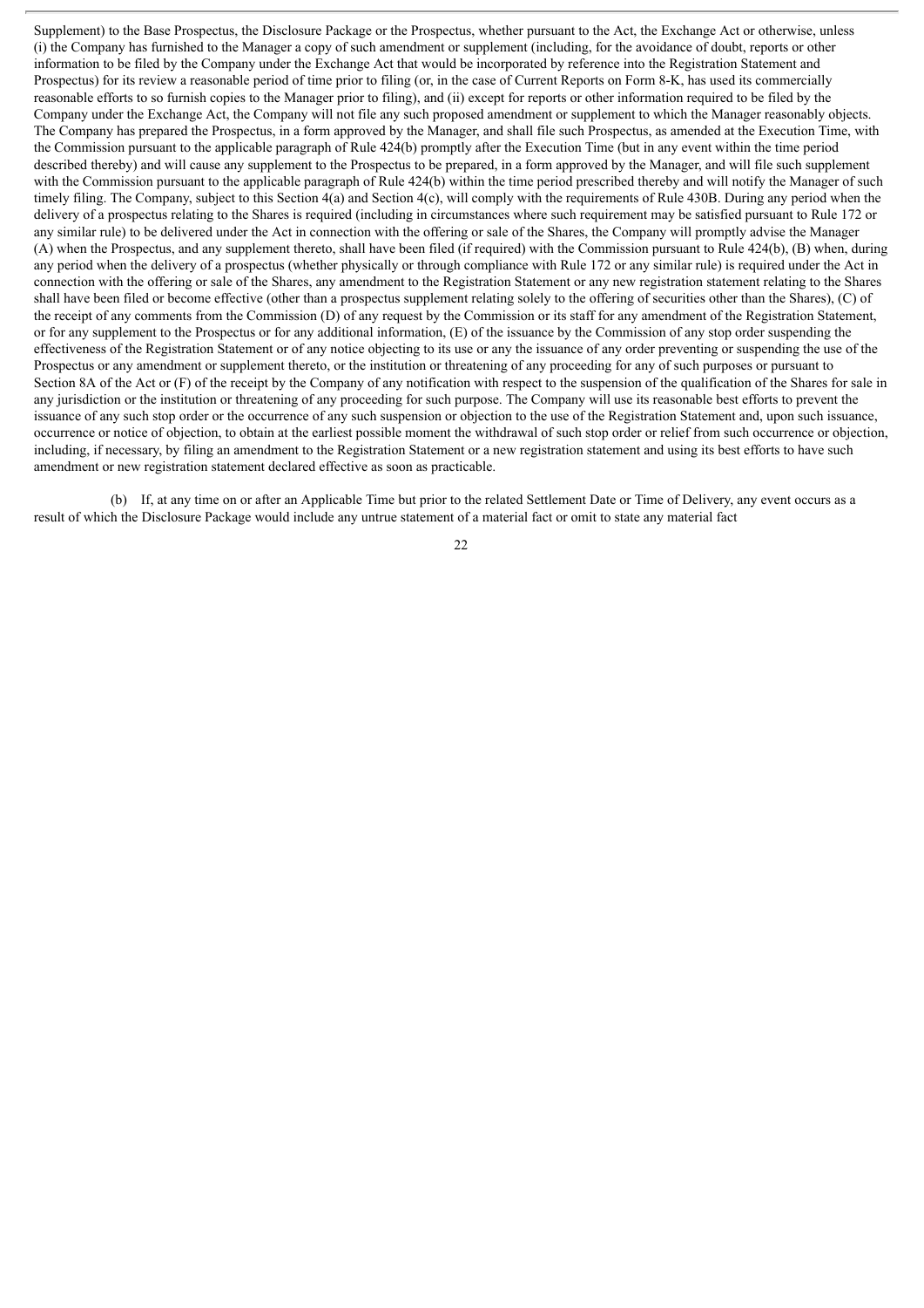Supplement) to the Base Prospectus, the Disclosure Package or the Prospectus, whether pursuant to the Act, the Exchange Act or otherwise, unless (i) the Company has furnished to the Manager a copy of such amendment or supplement (including, for the avoidance of doubt, reports or other information to be filed by the Company under the Exchange Act that would be incorporated by reference into the Registration Statement and Prospectus) for its review a reasonable period of time prior to filing (or, in the case of Current Reports on Form 8-K, has used its commercially reasonable efforts to so furnish copies to the Manager prior to filing), and (ii) except for reports or other information required to be filed by the Company under the Exchange Act, the Company will not file any such proposed amendment or supplement to which the Manager reasonably objects. The Company has prepared the Prospectus, in a form approved by the Manager, and shall file such Prospectus, as amended at the Execution Time, with the Commission pursuant to the applicable paragraph of Rule 424(b) promptly after the Execution Time (but in any event within the time period described thereby) and will cause any supplement to the Prospectus to be prepared, in a form approved by the Manager, and will file such supplement with the Commission pursuant to the applicable paragraph of Rule 424(b) within the time period prescribed thereby and will notify the Manager of such timely filing. The Company, subject to this Section 4(a) and Section 4(c), will comply with the requirements of Rule 430B. During any period when the delivery of a prospectus relating to the Shares is required (including in circumstances where such requirement may be satisfied pursuant to Rule 172 or any similar rule) to be delivered under the Act in connection with the offering or sale of the Shares, the Company will promptly advise the Manager (A) when the Prospectus, and any supplement thereto, shall have been filed (if required) with the Commission pursuant to Rule 424(b), (B) when, during any period when the delivery of a prospectus (whether physically or through compliance with Rule 172 or any similar rule) is required under the Act in connection with the offering or sale of the Shares, any amendment to the Registration Statement or any new registration statement relating to the Shares shall have been filed or become effective (other than a prospectus supplement relating solely to the offering of securities other than the Shares), (C) of the receipt of any comments from the Commission (D) of any request by the Commission or its staff for any amendment of the Registration Statement, or for any supplement to the Prospectus or for any additional information, (E) of the issuance by the Commission of any stop order suspending the effectiveness of the Registration Statement or of any notice objecting to its use or any the issuance of any order preventing or suspending the use of the Prospectus or any amendment or supplement thereto, or the institution or threatening of any proceeding for any of such purposes or pursuant to Section 8A of the Act or (F) of the receipt by the Company of any notification with respect to the suspension of the qualification of the Shares for sale in any jurisdiction or the institution or threatening of any proceeding for such purpose. The Company will use its reasonable best efforts to prevent the issuance of any such stop order or the occurrence of any such suspension or objection to the use of the Registration Statement and, upon such issuance, occurrence or notice of objection, to obtain at the earliest possible moment the withdrawal of such stop order or relief from such occurrence or objection, including, if necessary, by filing an amendment to the Registration Statement or a new registration statement and using its best efforts to have such amendment or new registration statement declared effective as soon as practicable.

(b) If, at any time on or after an Applicable Time but prior to the related Settlement Date or Time of Delivery, any event occurs as a result of which the Disclosure Package would include any untrue statement of a material fact or omit to state any material fact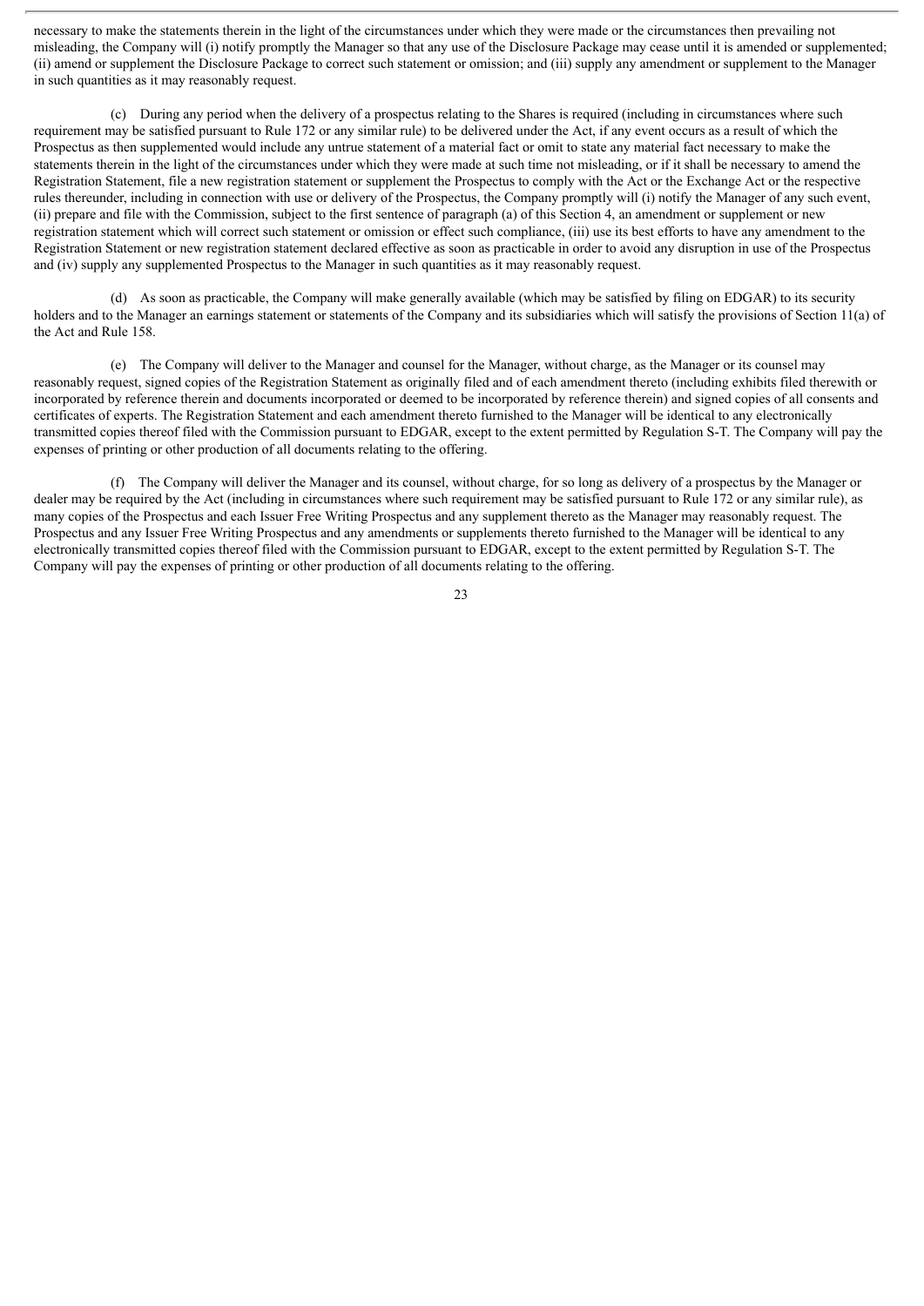necessary to make the statements therein in the light of the circumstances under which they were made or the circumstances then prevailing not misleading, the Company will (i) notify promptly the Manager so that any use of the Disclosure Package may cease until it is amended or supplemented; (ii) amend or supplement the Disclosure Package to correct such statement or omission; and (iii) supply any amendment or supplement to the Manager in such quantities as it may reasonably request.

(c) During any period when the delivery of a prospectus relating to the Shares is required (including in circumstances where such requirement may be satisfied pursuant to Rule 172 or any similar rule) to be delivered under the Act, if any event occurs as a result of which the Prospectus as then supplemented would include any untrue statement of a material fact or omit to state any material fact necessary to make the statements therein in the light of the circumstances under which they were made at such time not misleading, or if it shall be necessary to amend the Registration Statement, file a new registration statement or supplement the Prospectus to comply with the Act or the Exchange Act or the respective rules thereunder, including in connection with use or delivery of the Prospectus, the Company promptly will (i) notify the Manager of any such event, (ii) prepare and file with the Commission, subject to the first sentence of paragraph (a) of this Section 4, an amendment or supplement or new registration statement which will correct such statement or omission or effect such compliance, (iii) use its best efforts to have any amendment to the Registration Statement or new registration statement declared effective as soon as practicable in order to avoid any disruption in use of the Prospectus and (iv) supply any supplemented Prospectus to the Manager in such quantities as it may reasonably request.

(d) As soon as practicable, the Company will make generally available (which may be satisfied by filing on EDGAR) to its security holders and to the Manager an earnings statement or statements of the Company and its subsidiaries which will satisfy the provisions of Section 11(a) of the Act and Rule 158.

(e) The Company will deliver to the Manager and counsel for the Manager, without charge, as the Manager or its counsel may reasonably request, signed copies of the Registration Statement as originally filed and of each amendment thereto (including exhibits filed therewith or incorporated by reference therein and documents incorporated or deemed to be incorporated by reference therein) and signed copies of all consents and certificates of experts. The Registration Statement and each amendment thereto furnished to the Manager will be identical to any electronically transmitted copies thereof filed with the Commission pursuant to EDGAR, except to the extent permitted by Regulation S-T. The Company will pay the expenses of printing or other production of all documents relating to the offering.

(f) The Company will deliver the Manager and its counsel, without charge, for so long as delivery of a prospectus by the Manager or dealer may be required by the Act (including in circumstances where such requirement may be satisfied pursuant to Rule 172 or any similar rule), as many copies of the Prospectus and each Issuer Free Writing Prospectus and any supplement thereto as the Manager may reasonably request. The Prospectus and any Issuer Free Writing Prospectus and any amendments or supplements thereto furnished to the Manager will be identical to any electronically transmitted copies thereof filed with the Commission pursuant to EDGAR, except to the extent permitted by Regulation S-T. The Company will pay the expenses of printing or other production of all documents relating to the offering.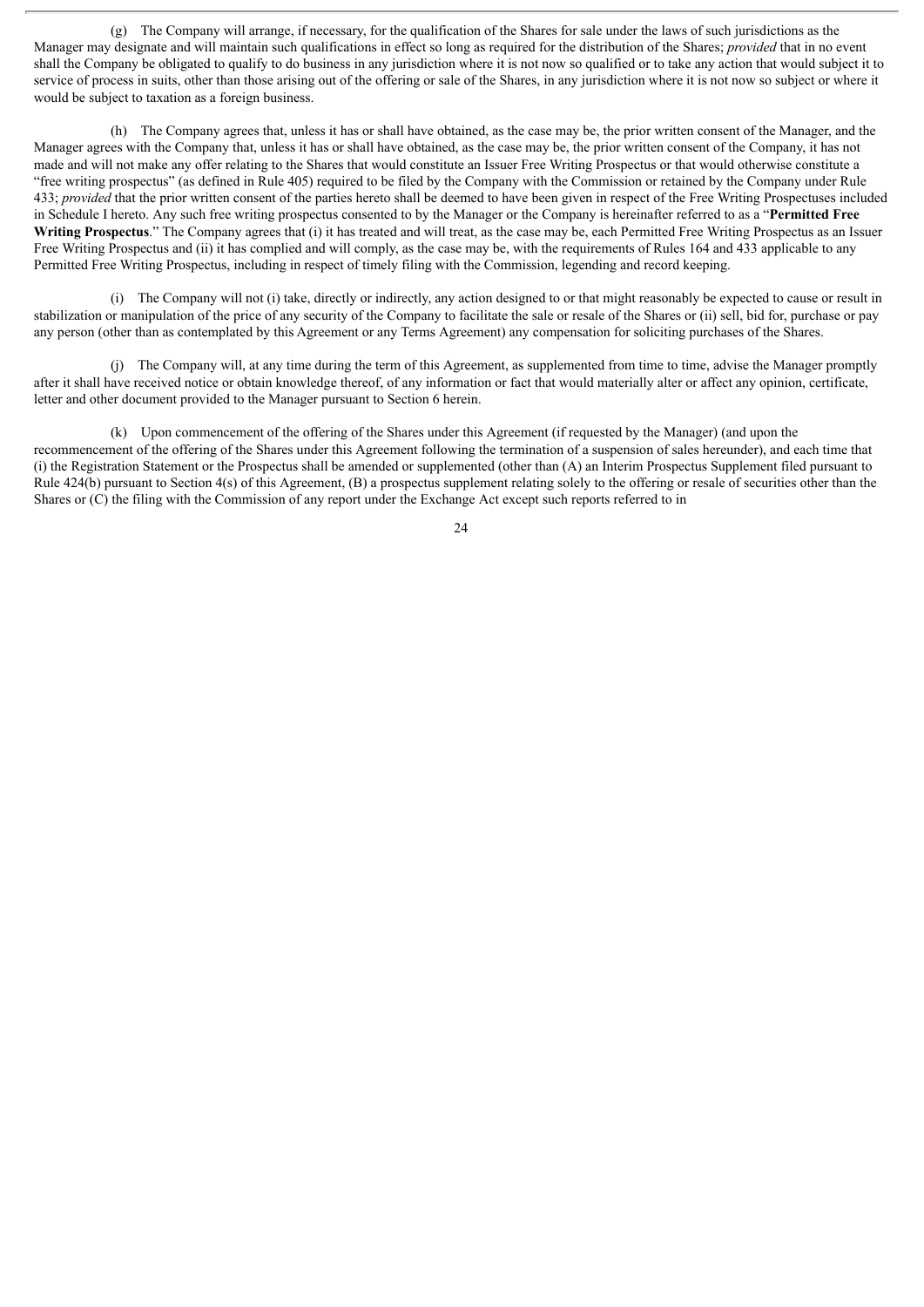(g) The Company will arrange, if necessary, for the qualification of the Shares for sale under the laws of such jurisdictions as the Manager may designate and will maintain such qualifications in effect so long as required for the distribution of the Shares; *provided* that in no event shall the Company be obligated to qualify to do business in any jurisdiction where it is not now so qualified or to take any action that would subject it to service of process in suits, other than those arising out of the offering or sale of the Shares, in any jurisdiction where it is not now so subject or where it would be subject to taxation as a foreign business.

(h) The Company agrees that, unless it has or shall have obtained, as the case may be, the prior written consent of the Manager, and the Manager agrees with the Company that, unless it has or shall have obtained, as the case may be, the prior written consent of the Company, it has not made and will not make any offer relating to the Shares that would constitute an Issuer Free Writing Prospectus or that would otherwise constitute a "free writing prospectus" (as defined in Rule 405) required to be filed by the Company with the Commission or retained by the Company under Rule 433; *provided* that the prior written consent of the parties hereto shall be deemed to have been given in respect of the Free Writing Prospectuses included in Schedule I hereto. Any such free writing prospectus consented to by the Manager or the Company is hereinafter referred to as a "**Permitted Free Writing Prospectus**." The Company agrees that (i) it has treated and will treat, as the case may be, each Permitted Free Writing Prospectus as an Issuer Free Writing Prospectus and (ii) it has complied and will comply, as the case may be, with the requirements of Rules 164 and 433 applicable to any Permitted Free Writing Prospectus, including in respect of timely filing with the Commission, legending and record keeping.

(i) The Company will not (i) take, directly or indirectly, any action designed to or that might reasonably be expected to cause or result in stabilization or manipulation of the price of any security of the Company to facilitate the sale or resale of the Shares or (ii) sell, bid for, purchase or pay any person (other than as contemplated by this Agreement or any Terms Agreement) any compensation for soliciting purchases of the Shares.

(j) The Company will, at any time during the term of this Agreement, as supplemented from time to time, advise the Manager promptly after it shall have received notice or obtain knowledge thereof, of any information or fact that would materially alter or affect any opinion, certificate, letter and other document provided to the Manager pursuant to Section 6 herein.

(k) Upon commencement of the offering of the Shares under this Agreement (if requested by the Manager) (and upon the recommencement of the offering of the Shares under this Agreement following the termination of a suspension of sales hereunder), and each time that (i) the Registration Statement or the Prospectus shall be amended or supplemented (other than (A) an Interim Prospectus Supplement filed pursuant to Rule 424(b) pursuant to Section 4(s) of this Agreement, (B) a prospectus supplement relating solely to the offering or resale of securities other than the Shares or (C) the filing with the Commission of any report under the Exchange Act except such reports referred to in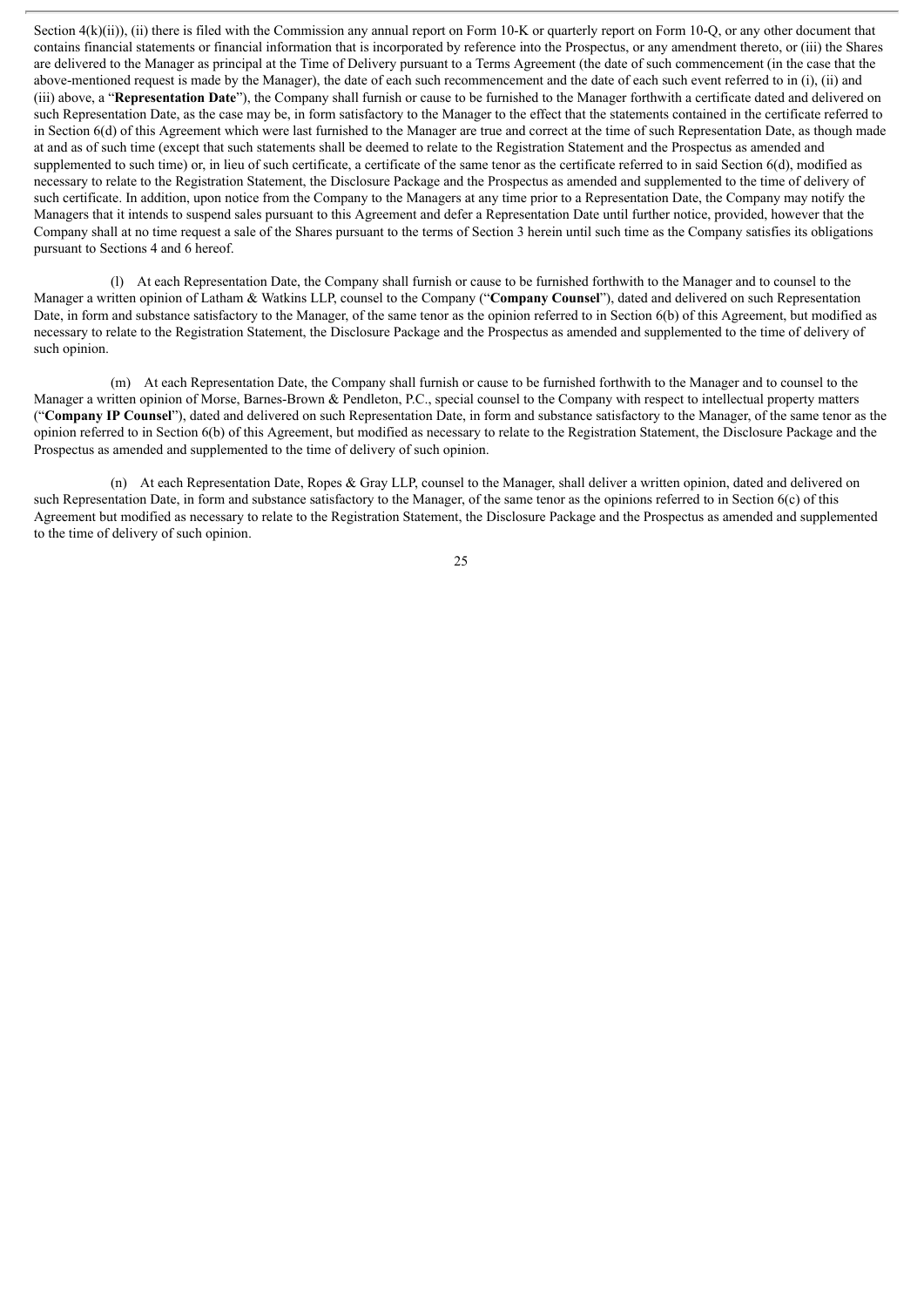Section 4(k)(ii)), (ii) there is filed with the Commission any annual report on Form 10-K or quarterly report on Form 10-Q, or any other document that contains financial statements or financial information that is incorporated by reference into the Prospectus, or any amendment thereto, or (iii) the Shares are delivered to the Manager as principal at the Time of Delivery pursuant to a Terms Agreement (the date of such commencement (in the case that the above-mentioned request is made by the Manager), the date of each such recommencement and the date of each such event referred to in (i), (ii) and (iii) above, a "**Representation Date**"), the Company shall furnish or cause to be furnished to the Manager forthwith a certificate dated and delivered on such Representation Date, as the case may be, in form satisfactory to the Manager to the effect that the statements contained in the certificate referred to in Section 6(d) of this Agreement which were last furnished to the Manager are true and correct at the time of such Representation Date, as though made at and as of such time (except that such statements shall be deemed to relate to the Registration Statement and the Prospectus as amended and supplemented to such time) or, in lieu of such certificate, a certificate of the same tenor as the certificate referred to in said Section 6(d), modified as necessary to relate to the Registration Statement, the Disclosure Package and the Prospectus as amended and supplemented to the time of delivery of such certificate. In addition, upon notice from the Company to the Managers at any time prior to a Representation Date, the Company may notify the Managers that it intends to suspend sales pursuant to this Agreement and defer a Representation Date until further notice, provided, however that the Company shall at no time request a sale of the Shares pursuant to the terms of Section 3 herein until such time as the Company satisfies its obligations pursuant to Sections 4 and 6 hereof.

(l) At each Representation Date, the Company shall furnish or cause to be furnished forthwith to the Manager and to counsel to the Manager a written opinion of Latham & Watkins LLP, counsel to the Company ("**Company Counsel**"), dated and delivered on such Representation Date, in form and substance satisfactory to the Manager, of the same tenor as the opinion referred to in Section 6(b) of this Agreement, but modified as necessary to relate to the Registration Statement, the Disclosure Package and the Prospectus as amended and supplemented to the time of delivery of such opinion.

(m) At each Representation Date, the Company shall furnish or cause to be furnished forthwith to the Manager and to counsel to the Manager a written opinion of Morse, Barnes-Brown & Pendleton, P.C., special counsel to the Company with respect to intellectual property matters ("**Company IP Counsel**"), dated and delivered on such Representation Date, in form and substance satisfactory to the Manager, of the same tenor as the opinion referred to in Section 6(b) of this Agreement, but modified as necessary to relate to the Registration Statement, the Disclosure Package and the Prospectus as amended and supplemented to the time of delivery of such opinion.

(n) At each Representation Date, Ropes & Gray LLP, counsel to the Manager, shall deliver a written opinion, dated and delivered on such Representation Date, in form and substance satisfactory to the Manager, of the same tenor as the opinions referred to in Section 6(c) of this Agreement but modified as necessary to relate to the Registration Statement, the Disclosure Package and the Prospectus as amended and supplemented to the time of delivery of such opinion.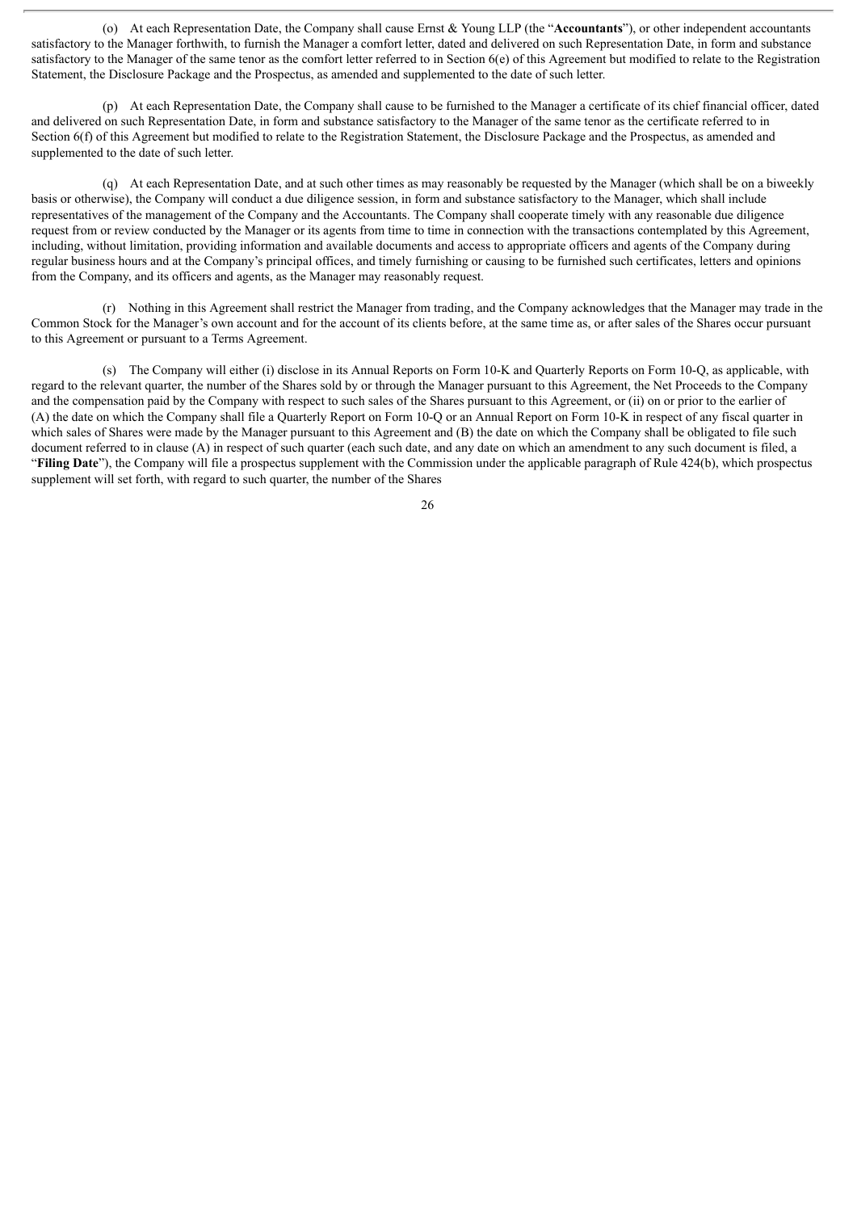(o) At each Representation Date, the Company shall cause Ernst & Young LLP (the "**Accountants**"), or other independent accountants satisfactory to the Manager forthwith, to furnish the Manager a comfort letter, dated and delivered on such Representation Date, in form and substance satisfactory to the Manager of the same tenor as the comfort letter referred to in Section 6(e) of this Agreement but modified to relate to the Registration Statement, the Disclosure Package and the Prospectus, as amended and supplemented to the date of such letter.

(p) At each Representation Date, the Company shall cause to be furnished to the Manager a certificate of its chief financial officer, dated and delivered on such Representation Date, in form and substance satisfactory to the Manager of the same tenor as the certificate referred to in Section 6(f) of this Agreement but modified to relate to the Registration Statement, the Disclosure Package and the Prospectus, as amended and supplemented to the date of such letter.

(q) At each Representation Date, and at such other times as may reasonably be requested by the Manager (which shall be on a biweekly basis or otherwise), the Company will conduct a due diligence session, in form and substance satisfactory to the Manager, which shall include representatives of the management of the Company and the Accountants. The Company shall cooperate timely with any reasonable due diligence request from or review conducted by the Manager or its agents from time to time in connection with the transactions contemplated by this Agreement, including, without limitation, providing information and available documents and access to appropriate officers and agents of the Company during regular business hours and at the Company's principal offices, and timely furnishing or causing to be furnished such certificates, letters and opinions from the Company, and its officers and agents, as the Manager may reasonably request.

(r) Nothing in this Agreement shall restrict the Manager from trading, and the Company acknowledges that the Manager may trade in the Common Stock for the Manager's own account and for the account of its clients before, at the same time as, or after sales of the Shares occur pursuant to this Agreement or pursuant to a Terms Agreement.

(s) The Company will either (i) disclose in its Annual Reports on Form 10-K and Quarterly Reports on Form 10-Q, as applicable, with regard to the relevant quarter, the number of the Shares sold by or through the Manager pursuant to this Agreement, the Net Proceeds to the Company and the compensation paid by the Company with respect to such sales of the Shares pursuant to this Agreement, or (ii) on or prior to the earlier of (A) the date on which the Company shall file a Quarterly Report on Form 10-Q or an Annual Report on Form 10-K in respect of any fiscal quarter in which sales of Shares were made by the Manager pursuant to this Agreement and (B) the date on which the Company shall be obligated to file such document referred to in clause (A) in respect of such quarter (each such date, and any date on which an amendment to any such document is filed, a "**Filing Date**"), the Company will file a prospectus supplement with the Commission under the applicable paragraph of Rule 424(b), which prospectus supplement will set forth, with regard to such quarter, the number of the Shares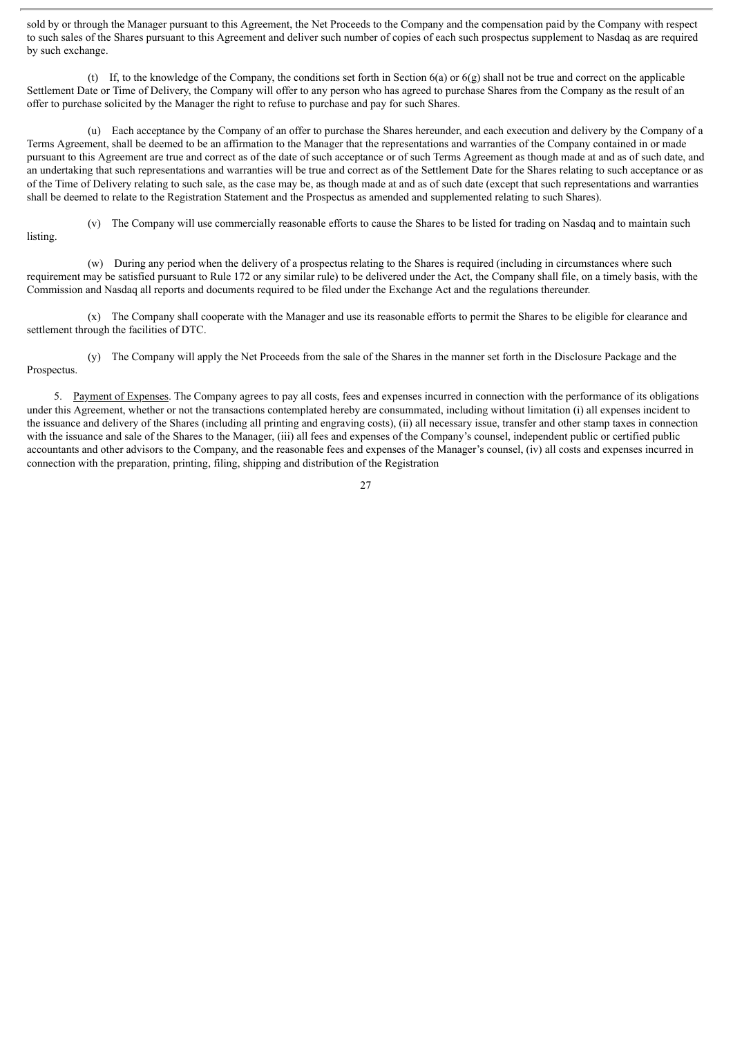sold by or through the Manager pursuant to this Agreement, the Net Proceeds to the Company and the compensation paid by the Company with respect to such sales of the Shares pursuant to this Agreement and deliver such number of copies of each such prospectus supplement to Nasdaq as are required by such exchange.

(t) If, to the knowledge of the Company, the conditions set forth in Section 6(a) or 6(g) shall not be true and correct on the applicable Settlement Date or Time of Delivery, the Company will offer to any person who has agreed to purchase Shares from the Company as the result of an offer to purchase solicited by the Manager the right to refuse to purchase and pay for such Shares.

(u) Each acceptance by the Company of an offer to purchase the Shares hereunder, and each execution and delivery by the Company of a Terms Agreement, shall be deemed to be an affirmation to the Manager that the representations and warranties of the Company contained in or made pursuant to this Agreement are true and correct as of the date of such acceptance or of such Terms Agreement as though made at and as of such date, and an undertaking that such representations and warranties will be true and correct as of the Settlement Date for the Shares relating to such acceptance or as of the Time of Delivery relating to such sale, as the case may be, as though made at and as of such date (except that such representations and warranties shall be deemed to relate to the Registration Statement and the Prospectus as amended and supplemented relating to such Shares).

(v) The Company will use commercially reasonable efforts to cause the Shares to be listed for trading on Nasdaq and to maintain such listing.

(w) During any period when the delivery of a prospectus relating to the Shares is required (including in circumstances where such requirement may be satisfied pursuant to Rule 172 or any similar rule) to be delivered under the Act, the Company shall file, on a timely basis, with the Commission and Nasdaq all reports and documents required to be filed under the Exchange Act and the regulations thereunder.

(x) The Company shall cooperate with the Manager and use its reasonable efforts to permit the Shares to be eligible for clearance and settlement through the facilities of DTC.

(y) The Company will apply the Net Proceeds from the sale of the Shares in the manner set forth in the Disclosure Package and the Prospectus.

5. Payment of Expenses. The Company agrees to pay all costs, fees and expenses incurred in connection with the performance of its obligations under this Agreement, whether or not the transactions contemplated hereby are consummated, including without limitation (i) all expenses incident to the issuance and delivery of the Shares (including all printing and engraving costs), (ii) all necessary issue, transfer and other stamp taxes in connection with the issuance and sale of the Shares to the Manager, (iii) all fees and expenses of the Company's counsel, independent public or certified public accountants and other advisors to the Company, and the reasonable fees and expenses of the Manager's counsel, (iv) all costs and expenses incurred in connection with the preparation, printing, filing, shipping and distribution of the Registration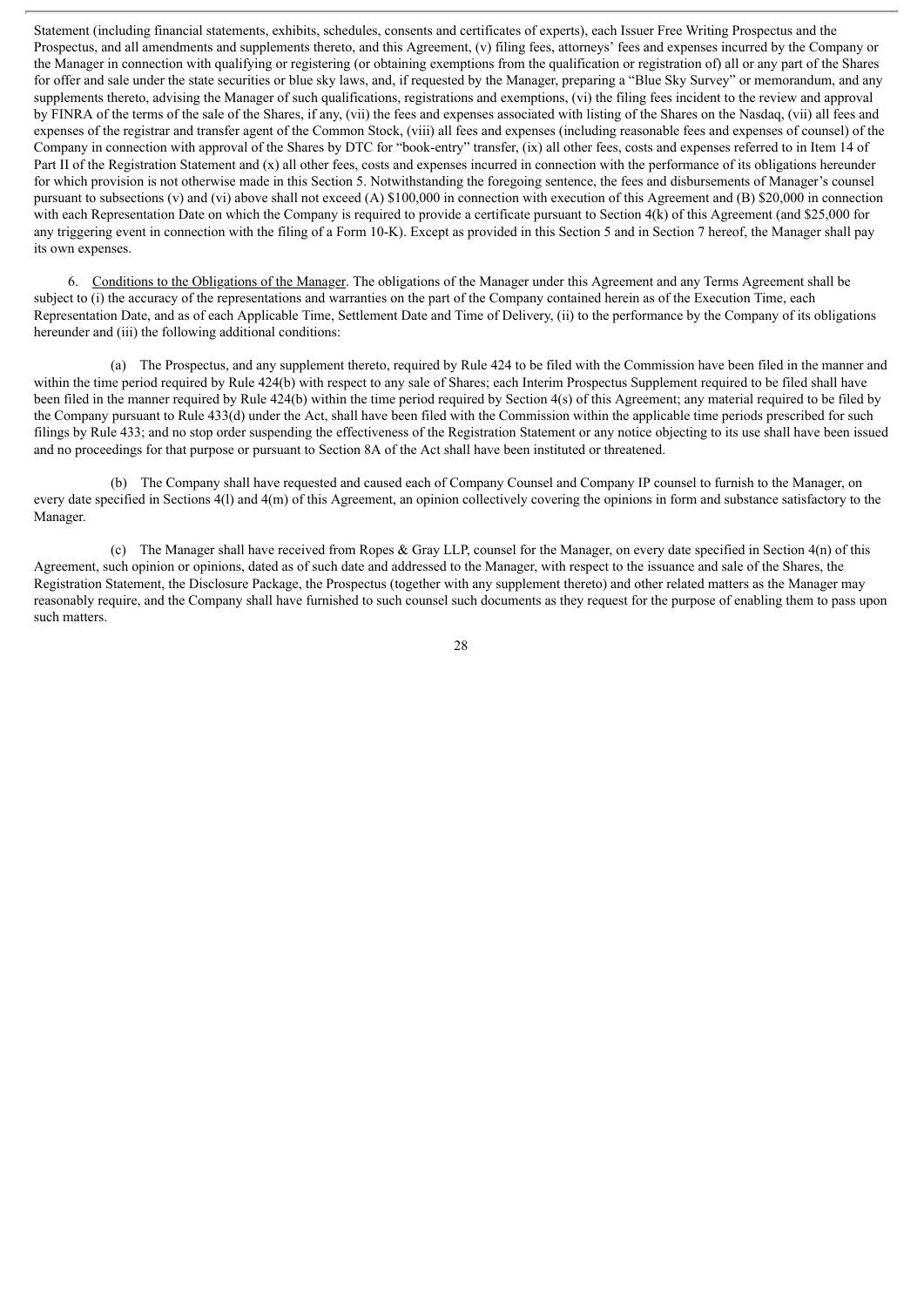Statement (including financial statements, exhibits, schedules, consents and certificates of experts), each Issuer Free Writing Prospectus and the Prospectus, and all amendments and supplements thereto, and this Agreement, (v) filing fees, attorneys' fees and expenses incurred by the Company or the Manager in connection with qualifying or registering (or obtaining exemptions from the qualification or registration of) all or any part of the Shares for offer and sale under the state securities or blue sky laws, and, if requested by the Manager, preparing a "Blue Sky Survey" or memorandum, and any supplements thereto, advising the Manager of such qualifications, registrations and exemptions, (vi) the filing fees incident to the review and approval by FINRA of the terms of the sale of the Shares, if any, (vii) the fees and expenses associated with listing of the Shares on the Nasdaq, (vii) all fees and expenses of the registrar and transfer agent of the Common Stock, (viii) all fees and expenses (including reasonable fees and expenses of counsel) of the Company in connection with approval of the Shares by DTC for "book-entry" transfer, (ix) all other fees, costs and expenses referred to in Item 14 of Part II of the Registration Statement and (x) all other fees, costs and expenses incurred in connection with the performance of its obligations hereunder for which provision is not otherwise made in this Section 5. Notwithstanding the foregoing sentence, the fees and disbursements of Manager's counsel pursuant to subsections (v) and (vi) above shall not exceed (A) $100,000 in connection with execution of this Agreement and (B) $20,000 in connection with each Representation Date on which the Company is required to provide a certificate pursuant to Section 4(k) of this Agreement (and $25,000 for any triggering event in connection with the filing of a Form 10-K). Except as provided in this Section 5 and in Section 7 hereof, the Manager shall pay its own expenses.

6. Conditions to the Obligations of the Manager. The obligations of the Manager under this Agreement and any Terms Agreement shall be subject to (i) the accuracy of the representations and warranties on the part of the Company contained herein as of the Execution Time, each Representation Date, and as of each Applicable Time, Settlement Date and Time of Delivery, (ii) to the performance by the Company of its obligations hereunder and (iii) the following additional conditions:

(a) The Prospectus, and any supplement thereto, required by Rule 424 to be filed with the Commission have been filed in the manner and within the time period required by Rule 424(b) with respect to any sale of Shares; each Interim Prospectus Supplement required to be filed shall have been filed in the manner required by Rule 424(b) within the time period required by Section 4(s) of this Agreement; any material required to be filed by the Company pursuant to Rule 433(d) under the Act, shall have been filed with the Commission within the applicable time periods prescribed for such filings by Rule 433; and no stop order suspending the effectiveness of the Registration Statement or any notice objecting to its use shall have been issued and no proceedings for that purpose or pursuant to Section 8A of the Act shall have been instituted or threatened.

(b) The Company shall have requested and caused each of Company Counsel and Company IP counsel to furnish to the Manager, on every date specified in Sections 4(l) and 4(m) of this Agreement, an opinion collectively covering the opinions in form and substance satisfactory to the Manager.

(c) The Manager shall have received from Ropes & Gray LLP, counsel for the Manager, on every date specified in Section 4(n) of this Agreement, such opinion or opinions, dated as of such date and addressed to the Manager, with respect to the issuance and sale of the Shares, the Registration Statement, the Disclosure Package, the Prospectus (together with any supplement thereto) and other related matters as the Manager may reasonably require, and the Company shall have furnished to such counsel such documents as they request for the purpose of enabling them to pass upon such matters.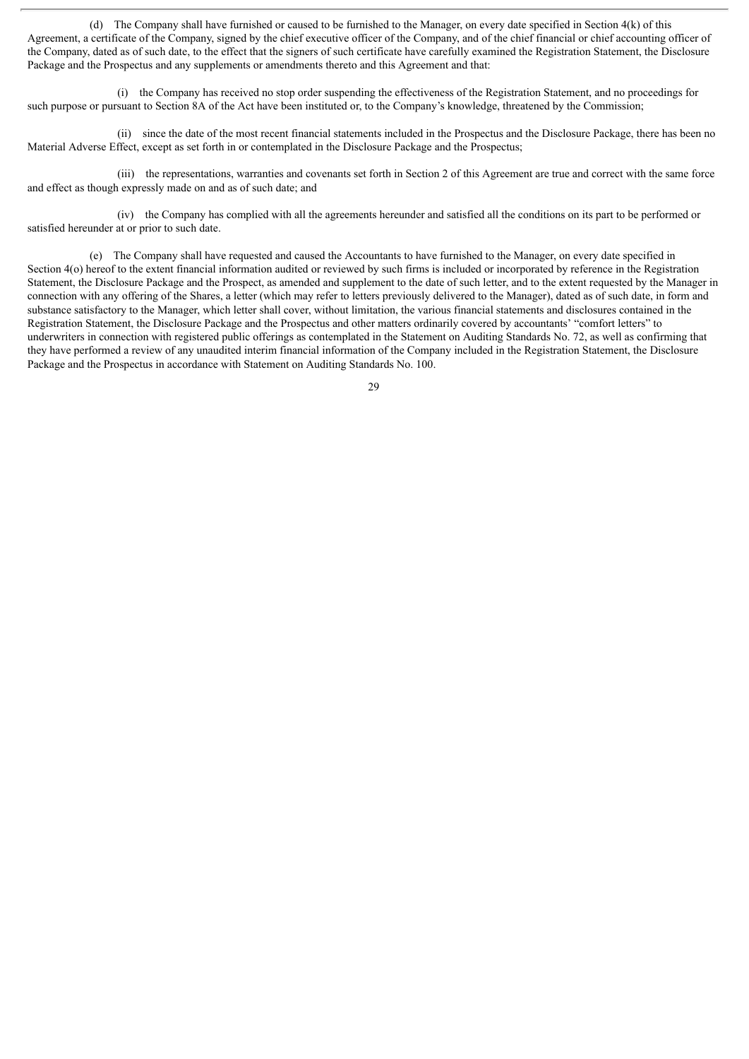(d) The Company shall have furnished or caused to be furnished to the Manager, on every date specified in Section 4(k) of this Agreement, a certificate of the Company, signed by the chief executive officer of the Company, and of the chief financial or chief accounting officer of the Company, dated as of such date, to the effect that the signers of such certificate have carefully examined the Registration Statement, the Disclosure Package and the Prospectus and any supplements or amendments thereto and this Agreement and that:

(i) the Company has received no stop order suspending the effectiveness of the Registration Statement, and no proceedings for such purpose or pursuant to Section 8A of the Act have been instituted or, to the Company's knowledge, threatened by the Commission;

(ii) since the date of the most recent financial statements included in the Prospectus and the Disclosure Package, there has been no Material Adverse Effect, except as set forth in or contemplated in the Disclosure Package and the Prospectus;

(iii) the representations, warranties and covenants set forth in Section 2 of this Agreement are true and correct with the same force and effect as though expressly made on and as of such date; and

(iv) the Company has complied with all the agreements hereunder and satisfied all the conditions on its part to be performed or satisfied hereunder at or prior to such date.

(e) The Company shall have requested and caused the Accountants to have furnished to the Manager, on every date specified in Section 4(o) hereof to the extent financial information audited or reviewed by such firms is included or incorporated by reference in the Registration Statement, the Disclosure Package and the Prospect, as amended and supplement to the date of such letter, and to the extent requested by the Manager in connection with any offering of the Shares, a letter (which may refer to letters previously delivered to the Manager), dated as of such date, in form and substance satisfactory to the Manager, which letter shall cover, without limitation, the various financial statements and disclosures contained in the Registration Statement, the Disclosure Package and the Prospectus and other matters ordinarily covered by accountants' "comfort letters" to underwriters in connection with registered public offerings as contemplated in the Statement on Auditing Standards No. 72, as well as confirming that they have performed a review of any unaudited interim financial information of the Company included in the Registration Statement, the Disclosure Package and the Prospectus in accordance with Statement on Auditing Standards No. 100.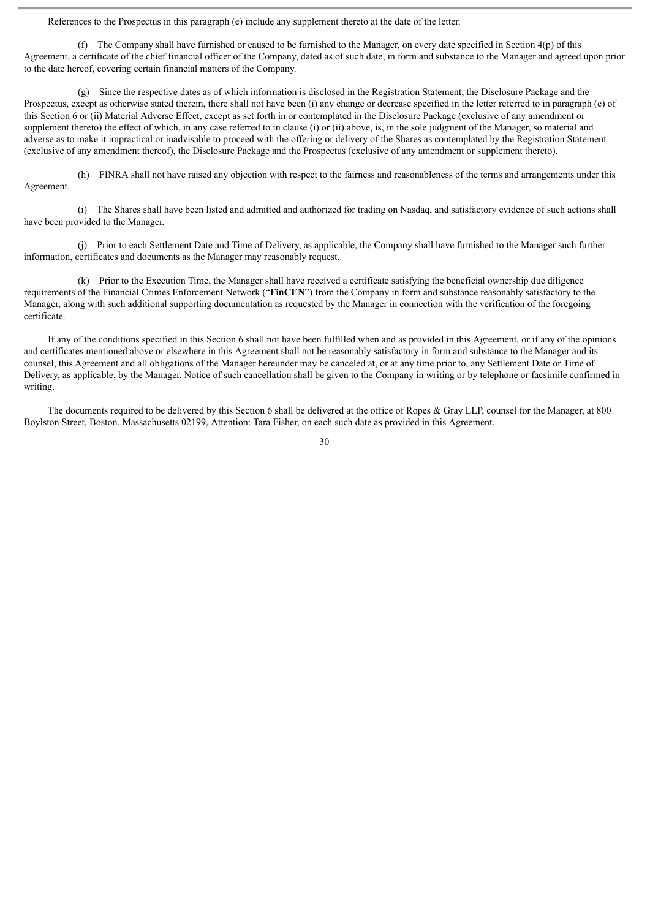References to the Prospectus in this paragraph (e) include any supplement thereto at the date of the letter.

(f) The Company shall have furnished or caused to be furnished to the Manager, on every date specified in Section 4(p) of this Agreement, a certificate of the chief financial officer of the Company, dated as of such date, in form and substance to the Manager and agreed upon prior to the date hereof, covering certain financial matters of the Company.

(g) Since the respective dates as of which information is disclosed in the Registration Statement, the Disclosure Package and the Prospectus, except as otherwise stated therein, there shall not have been (i) any change or decrease specified in the letter referred to in paragraph (e) of this Section 6 or (ii) Material Adverse Effect, except as set forth in or contemplated in the Disclosure Package (exclusive of any amendment or supplement thereto) the effect of which, in any case referred to in clause (i) or (ii) above, is, in the sole judgment of the Manager, so material and adverse as to make it impractical or inadvisable to proceed with the offering or delivery of the Shares as contemplated by the Registration Statement (exclusive of any amendment thereof), the Disclosure Package and the Prospectus (exclusive of any amendment or supplement thereto).

(h) FINRA shall not have raised any objection with respect to the fairness and reasonableness of the terms and arrangements under this Agreement.

(i) The Shares shall have been listed and admitted and authorized for trading on Nasdaq, and satisfactory evidence of such actions shall have been provided to the Manager.

(j) Prior to each Settlement Date and Time of Delivery, as applicable, the Company shall have furnished to the Manager such further information, certificates and documents as the Manager may reasonably request.

(k) Prior to the Execution Time, the Manager shall have received a certificate satisfying the beneficial ownership due diligence requirements of the Financial Crimes Enforcement Network ("**FinCEN**") from the Company in form and substance reasonably satisfactory to the Manager, along with such additional supporting documentation as requested by the Manager in connection with the verification of the foregoing certificate.

If any of the conditions specified in this Section 6 shall not have been fulfilled when and as provided in this Agreement, or if any of the opinions and certificates mentioned above or elsewhere in this Agreement shall not be reasonably satisfactory in form and substance to the Manager and its counsel, this Agreement and all obligations of the Manager hereunder may be canceled at, or at any time prior to, any Settlement Date or Time of Delivery, as applicable, by the Manager. Notice of such cancellation shall be given to the Company in writing or by telephone or facsimile confirmed in writing.

The documents required to be delivered by this Section 6 shall be delivered at the office of Ropes & Gray LLP, counsel for the Manager, at 800 Boylston Street, Boston, Massachusetts 02199, Attention: Tara Fisher, on each such date as provided in this Agreement.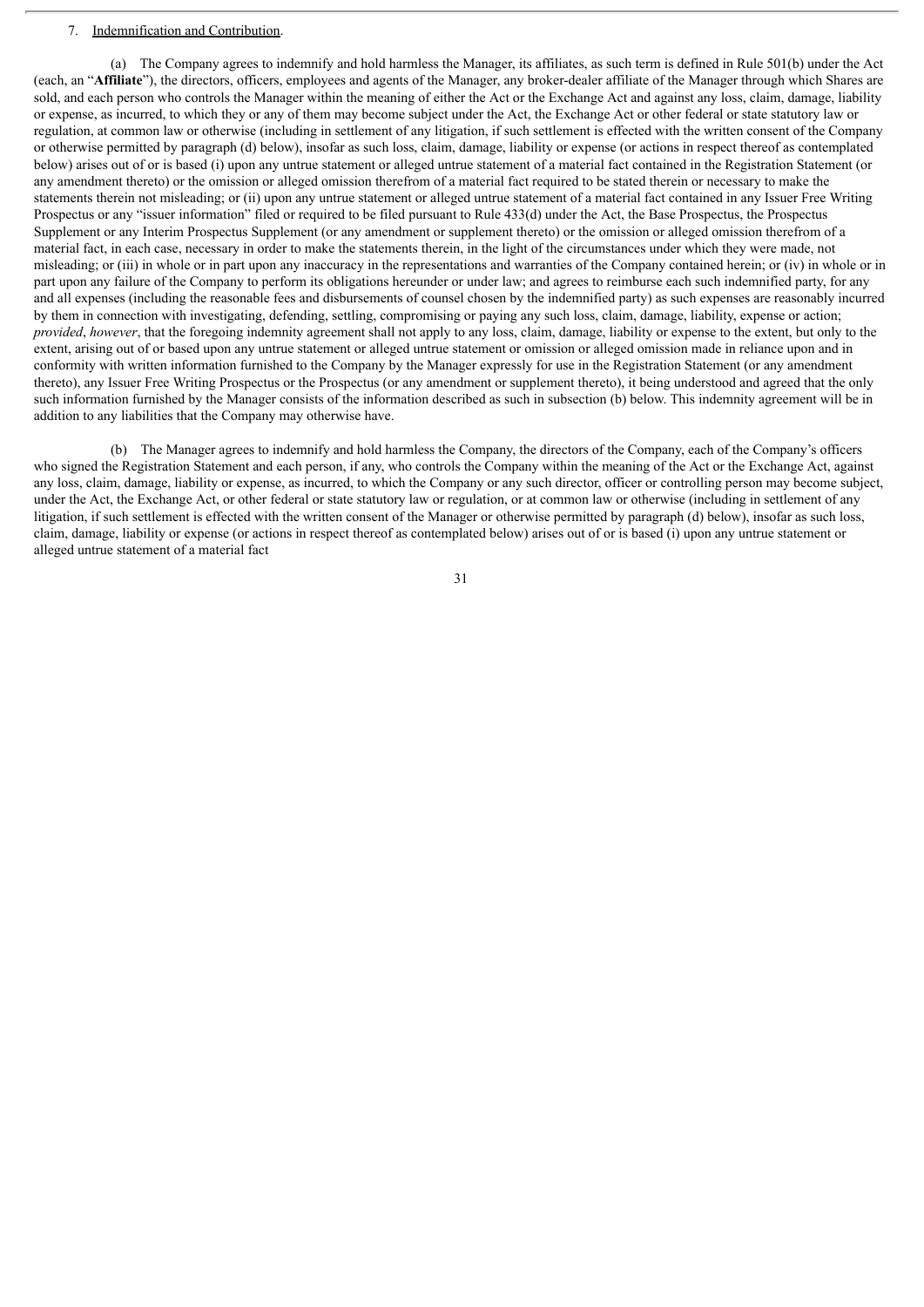7. Indemnification and Contribution.

(a) The Company agrees to indemnify and hold harmless the Manager, its affiliates, as such term is defined in Rule 501(b) under the Act (each, an "**Affiliate**"), the directors, officers, employees and agents of the Manager, any broker-dealer affiliate of the Manager through which Shares are sold, and each person who controls the Manager within the meaning of either the Act or the Exchange Act and against any loss, claim, damage, liability or expense, as incurred, to which they or any of them may become subject under the Act, the Exchange Act or other federal or state statutory law or regulation, at common law or otherwise (including in settlement of any litigation, if such settlement is effected with the written consent of the Company or otherwise permitted by paragraph (d) below), insofar as such loss, claim, damage, liability or expense (or actions in respect thereof as contemplated below) arises out of or is based (i) upon any untrue statement or alleged untrue statement of a material fact contained in the Registration Statement (or any amendment thereto) or the omission or alleged omission therefrom of a material fact required to be stated therein or necessary to make the statements therein not misleading; or (ii) upon any untrue statement or alleged untrue statement of a material fact contained in any Issuer Free Writing Prospectus or any "issuer information" filed or required to be filed pursuant to Rule 433(d) under the Act, the Base Prospectus, the Prospectus Supplement or any Interim Prospectus Supplement (or any amendment or supplement thereto) or the omission or alleged omission therefrom of a material fact, in each case, necessary in order to make the statements therein, in the light of the circumstances under which they were made, not misleading; or (iii) in whole or in part upon any inaccuracy in the representations and warranties of the Company contained herein; or (iv) in whole or in part upon any failure of the Company to perform its obligations hereunder or under law; and agrees to reimburse each such indemnified party, for any and all expenses (including the reasonable fees and disbursements of counsel chosen by the indemnified party) as such expenses are reasonably incurred by them in connection with investigating, defending, settling, compromising or paying any such loss, claim, damage, liability, expense or action; *provided*, *however*, that the foregoing indemnity agreement shall not apply to any loss, claim, damage, liability or expense to the extent, but only to the extent, arising out of or based upon any untrue statement or alleged untrue statement or omission or alleged omission made in reliance upon and in conformity with written information furnished to the Company by the Manager expressly for use in the Registration Statement (or any amendment thereto), any Issuer Free Writing Prospectus or the Prospectus (or any amendment or supplement thereto), it being understood and agreed that the only such information furnished by the Manager consists of the information described as such in subsection (b) below. This indemnity agreement will be in addition to any liabilities that the Company may otherwise have.

(b) The Manager agrees to indemnify and hold harmless the Company, the directors of the Company, each of the Company's officers who signed the Registration Statement and each person, if any, who controls the Company within the meaning of the Act or the Exchange Act, against any loss, claim, damage, liability or expense, as incurred, to which the Company or any such director, officer or controlling person may become subject, under the Act, the Exchange Act, or other federal or state statutory law or regulation, or at common law or otherwise (including in settlement of any litigation, if such settlement is effected with the written consent of the Manager or otherwise permitted by paragraph (d) below), insofar as such loss, claim, damage, liability or expense (or actions in respect thereof as contemplated below) arises out of or is based (i) upon any untrue statement or alleged untrue statement of a material fact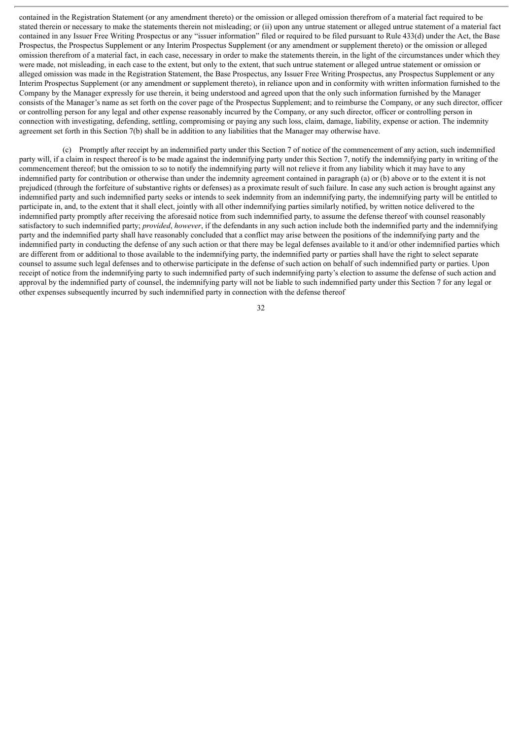contained in the Registration Statement (or any amendment thereto) or the omission or alleged omission therefrom of a material fact required to be stated therein or necessary to make the statements therein not misleading; or (ii) upon any untrue statement or alleged untrue statement of a material fact contained in any Issuer Free Writing Prospectus or any "issuer information" filed or required to be filed pursuant to Rule 433(d) under the Act, the Base Prospectus, the Prospectus Supplement or any Interim Prospectus Supplement (or any amendment or supplement thereto) or the omission or alleged omission therefrom of a material fact, in each case, necessary in order to make the statements therein, in the light of the circumstances under which they were made, not misleading, in each case to the extent, but only to the extent, that such untrue statement or alleged untrue statement or omission or alleged omission was made in the Registration Statement, the Base Prospectus, any Issuer Free Writing Prospectus, any Prospectus Supplement or any Interim Prospectus Supplement (or any amendment or supplement thereto), in reliance upon and in conformity with written information furnished to the Company by the Manager expressly for use therein, it being understood and agreed upon that the only such information furnished by the Manager consists of the Manager's name as set forth on the cover page of the Prospectus Supplement; and to reimburse the Company, or any such director, officer or controlling person for any legal and other expense reasonably incurred by the Company, or any such director, officer or controlling person in connection with investigating, defending, settling, compromising or paying any such loss, claim, damage, liability, expense or action. The indemnity agreement set forth in this Section 7(b) shall be in addition to any liabilities that the Manager may otherwise have.

(c) Promptly after receipt by an indemnified party under this Section 7 of notice of the commencement of any action, such indemnified party will, if a claim in respect thereof is to be made against the indemnifying party under this Section 7, notify the indemnifying party in writing of the commencement thereof; but the omission to so to notify the indemnifying party will not relieve it from any liability which it may have to any indemnified party for contribution or otherwise than under the indemnity agreement contained in paragraph (a) or (b) above or to the extent it is not prejudiced (through the forfeiture of substantive rights or defenses) as a proximate result of such failure. In case any such action is brought against any indemnified party and such indemnified party seeks or intends to seek indemnity from an indemnifying party, the indemnifying party will be entitled to participate in, and, to the extent that it shall elect, jointly with all other indemnifying parties similarly notified, by written notice delivered to the indemnified party promptly after receiving the aforesaid notice from such indemnified party, to assume the defense thereof with counsel reasonably satisfactory to such indemnified party; *provided*, *however*, if the defendants in any such action include both the indemnified party and the indemnifying party and the indemnified party shall have reasonably concluded that a conflict may arise between the positions of the indemnifying party and the indemnified party in conducting the defense of any such action or that there may be legal defenses available to it and/or other indemnified parties which are different from or additional to those available to the indemnifying party, the indemnified party or parties shall have the right to select separate counsel to assume such legal defenses and to otherwise participate in the defense of such action on behalf of such indemnified party or parties. Upon receipt of notice from the indemnifying party to such indemnified party of such indemnifying party's election to assume the defense of such action and approval by the indemnified party of counsel, the indemnifying party will not be liable to such indemnified party under this Section 7 for any legal or other expenses subsequently incurred by such indemnified party in connection with the defense thereof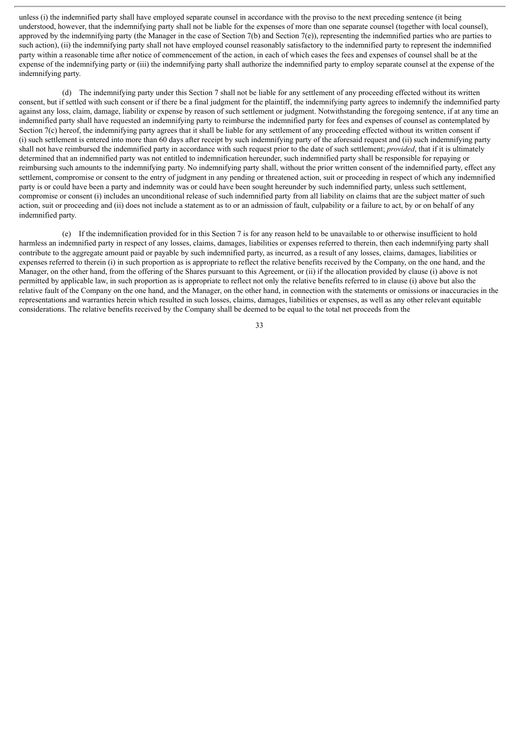unless (i) the indemnified party shall have employed separate counsel in accordance with the proviso to the next preceding sentence (it being understood, however, that the indemnifying party shall not be liable for the expenses of more than one separate counsel (together with local counsel), approved by the indemnifying party (the Manager in the case of Section 7(b) and Section 7(e)), representing the indemnified parties who are parties to such action), (ii) the indemnifying party shall not have employed counsel reasonably satisfactory to the indemnified party to represent the indemnified party within a reasonable time after notice of commencement of the action, in each of which cases the fees and expenses of counsel shall be at the expense of the indemnifying party or (iii) the indemnifying party shall authorize the indemnified party to employ separate counsel at the expense of the indemnifying party.

(d) The indemnifying party under this Section 7 shall not be liable for any settlement of any proceeding effected without its written consent, but if settled with such consent or if there be a final judgment for the plaintiff, the indemnifying party agrees to indemnify the indemnified party against any loss, claim, damage, liability or expense by reason of such settlement or judgment. Notwithstanding the foregoing sentence, if at any time an indemnified party shall have requested an indemnifying party to reimburse the indemnified party for fees and expenses of counsel as contemplated by Section 7(c) hereof, the indemnifying party agrees that it shall be liable for any settlement of any proceeding effected without its written consent if (i) such settlement is entered into more than 60 days after receipt by such indemnifying party of the aforesaid request and (ii) such indemnifying party shall not have reimbursed the indemnified party in accordance with such request prior to the date of such settlement; *provided*, that if it is ultimately determined that an indemnified party was not entitled to indemnification hereunder, such indemnified party shall be responsible for repaying or reimbursing such amounts to the indemnifying party. No indemnifying party shall, without the prior written consent of the indemnified party, effect any settlement, compromise or consent to the entry of judgment in any pending or threatened action, suit or proceeding in respect of which any indemnified party is or could have been a party and indemnity was or could have been sought hereunder by such indemnified party, unless such settlement, compromise or consent (i) includes an unconditional release of such indemnified party from all liability on claims that are the subject matter of such action, suit or proceeding and (ii) does not include a statement as to or an admission of fault, culpability or a failure to act, by or on behalf of any indemnified party.

(e) If the indemnification provided for in this Section 7 is for any reason held to be unavailable to or otherwise insufficient to hold harmless an indemnified party in respect of any losses, claims, damages, liabilities or expenses referred to therein, then each indemnifying party shall contribute to the aggregate amount paid or payable by such indemnified party, as incurred, as a result of any losses, claims, damages, liabilities or expenses referred to therein (i) in such proportion as is appropriate to reflect the relative benefits received by the Company, on the one hand, and the Manager, on the other hand, from the offering of the Shares pursuant to this Agreement, or (ii) if the allocation provided by clause (i) above is not permitted by applicable law, in such proportion as is appropriate to reflect not only the relative benefits referred to in clause (i) above but also the relative fault of the Company on the one hand, and the Manager, on the other hand, in connection with the statements or omissions or inaccuracies in the representations and warranties herein which resulted in such losses, claims, damages, liabilities or expenses, as well as any other relevant equitable considerations. The relative benefits received by the Company shall be deemed to be equal to the total net proceeds from the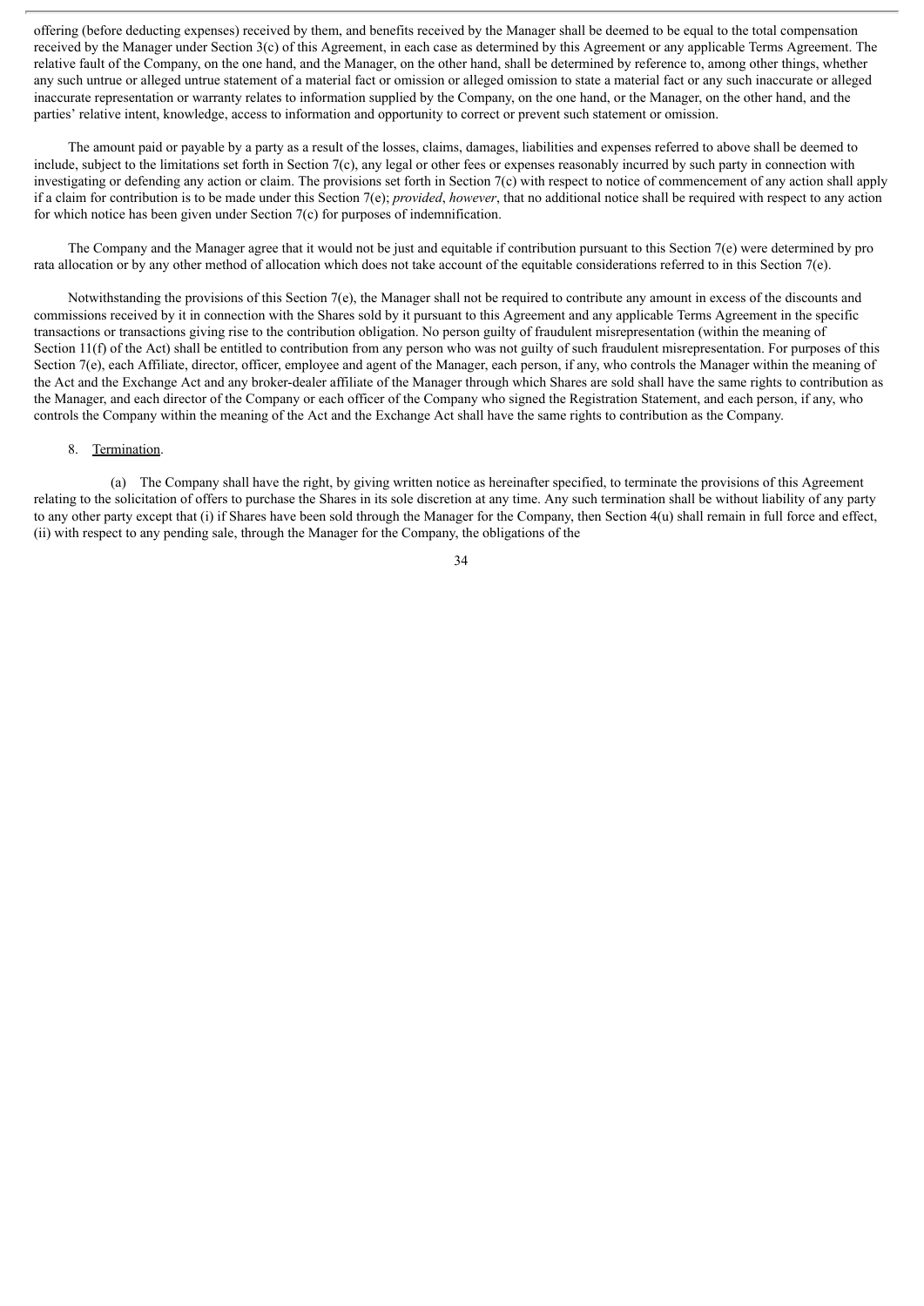offering (before deducting expenses) received by them, and benefits received by the Manager shall be deemed to be equal to the total compensation received by the Manager under Section 3(c) of this Agreement, in each case as determined by this Agreement or any applicable Terms Agreement. The relative fault of the Company, on the one hand, and the Manager, on the other hand, shall be determined by reference to, among other things, whether any such untrue or alleged untrue statement of a material fact or omission or alleged omission to state a material fact or any such inaccurate or alleged inaccurate representation or warranty relates to information supplied by the Company, on the one hand, or the Manager, on the other hand, and the parties' relative intent, knowledge, access to information and opportunity to correct or prevent such statement or omission.

The amount paid or payable by a party as a result of the losses, claims, damages, liabilities and expenses referred to above shall be deemed to include, subject to the limitations set forth in Section 7(c), any legal or other fees or expenses reasonably incurred by such party in connection with investigating or defending any action or claim. The provisions set forth in Section 7(c) with respect to notice of commencement of any action shall apply if a claim for contribution is to be made under this Section 7(e); *provided*, *however*, that no additional notice shall be required with respect to any action for which notice has been given under Section 7(c) for purposes of indemnification.

The Company and the Manager agree that it would not be just and equitable if contribution pursuant to this Section 7(e) were determined by pro rata allocation or by any other method of allocation which does not take account of the equitable considerations referred to in this Section 7(e).

Notwithstanding the provisions of this Section 7(e), the Manager shall not be required to contribute any amount in excess of the discounts and commissions received by it in connection with the Shares sold by it pursuant to this Agreement and any applicable Terms Agreement in the specific transactions or transactions giving rise to the contribution obligation. No person guilty of fraudulent misrepresentation (within the meaning of Section 11(f) of the Act) shall be entitled to contribution from any person who was not guilty of such fraudulent misrepresentation. For purposes of this Section 7(e), each Affiliate, director, officer, employee and agent of the Manager, each person, if any, who controls the Manager within the meaning of the Act and the Exchange Act and any broker-dealer affiliate of the Manager through which Shares are sold shall have the same rights to contribution as the Manager, and each director of the Company or each officer of the Company who signed the Registration Statement, and each person, if any, who controls the Company within the meaning of the Act and the Exchange Act shall have the same rights to contribution as the Company.

8. Termination.

(a) The Company shall have the right, by giving written notice as hereinafter specified, to terminate the provisions of this Agreement relating to the solicitation of offers to purchase the Shares in its sole discretion at any time. Any such termination shall be without liability of any party to any other party except that (i) if Shares have been sold through the Manager for the Company, then Section 4(u) shall remain in full force and effect, (ii) with respect to any pending sale, through the Manager for the Company, the obligations of the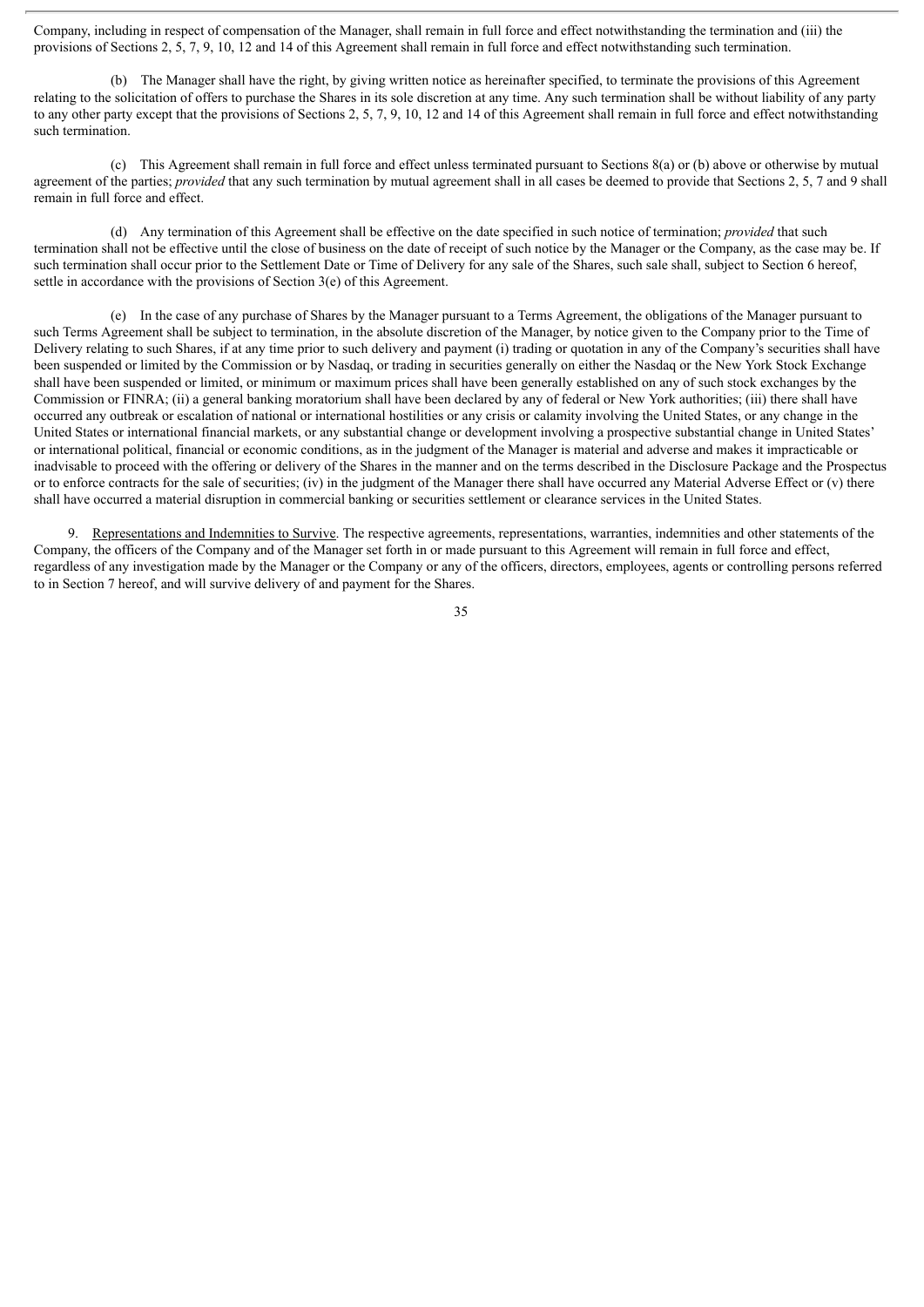Company, including in respect of compensation of the Manager, shall remain in full force and effect notwithstanding the termination and (iii) the provisions of Sections 2, 5, 7, 9, 10, 12 and 14 of this Agreement shall remain in full force and effect notwithstanding such termination.

(b) The Manager shall have the right, by giving written notice as hereinafter specified, to terminate the provisions of this Agreement relating to the solicitation of offers to purchase the Shares in its sole discretion at any time. Any such termination shall be without liability of any party to any other party except that the provisions of Sections 2, 5, 7, 9, 10, 12 and 14 of this Agreement shall remain in full force and effect notwithstanding such termination.

(c) This Agreement shall remain in full force and effect unless terminated pursuant to Sections 8(a) or (b) above or otherwise by mutual agreement of the parties; *provided* that any such termination by mutual agreement shall in all cases be deemed to provide that Sections 2, 5, 7 and 9 shall remain in full force and effect.

(d) Any termination of this Agreement shall be effective on the date specified in such notice of termination; *provided* that such termination shall not be effective until the close of business on the date of receipt of such notice by the Manager or the Company, as the case may be. If such termination shall occur prior to the Settlement Date or Time of Delivery for any sale of the Shares, such sale shall, subject to Section 6 hereof, settle in accordance with the provisions of Section 3(e) of this Agreement.

(e) In the case of any purchase of Shares by the Manager pursuant to a Terms Agreement, the obligations of the Manager pursuant to such Terms Agreement shall be subject to termination, in the absolute discretion of the Manager, by notice given to the Company prior to the Time of Delivery relating to such Shares, if at any time prior to such delivery and payment (i) trading or quotation in any of the Company's securities shall have been suspended or limited by the Commission or by Nasdaq, or trading in securities generally on either the Nasdaq or the New York Stock Exchange shall have been suspended or limited, or minimum or maximum prices shall have been generally established on any of such stock exchanges by the Commission or FINRA; (ii) a general banking moratorium shall have been declared by any of federal or New York authorities; (iii) there shall have occurred any outbreak or escalation of national or international hostilities or any crisis or calamity involving the United States, or any change in the United States or international financial markets, or any substantial change or development involving a prospective substantial change in United States' or international political, financial or economic conditions, as in the judgment of the Manager is material and adverse and makes it impracticable or inadvisable to proceed with the offering or delivery of the Shares in the manner and on the terms described in the Disclosure Package and the Prospectus or to enforce contracts for the sale of securities; (iv) in the judgment of the Manager there shall have occurred any Material Adverse Effect or (v) there shall have occurred a material disruption in commercial banking or securities settlement or clearance services in the United States.

9. Representations and Indemnities to Survive. The respective agreements, representations, warranties, indemnities and other statements of the Company, the officers of the Company and of the Manager set forth in or made pursuant to this Agreement will remain in full force and effect, regardless of any investigation made by the Manager or the Company or any of the officers, directors, employees, agents or controlling persons referred to in Section 7 hereof, and will survive delivery of and payment for the Shares.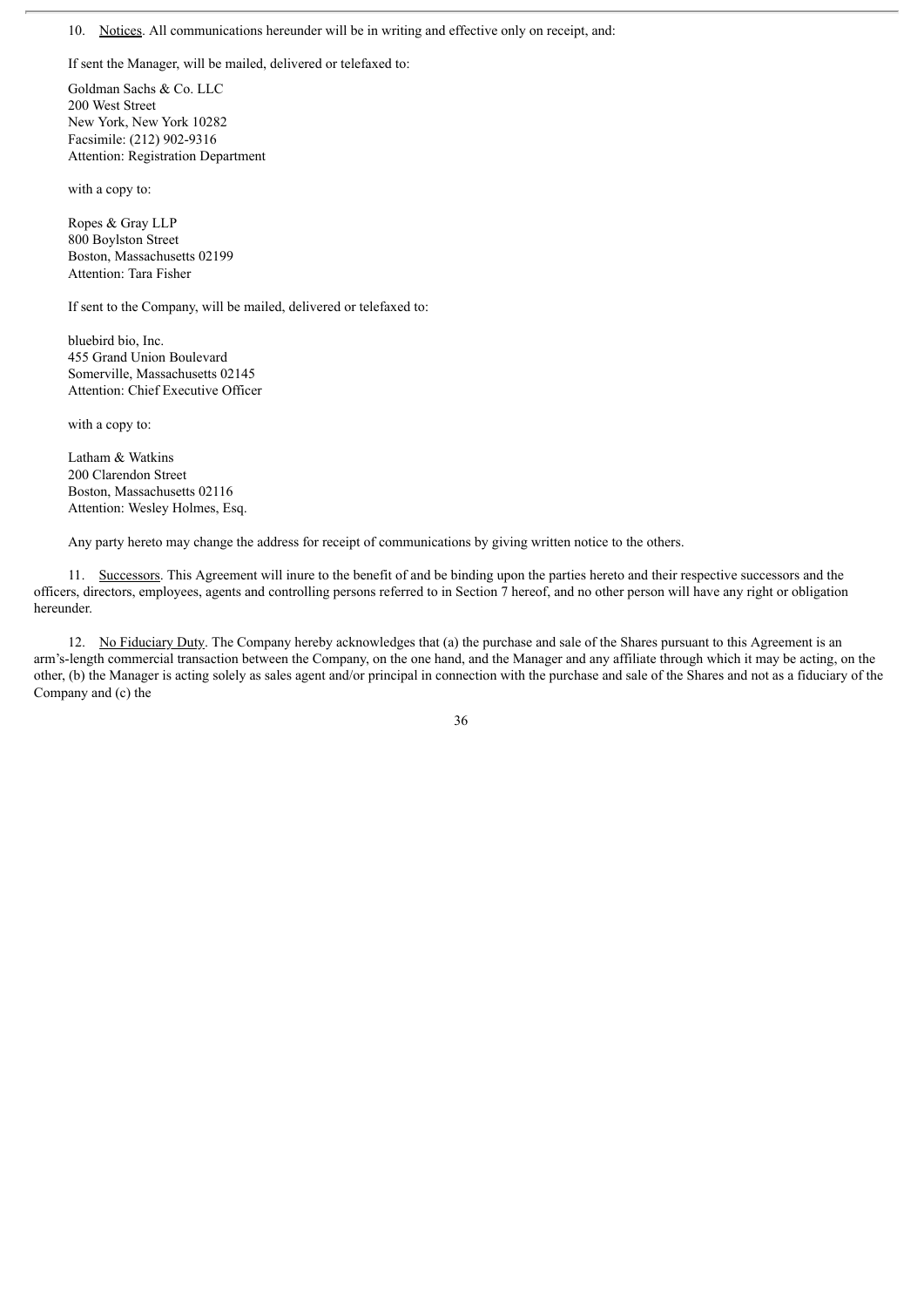10. Notices. All communications hereunder will be in writing and effective only on receipt, and:

If sent the Manager, will be mailed, delivered or telefaxed to:

Goldman Sachs & Co. LLC
200 West Street
New York, New York 10282
Facsimile: (212) 902-9316
Attention: Registration Department

with a copy to:

Ropes & Gray LLP
800 Boylston Street
Boston, Massachusetts 02199
Attention: Tara Fisher

If sent to the Company, will be mailed, delivered or telefaxed to:

bluebird bio, Inc.
455 Grand Union Boulevard
Somerville, Massachusetts 02145
Attention: Chief Executive Officer

with a copy to:

Latham & Watkins
200 Clarendon Street
Boston, Massachusetts 02116
Attention: Wesley Holmes, Esq.

Any party hereto may change the address for receipt of communications by giving written notice to the others.

11. Successors. This Agreement will inure to the benefit of and be binding upon the parties hereto and their respective successors and the officers, directors, employees, agents and controlling persons referred to in Section 7 hereof, and no other person will have any right or obligation hereunder.

12. No Fiduciary Duty. The Company hereby acknowledges that (a) the purchase and sale of the Shares pursuant to this Agreement is an arm's-length commercial transaction between the Company, on the one hand, and the Manager and any affiliate through which it may be acting, on the other, (b) the Manager is acting solely as sales agent and/or principal in connection with the purchase and sale of the Shares and not as a fiduciary of the Company and (c) the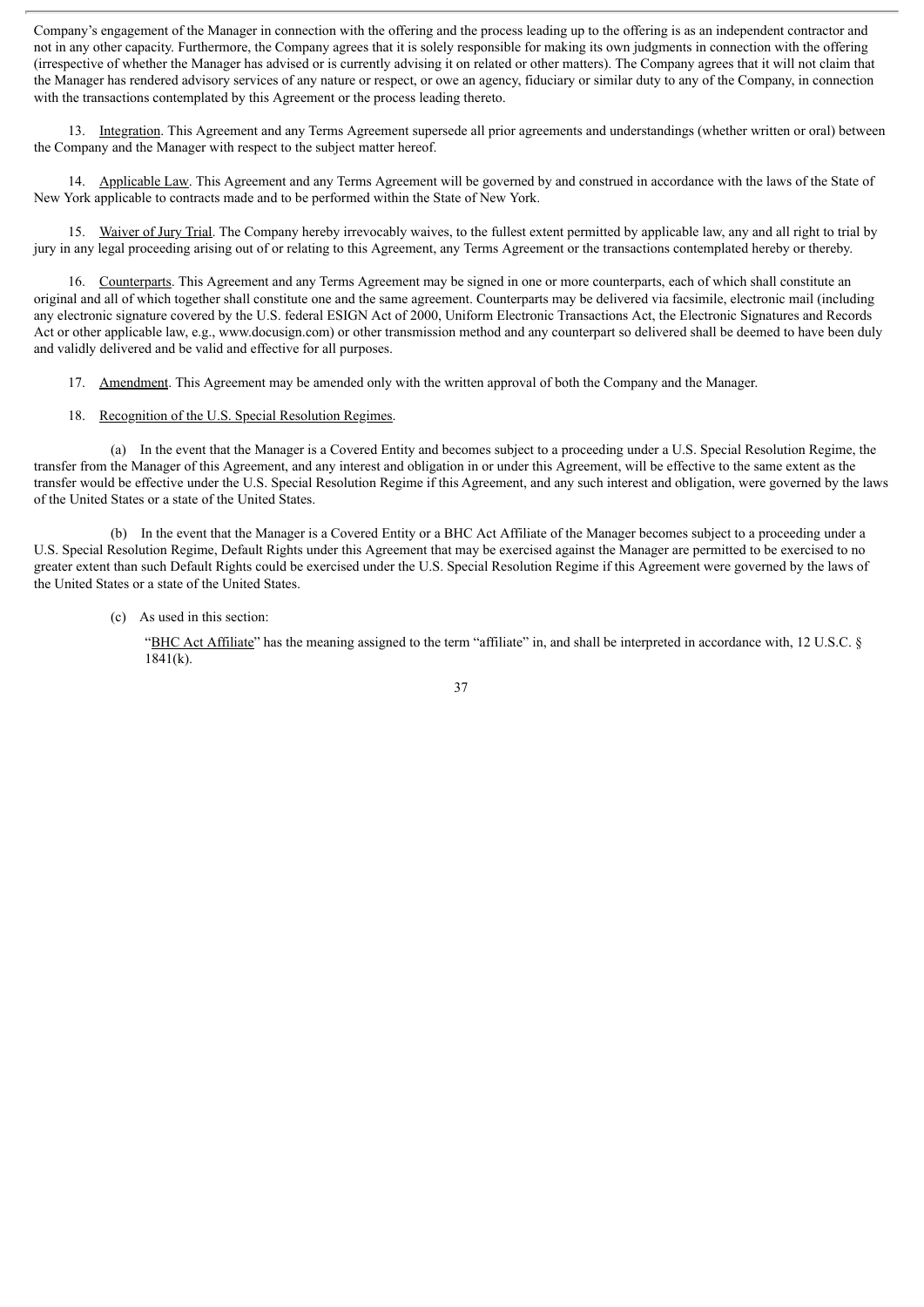Company's engagement of the Manager in connection with the offering and the process leading up to the offering is as an independent contractor and not in any other capacity. Furthermore, the Company agrees that it is solely responsible for making its own judgments in connection with the offering (irrespective of whether the Manager has advised or is currently advising it on related or other matters). The Company agrees that it will not claim that the Manager has rendered advisory services of any nature or respect, or owe an agency, fiduciary or similar duty to any of the Company, in connection with the transactions contemplated by this Agreement or the process leading thereto.

13. Integration. This Agreement and any Terms Agreement supersede all prior agreements and understandings (whether written or oral) between the Company and the Manager with respect to the subject matter hereof.

14. Applicable Law. This Agreement and any Terms Agreement will be governed by and construed in accordance with the laws of the State of New York applicable to contracts made and to be performed within the State of New York.

15. Waiver of Jury Trial. The Company hereby irrevocably waives, to the fullest extent permitted by applicable law, any and all right to trial by jury in any legal proceeding arising out of or relating to this Agreement, any Terms Agreement or the transactions contemplated hereby or thereby.

16. Counterparts. This Agreement and any Terms Agreement may be signed in one or more counterparts, each of which shall constitute an original and all of which together shall constitute one and the same agreement. Counterparts may be delivered via facsimile, electronic mail (including any electronic signature covered by the U.S. federal ESIGN Act of 2000, Uniform Electronic Transactions Act, the Electronic Signatures and Records Act or other applicable law, e.g., www.docusign.com) or other transmission method and any counterpart so delivered shall be deemed to have been duly and validly delivered and be valid and effective for all purposes.

17. Amendment. This Agreement may be amended only with the written approval of both the Company and the Manager.

18. Recognition of the U.S. Special Resolution Regimes.

(a) In the event that the Manager is a Covered Entity and becomes subject to a proceeding under a U.S. Special Resolution Regime, the transfer from the Manager of this Agreement, and any interest and obligation in or under this Agreement, will be effective to the same extent as the transfer would be effective under the U.S. Special Resolution Regime if this Agreement, and any such interest and obligation, were governed by the laws of the United States or a state of the United States.

(b) In the event that the Manager is a Covered Entity or a BHC Act Affiliate of the Manager becomes subject to a proceeding under a U.S. Special Resolution Regime, Default Rights under this Agreement that may be exercised against the Manager are permitted to be exercised to no greater extent than such Default Rights could be exercised under the U.S. Special Resolution Regime if this Agreement were governed by the laws of the United States or a state of the United States.

(c) As used in this section:

"BHC Act Affiliate" has the meaning assigned to the term "affiliate" in, and shall be interpreted in accordance with, 12 U.S.C. § 1841(k).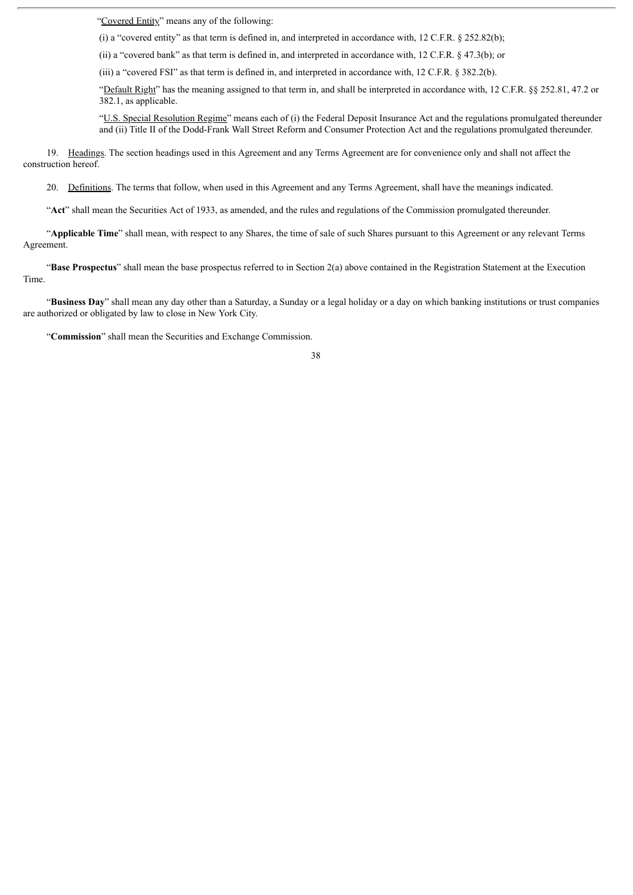"Covered Entity" means any of the following:

(i) a "covered entity" as that term is defined in, and interpreted in accordance with, 12 C.F.R. § 252.82(b);

(ii) a "covered bank" as that term is defined in, and interpreted in accordance with, 12 C.F.R. § 47.3(b); or

(iii) a "covered FSI" as that term is defined in, and interpreted in accordance with, 12 C.F.R. § 382.2(b).

"Default Right" has the meaning assigned to that term in, and shall be interpreted in accordance with, 12 C.F.R. §§ 252.81, 47.2 or 382.1, as applicable.

"U.S. Special Resolution Regime" means each of (i) the Federal Deposit Insurance Act and the regulations promulgated thereunder and (ii) Title II of the Dodd-Frank Wall Street Reform and Consumer Protection Act and the regulations promulgated thereunder.

19. Headings. The section headings used in this Agreement and any Terms Agreement are for convenience only and shall not affect the construction hereof.

20. Definitions. The terms that follow, when used in this Agreement and any Terms Agreement, shall have the meanings indicated.

"**Act**" shall mean the Securities Act of 1933, as amended, and the rules and regulations of the Commission promulgated thereunder.

"**Applicable Time**" shall mean, with respect to any Shares, the time of sale of such Shares pursuant to this Agreement or any relevant Terms Agreement.

"**Base Prospectus**" shall mean the base prospectus referred to in Section 2(a) above contained in the Registration Statement at the Execution Time.

"**Business Day**" shall mean any day other than a Saturday, a Sunday or a legal holiday or a day on which banking institutions or trust companies are authorized or obligated by law to close in New York City.

"**Commission**" shall mean the Securities and Exchange Commission.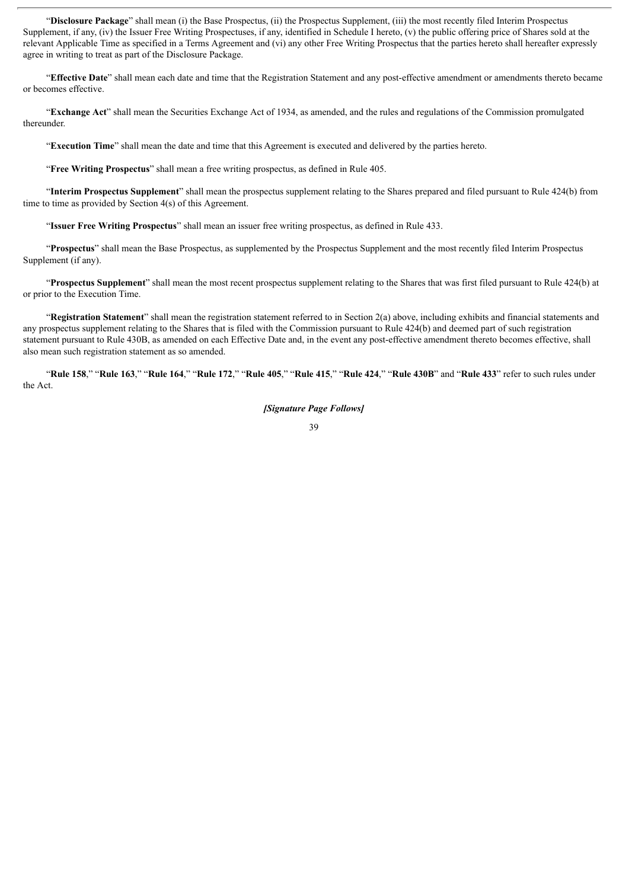"**Disclosure Package**" shall mean (i) the Base Prospectus, (ii) the Prospectus Supplement, (iii) the most recently filed Interim Prospectus Supplement, if any, (iv) the Issuer Free Writing Prospectuses, if any, identified in Schedule I hereto, (v) the public offering price of Shares sold at the relevant Applicable Time as specified in a Terms Agreement and (vi) any other Free Writing Prospectus that the parties hereto shall hereafter expressly agree in writing to treat as part of the Disclosure Package.

"**Effective Date**" shall mean each date and time that the Registration Statement and any post-effective amendment or amendments thereto became or becomes effective.

"**Exchange Act**" shall mean the Securities Exchange Act of 1934, as amended, and the rules and regulations of the Commission promulgated thereunder.

"**Execution Time**" shall mean the date and time that this Agreement is executed and delivered by the parties hereto.

"**Free Writing Prospectus**" shall mean a free writing prospectus, as defined in Rule 405.

"**Interim Prospectus Supplement**" shall mean the prospectus supplement relating to the Shares prepared and filed pursuant to Rule 424(b) from time to time as provided by Section 4(s) of this Agreement.

"**Issuer Free Writing Prospectus**" shall mean an issuer free writing prospectus, as defined in Rule 433.

"**Prospectus**" shall mean the Base Prospectus, as supplemented by the Prospectus Supplement and the most recently filed Interim Prospectus Supplement (if any).

"**Prospectus Supplement**" shall mean the most recent prospectus supplement relating to the Shares that was first filed pursuant to Rule 424(b) at or prior to the Execution Time.

"**Registration Statement**" shall mean the registration statement referred to in Section 2(a) above, including exhibits and financial statements and any prospectus supplement relating to the Shares that is filed with the Commission pursuant to Rule 424(b) and deemed part of such registration statement pursuant to Rule 430B, as amended on each Effective Date and, in the event any post-effective amendment thereto becomes effective, shall also mean such registration statement as so amended.

"**Rule 158**," "**Rule 163**," "**Rule 164**," "**Rule 172**," "**Rule 405**," "**Rule 415**," "**Rule 424**," "**Rule 430B**" and "**Rule 433**" refer to such rules under the Act.

***[Signature Page Follows]***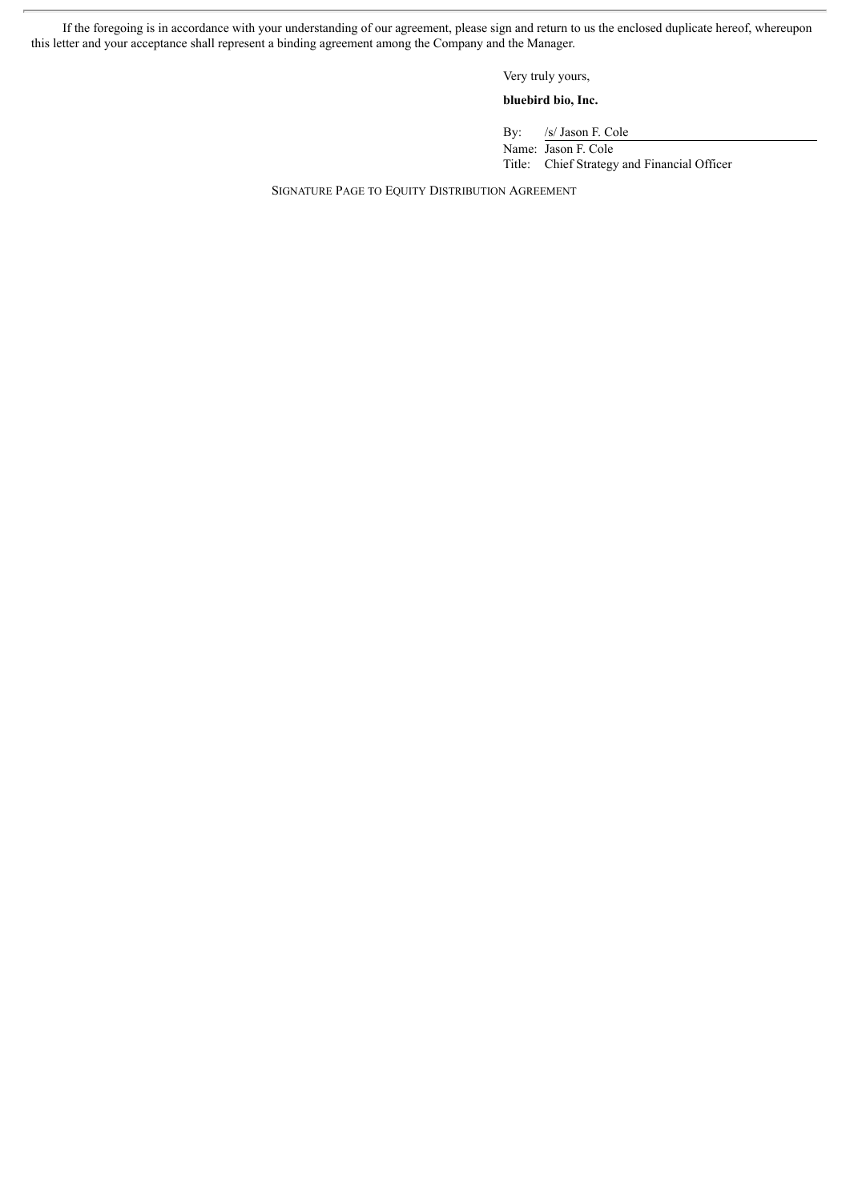If the foregoing is in accordance with your understanding of our agreement, please sign and return to us the enclosed duplicate hereof, whereupon this letter and your acceptance shall represent a binding agreement among the Company and the Manager.

Very truly yours,

**bluebird bio, Inc.**

By: /s/ Jason F. Cole

Name: Jason F. Cole

Title: Chief Strategy and Financial Officer

SIGNATURE PAGE TO EQUITY DISTRIBUTION AGREEMENT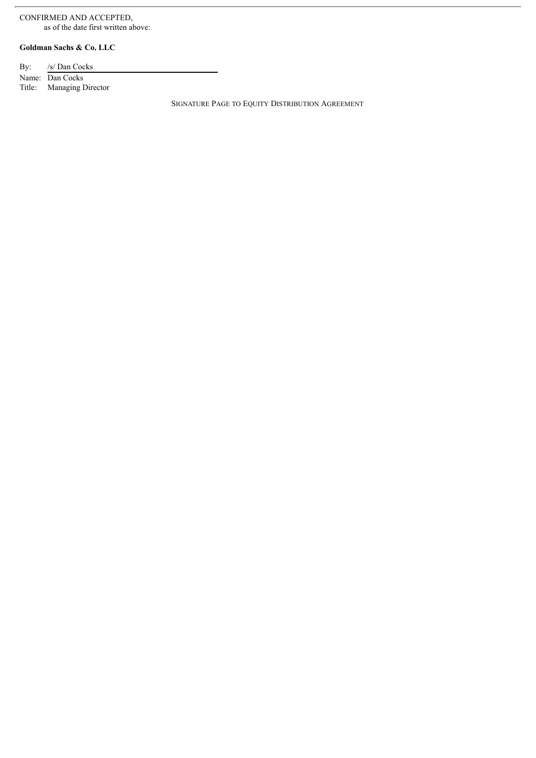CONFIRMED AND ACCEPTED,
as of the date first written above:

**Goldman Sachs & Co. LLC**

By: /s/ Dan Cocks
Name: Dan Cocks
Title: Managing Director

SIGNATURE PAGE TO EQUITY DISTRIBUTION AGREEMENT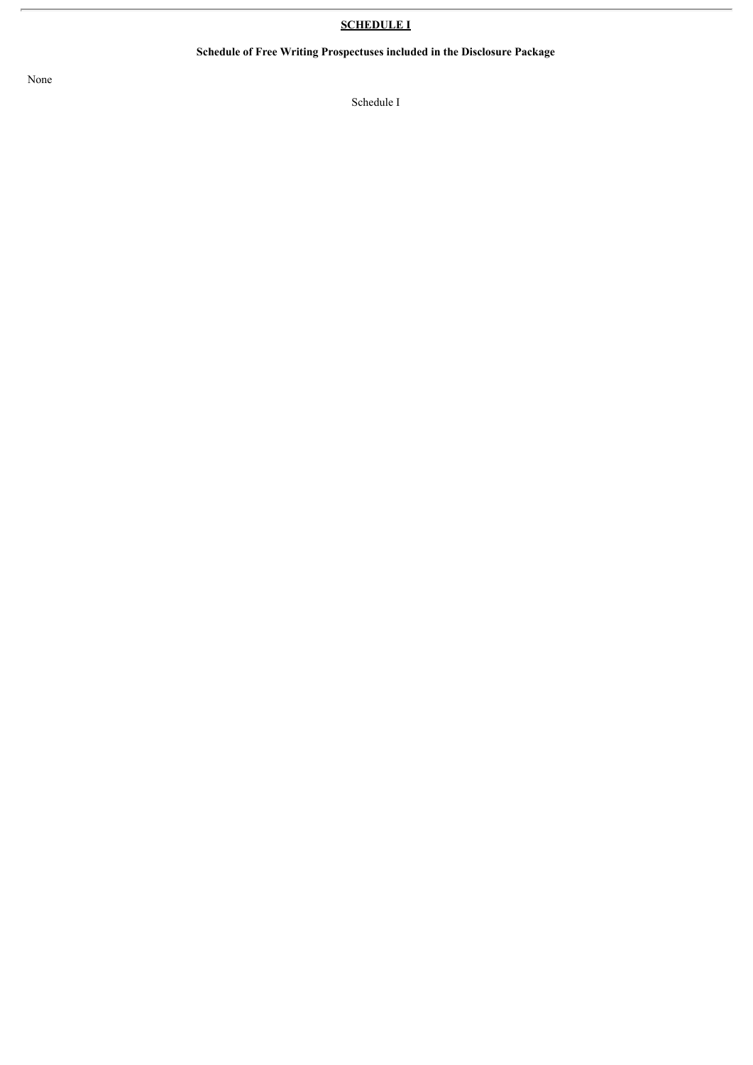## SCHEDULE I

**Schedule of Free Writing Prospectuses included in the Disclosure Package**

None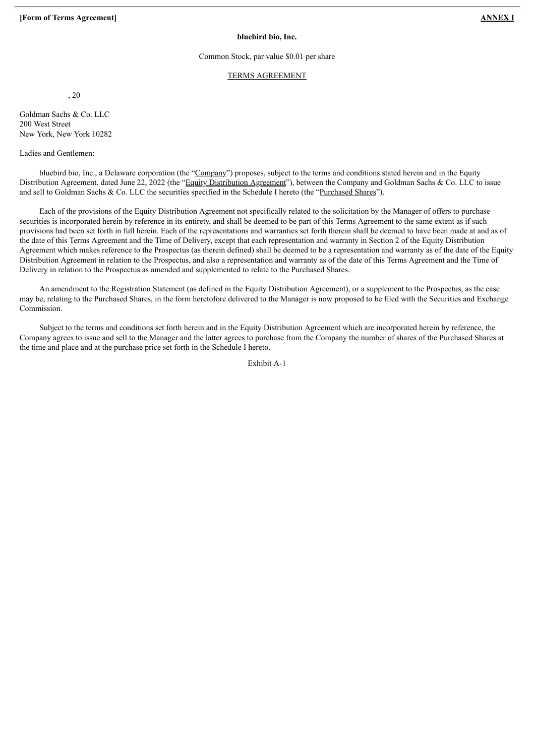**[Form of Terms Agreement]** **ANNEX I**

**bluebird bio, Inc.**

Common Stock, par value $0.01 per share

TERMS AGREEMENT

, 20

Goldman Sachs & Co. LLC
200 West Street
New York, New York 10282

Ladies and Gentlemen:

bluebird bio, Inc., a Delaware corporation (the "Company") proposes, subject to the terms and conditions stated herein and in the Equity Distribution Agreement, dated June 22, 2022 (the "Equity Distribution Agreement"), between the Company and Goldman Sachs & Co. LLC to issue and sell to Goldman Sachs & Co. LLC the securities specified in the Schedule I hereto (the "Purchased Shares").

Each of the provisions of the Equity Distribution Agreement not specifically related to the solicitation by the Manager of offers to purchase securities is incorporated herein by reference in its entirety, and shall be deemed to be part of this Terms Agreement to the same extent as if such provisions had been set forth in full herein. Each of the representations and warranties set forth therein shall be deemed to have been made at and as of the date of this Terms Agreement and the Time of Delivery, except that each representation and warranty in Section 2 of the Equity Distribution Agreement which makes reference to the Prospectus (as therein defined) shall be deemed to be a representation and warranty as of the date of the Equity Distribution Agreement in relation to the Prospectus, and also a representation and warranty as of the date of this Terms Agreement and the Time of Delivery in relation to the Prospectus as amended and supplemented to relate to the Purchased Shares.

An amendment to the Registration Statement (as defined in the Equity Distribution Agreement), or a supplement to the Prospectus, as the case may be, relating to the Purchased Shares, in the form heretofore delivered to the Manager is now proposed to be filed with the Securities and Exchange Commission.

Subject to the terms and conditions set forth herein and in the Equity Distribution Agreement which are incorporated herein by reference, the Company agrees to issue and sell to the Manager and the latter agrees to purchase from the Company the number of shares of the Purchased Shares at the time and place and at the purchase price set forth in the Schedule I hereto.

Exhibit A-1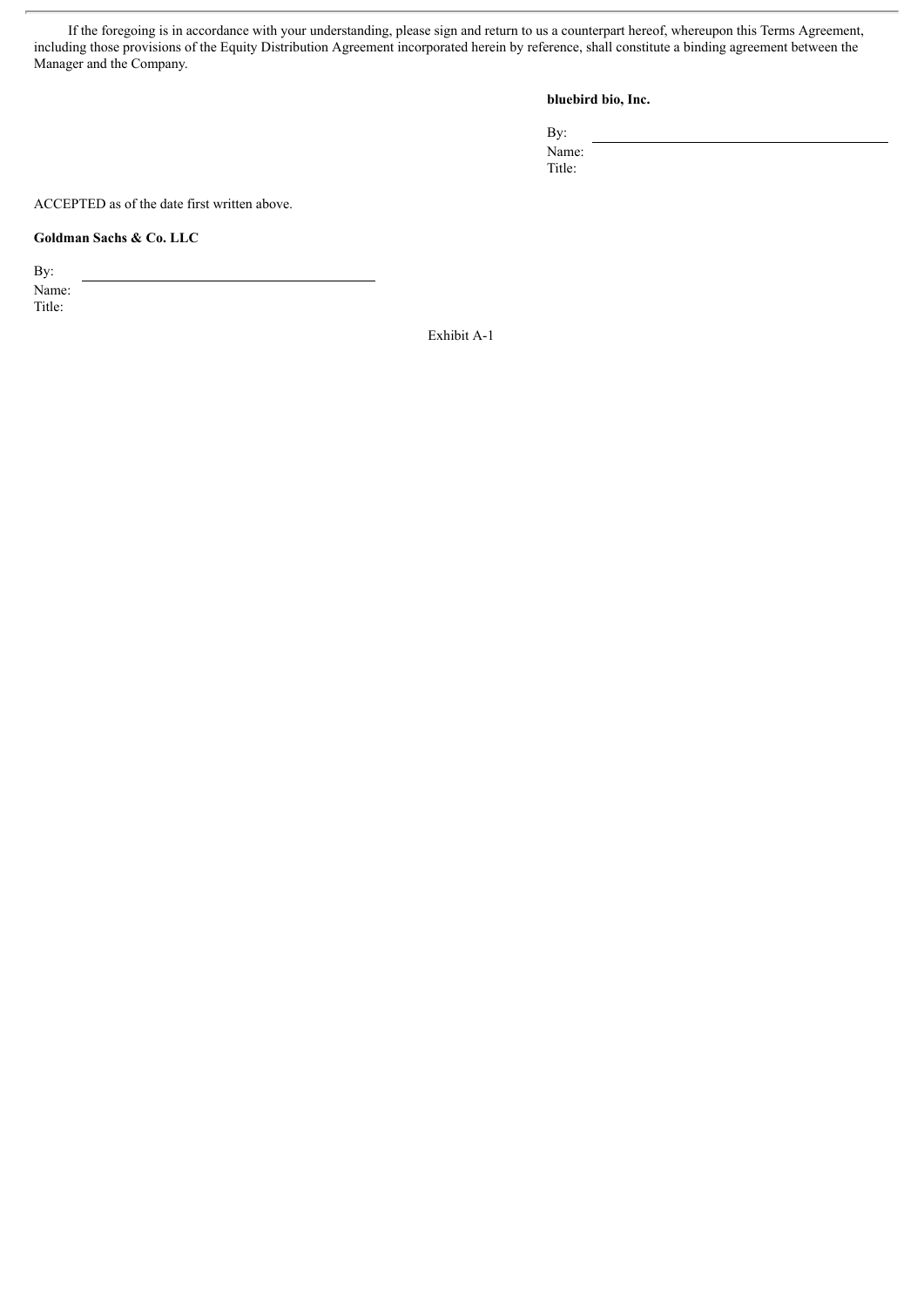If the foregoing is in accordance with your understanding, please sign and return to us a counterpart hereof, whereupon this Terms Agreement, including those provisions of the Equity Distribution Agreement incorporated herein by reference, shall constitute a binding agreement between the Manager and the Company.

**bluebird bio, Inc.**

By: \_\_\_\_\_\_\_\_\_\_\_\_\_\_\_\_\_\_\_\_\_\_\_\_\_\_\_\_\_\_\_\_\_\_\_\_\_\_\_\_

Name:

Title:

ACCEPTED as of the date first written above.

**Goldman Sachs & Co. LLC**

By: \_\_\_\_\_\_\_\_\_\_\_\_\_\_\_\_\_\_\_\_\_\_\_\_\_\_\_\_\_\_\_\_\_\_\_\_\_\_\_\_

Name:

Title:

Exhibit A-1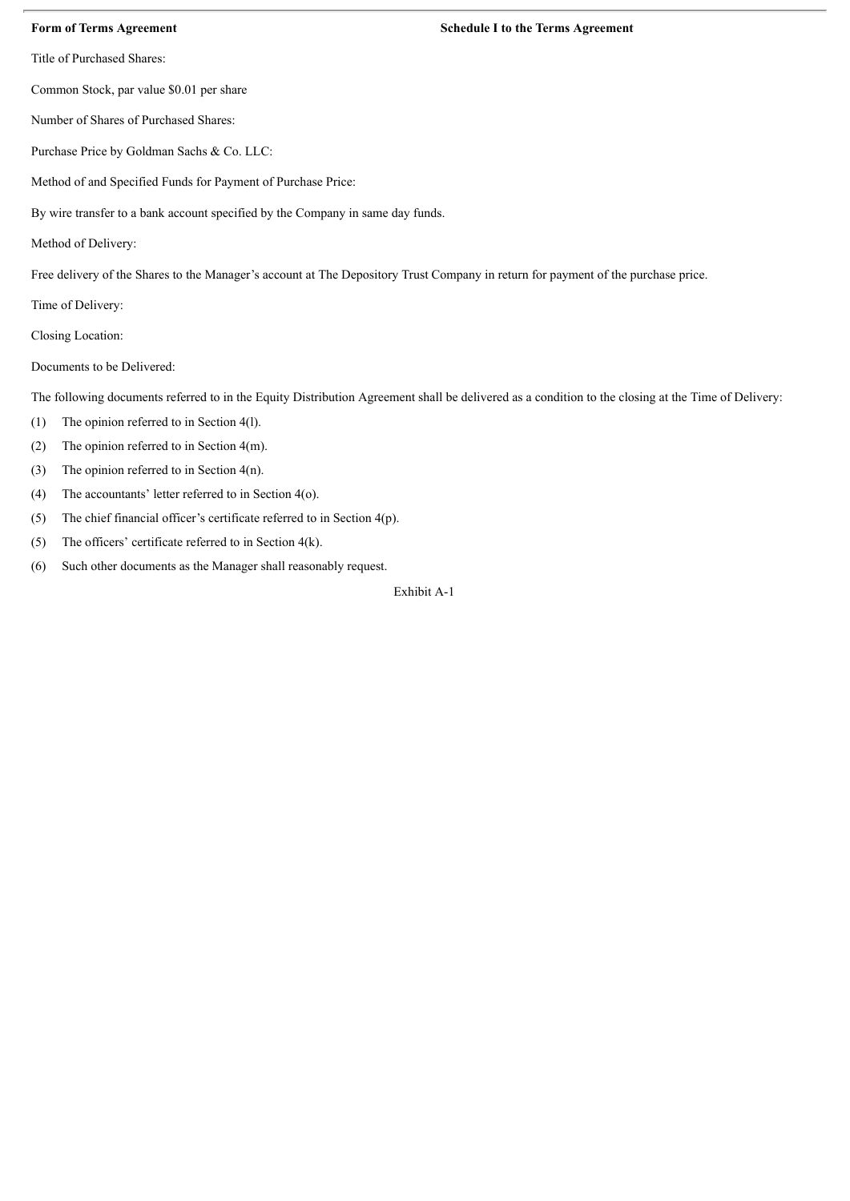**Form of Terms Agreement** **Schedule I to the Terms Agreement**

Title of Purchased Shares:

Common Stock, par value $0.01 per share

Number of Shares of Purchased Shares:

Purchase Price by Goldman Sachs & Co. LLC:

Method of and Specified Funds for Payment of Purchase Price:

By wire transfer to a bank account specified by the Company in same day funds.

Method of Delivery:

Free delivery of the Shares to the Manager's account at The Depository Trust Company in return for payment of the purchase price.

Time of Delivery:

Closing Location:

Documents to be Delivered:

The following documents referred to in the Equity Distribution Agreement shall be delivered as a condition to the closing at the Time of Delivery:

(1) The opinion referred to in Section 4(l).

(2) The opinion referred to in Section 4(m).

(3) The opinion referred to in Section 4(n).

(4) The accountants' letter referred to in Section 4(o).

(5) The chief financial officer's certificate referred to in Section 4(p).

(5) The officers' certificate referred to in Section 4(k).

(6) Such other documents as the Manager shall reasonably request.

Exhibit A-1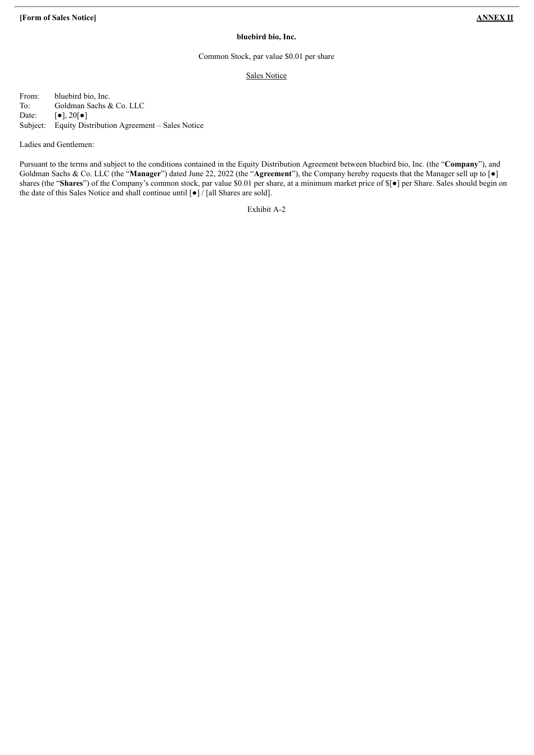**[Form of Sales Notice]** **ANNEX II**

**bluebird bio, Inc.**

Common Stock, par value $0.01 per share

Sales Notice

From: bluebird bio, Inc.
To: Goldman Sachs & Co. LLC
Date: [●], 20[●]
Subject: Equity Distribution Agreement – Sales Notice

Ladies and Gentlemen:

Pursuant to the terms and subject to the conditions contained in the Equity Distribution Agreement between bluebird bio, Inc. (the "**Company**"), and Goldman Sachs & Co. LLC (the "**Manager**") dated June 22, 2022 (the "**Agreement**"), the Company hereby requests that the Manager sell up to [●] shares (the "**Shares**") of the Company's common stock, par value $0.01 per share, at a minimum market price of $[●] per Share. Sales should begin on the date of this Sales Notice and shall continue until [●] / [all Shares are sold].

Exhibit A-2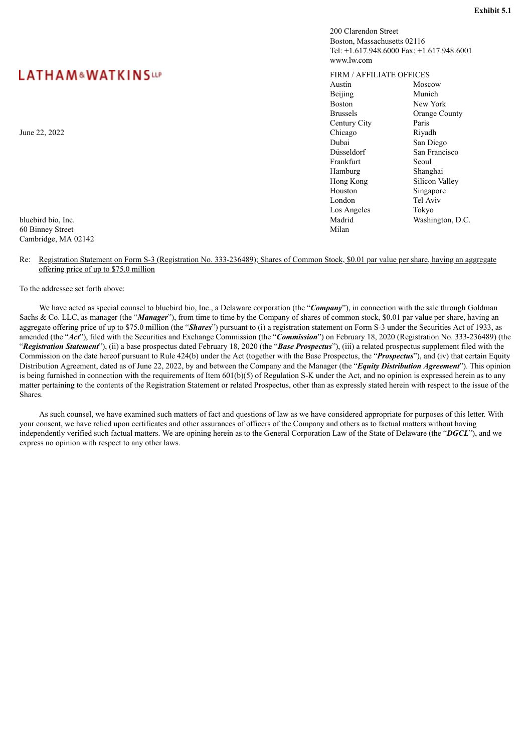**Exhibit 5.1**

**LATHAM & WATKINS LLP**

200 Clarendon Street
Boston, Massachusetts 02116
Tel: +1.617.948.6000 Fax: +1.617.948.6001
www.lw.com

FIRM / AFFILIATE OFFICES

| | |
|---|---|
| Austin | Moscow |
| Beijing | Munich |
| Boston | New York |
| Brussels | Orange County |
| Century City | Paris |
| Chicago | Riyadh |
| Dubai | San Diego |
| Düsseldorf | San Francisco |
| Frankfurt | Seoul |
| Hamburg | Shanghai |
| Hong Kong | Silicon Valley |
| Houston | Singapore |
| London | Tel Aviv |
| Los Angeles | Tokyo |
| Madrid | Washington, D.C. |
| Milan | |

June 22, 2022

bluebird bio, Inc.
60 Binney Street
Cambridge, MA 02142

Re: Registration Statement on Form S-3 (Registration No. 333-236489); Shares of Common Stock, $0.01 par value per share, having an aggregate offering price of up to $75.0 million

To the addressee set forth above:

We have acted as special counsel to bluebird bio, Inc., a Delaware corporation (the "***Company***"), in connection with the sale through Goldman Sachs & Co. LLC, as manager (the "***Manager***"), from time to time by the Company of shares of common stock, $0.01 par value per share, having an aggregate offering price of up to $75.0 million (the "***Shares***") pursuant to (i) a registration statement on Form S-3 under the Securities Act of 1933, as amended (the "***Act***"), filed with the Securities and Exchange Commission (the "***Commission***") on February 18, 2020 (Registration No. 333-236489) (the "***Registration Statement***"), (ii) a base prospectus dated February 18, 2020 (the "***Base Prospectus***"), (iii) a related prospectus supplement filed with the Commission on the date hereof pursuant to Rule 424(b) under the Act (together with the Base Prospectus, the "***Prospectus***"), and (iv) that certain Equity Distribution Agreement, dated as of June 22, 2022, by and between the Company and the Manager (the "***Equity Distribution Agreement***"). This opinion is being furnished in connection with the requirements of Item 601(b)(5) of Regulation S-K under the Act, and no opinion is expressed herein as to any matter pertaining to the contents of the Registration Statement or related Prospectus, other than as expressly stated herein with respect to the issue of the Shares.

As such counsel, we have examined such matters of fact and questions of law as we have considered appropriate for purposes of this letter. With your consent, we have relied upon certificates and other assurances of officers of the Company and others as to factual matters without having independently verified such factual matters. We are opining herein as to the General Corporation Law of the State of Delaware (the "***DGCL***"), and we express no opinion with respect to any other laws.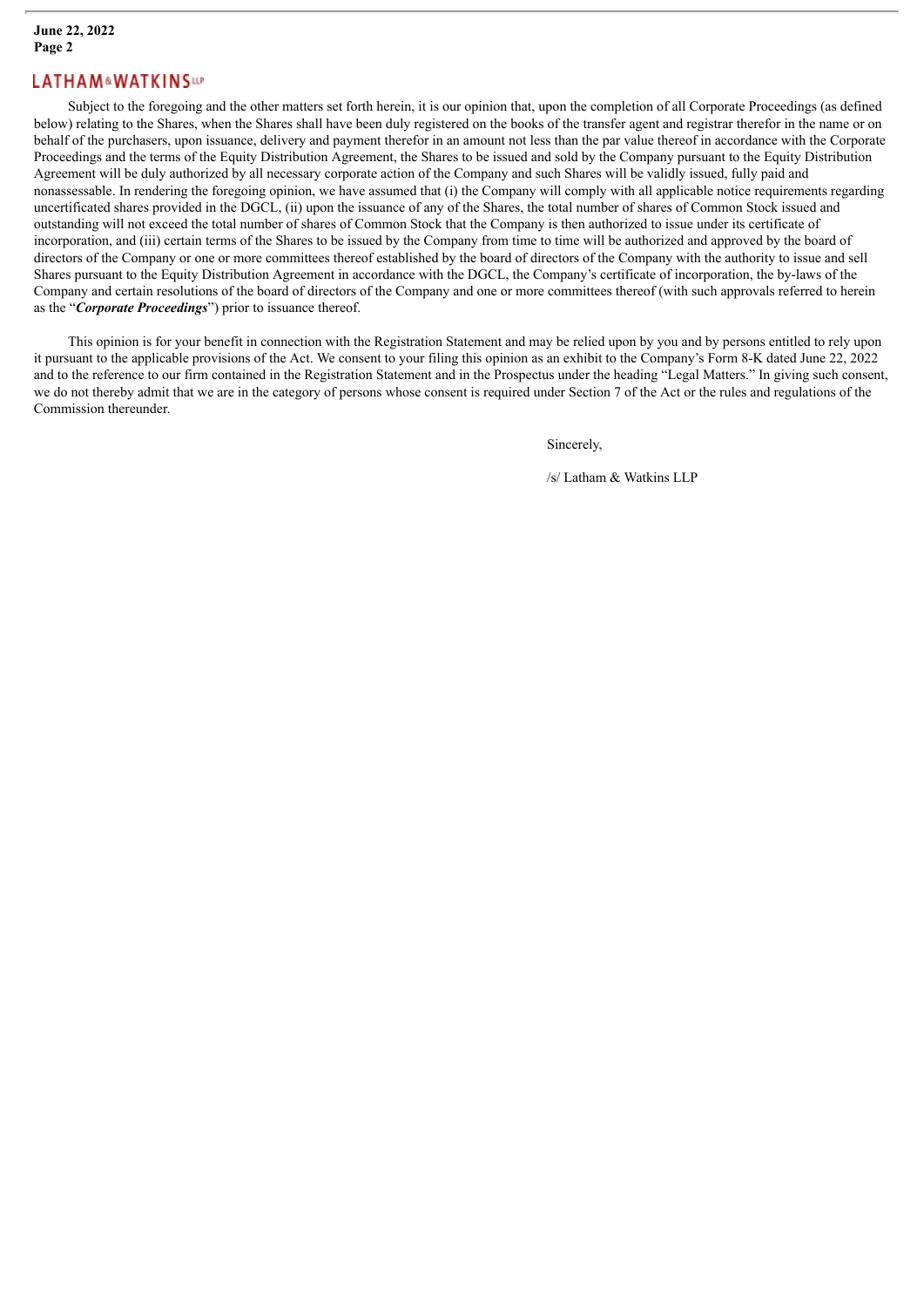Subject to the foregoing and the other matters set forth herein, it is our opinion that, upon the completion of all Corporate Proceedings (as defined below) relating to the Shares, when the Shares shall have been duly registered on the books of the transfer agent and registrar therefor in the name or on behalf of the purchasers, upon issuance, delivery and payment therefor in an amount not less than the par value thereof in accordance with the Corporate Proceedings and the terms of the Equity Distribution Agreement, the Shares to be issued and sold by the Company pursuant to the Equity Distribution Agreement will be duly authorized by all necessary corporate action of the Company and such Shares will be validly issued, fully paid and nonassessable. In rendering the foregoing opinion, we have assumed that (i) the Company will comply with all applicable notice requirements regarding uncertificated shares provided in the DGCL, (ii) upon the issuance of any of the Shares, the total number of shares of Common Stock issued and outstanding will not exceed the total number of shares of Common Stock that the Company is then authorized to issue under its certificate of incorporation, and (iii) certain terms of the Shares to be issued by the Company from time to time will be authorized and approved by the board of directors of the Company or one or more committees thereof established by the board of directors of the Company with the authority to issue and sell Shares pursuant to the Equity Distribution Agreement in accordance with the DGCL, the Company's certificate of incorporation, the by-laws of the Company and certain resolutions of the board of directors of the Company and one or more committees thereof (with such approvals referred to herein as the "***Corporate Proceedings***") prior to issuance thereof.

This opinion is for your benefit in connection with the Registration Statement and may be relied upon by you and by persons entitled to rely upon it pursuant to the applicable provisions of the Act. We consent to your filing this opinion as an exhibit to the Company's Form 8-K dated June 22, 2022 and to the reference to our firm contained in the Registration Statement and in the Prospectus under the heading "Legal Matters." In giving such consent, we do not thereby admit that we are in the category of persons whose consent is required under Section 7 of the Act or the rules and regulations of the Commission thereunder.

Sincerely,

/s/ Latham & Watkins LLP